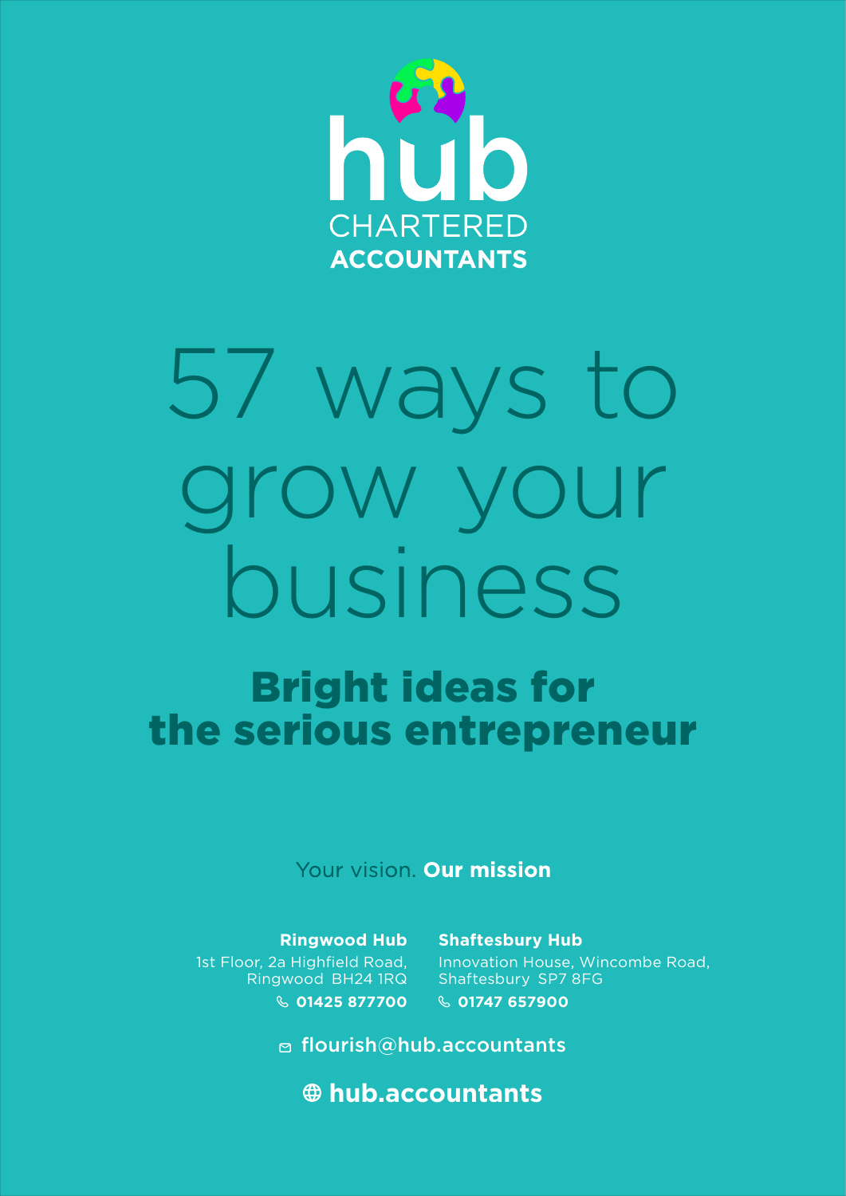hub

CHARTERED
**ACCOUNTANTS**

# 57 ways to grow your business

## Bright ideas for the serious entrepreneur

Your vision. **Our mission**

**Ringwood Hub**
1st Floor, 2a Highfield Road,
Ringwood BH24 1RQ
**01425 877700**

**Shaftesbury Hub**
Innovation House, Wincombe Road,
Shaftesbury SP7 8FG
**01747 657900**

flourish@hub.accountants

**hub.accountants**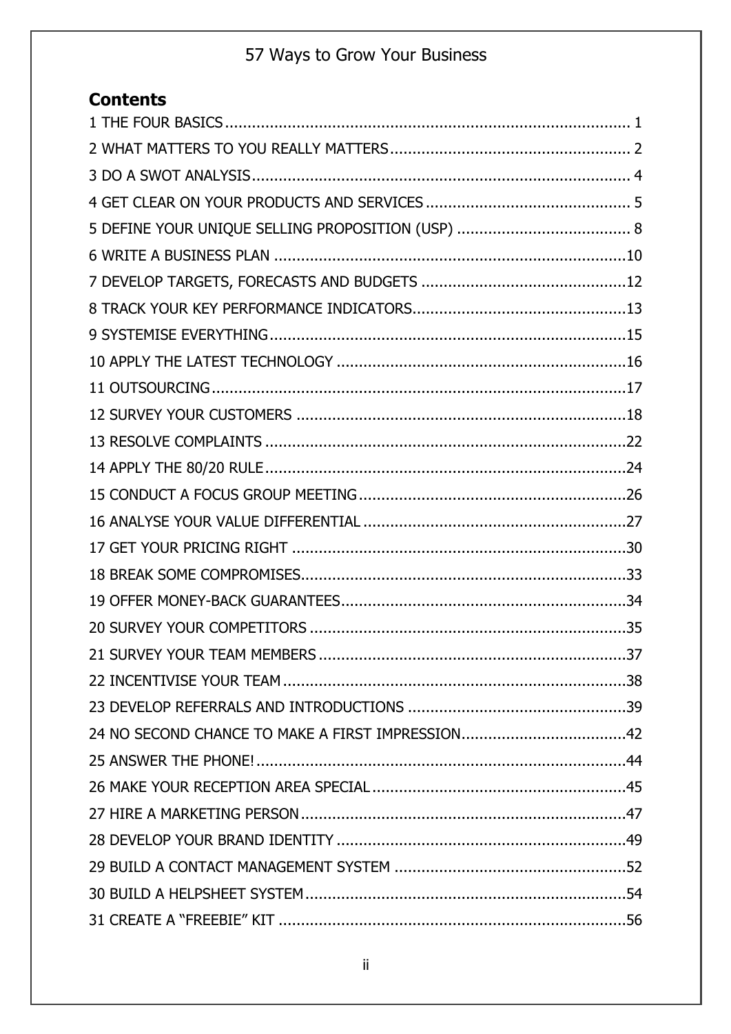## Contents

1 THE FOUR BASICS ........................................................................................... 1
2 WHAT MATTERS TO YOU REALLY MATTERS ...................................................... 2
3 DO A SWOT ANALYSIS ..................................................................................... 4
4 GET CLEAR ON YOUR PRODUCTS AND SERVICES .............................................. 5
5 DEFINE YOUR UNIQUE SELLING PROPOSITION (USP) ....................................... 8
6 WRITE A BUSINESS PLAN ..............................................................................10
7 DEVELOP TARGETS, FORECASTS AND BUDGETS ..............................................12
8 TRACK YOUR KEY PERFORMANCE INDICATORS................................................13
9 SYSTEMISE EVERYTHING................................................................................15
10 APPLY THE LATEST TECHNOLOGY .................................................................16
11 OUTSOURCING.............................................................................................17
12 SURVEY YOUR CUSTOMERS ..........................................................................18
13 RESOLVE COMPLAINTS .................................................................................22
14 APPLY THE 80/20 RULE .................................................................................24
15 CONDUCT A FOCUS GROUP MEETING ............................................................26
16 ANALYSE YOUR VALUE DIFFERENTIAL ...........................................................27
17 GET YOUR PRICING RIGHT ...........................................................................30
18 BREAK SOME COMPROMISES.........................................................................33
19 OFFER MONEY-BACK GUARANTEES................................................................34
20 SURVEY YOUR COMPETITORS .......................................................................35
21 SURVEY YOUR TEAM MEMBERS .....................................................................37
22 INCENTIVISE YOUR TEAM .............................................................................38
23 DEVELOP REFERRALS AND INTRODUCTIONS .................................................39
24 NO SECOND CHANCE TO MAKE A FIRST IMPRESSION.....................................42
25 ANSWER THE PHONE!...................................................................................44
26 MAKE YOUR RECEPTION AREA SPECIAL .........................................................45
27 HIRE A MARKETING PERSON .........................................................................47
28 DEVELOP YOUR BRAND IDENTITY .................................................................49
29 BUILD A CONTACT MANAGEMENT SYSTEM ....................................................52
30 BUILD A HELPSHEET SYSTEM ........................................................................54
31 CREATE A "FREEBIE" KIT ..............................................................................56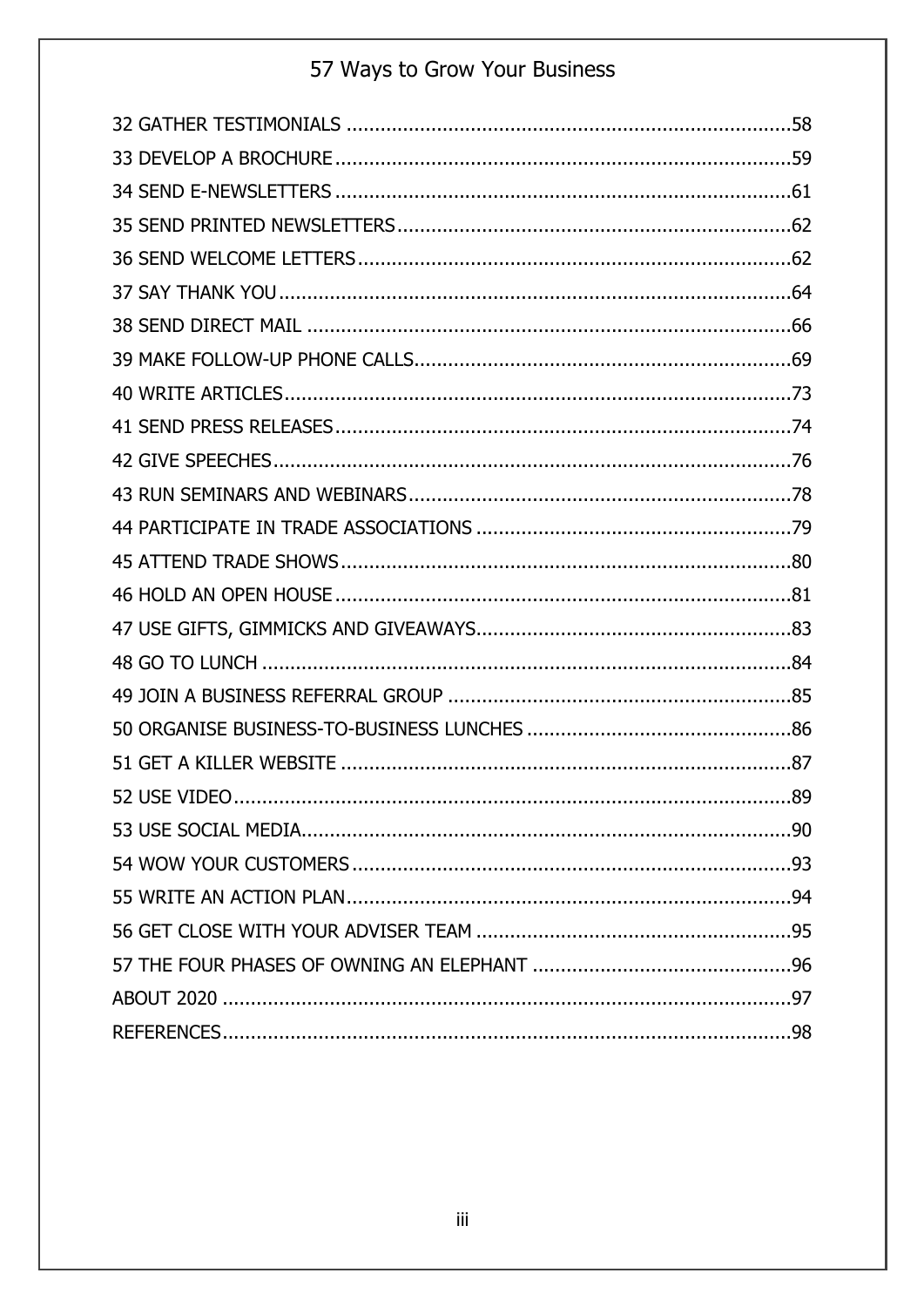32 GATHER TESTIMONIALS ........................................................................58
33 DEVELOP A BROCHURE ........................................................................59
34 SEND E-NEWSLETTERS ........................................................................61
35 SEND PRINTED NEWSLETTERS ........................................................................62
36 SEND WELCOME LETTERS ........................................................................62
37 SAY THANK YOU ........................................................................64
38 SEND DIRECT MAIL ........................................................................66
39 MAKE FOLLOW-UP PHONE CALLS ........................................................................69
40 WRITE ARTICLES ........................................................................73
41 SEND PRESS RELEASES ........................................................................74
42 GIVE SPEECHES ........................................................................76
43 RUN SEMINARS AND WEBINARS ........................................................................78
44 PARTICIPATE IN TRADE ASSOCIATIONS ........................................................................79
45 ATTEND TRADE SHOWS ........................................................................80
46 HOLD AN OPEN HOUSE ........................................................................81
47 USE GIFTS, GIMMICKS AND GIVEAWAYS ........................................................................83
48 GO TO LUNCH ........................................................................84
49 JOIN A BUSINESS REFERRAL GROUP ........................................................................85
50 ORGANISE BUSINESS-TO-BUSINESS LUNCHES ........................................................................86
51 GET A KILLER WEBSITE ........................................................................87
52 USE VIDEO ........................................................................89
53 USE SOCIAL MEDIA ........................................................................90
54 WOW YOUR CUSTOMERS ........................................................................93
55 WRITE AN ACTION PLAN ........................................................................94
56 GET CLOSE WITH YOUR ADVISER TEAM ........................................................................95
57 THE FOUR PHASES OF OWNING AN ELEPHANT ........................................................................96
ABOUT 2020 ........................................................................97
REFERENCES ........................................................................98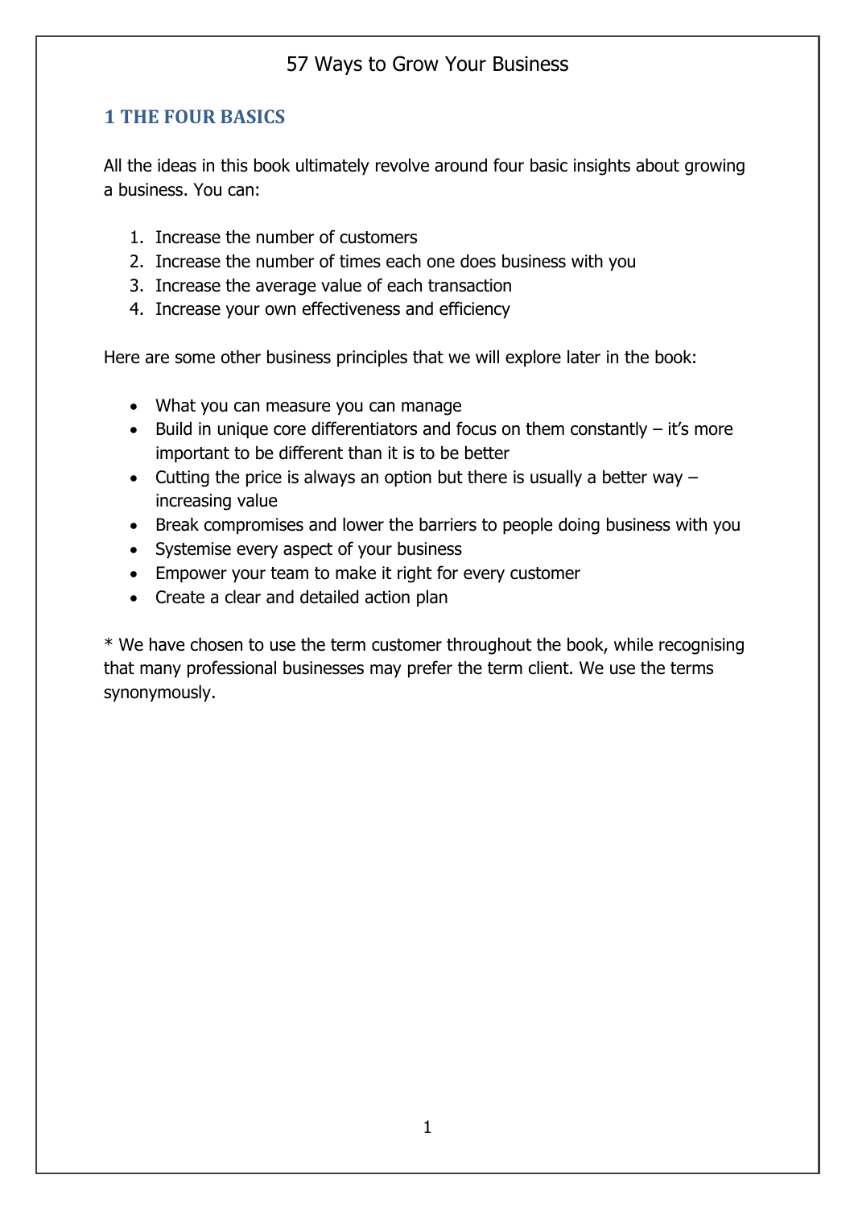# 1 THE FOUR BASICS

All the ideas in this book ultimately revolve around four basic insights about growing a business. You can:

1. Increase the number of customers
2. Increase the number of times each one does business with you
3. Increase the average value of each transaction
4. Increase your own effectiveness and efficiency

Here are some other business principles that we will explore later in the book:

- What you can measure you can manage
- Build in unique core differentiators and focus on them constantly – it's more important to be different than it is to be better
- Cutting the price is always an option but there is usually a better way – increasing value
- Break compromises and lower the barriers to people doing business with you
- Systemise every aspect of your business
- Empower your team to make it right for every customer
- Create a clear and detailed action plan

* We have chosen to use the term customer throughout the book, while recognising that many professional businesses may prefer the term client. We use the terms synonymously.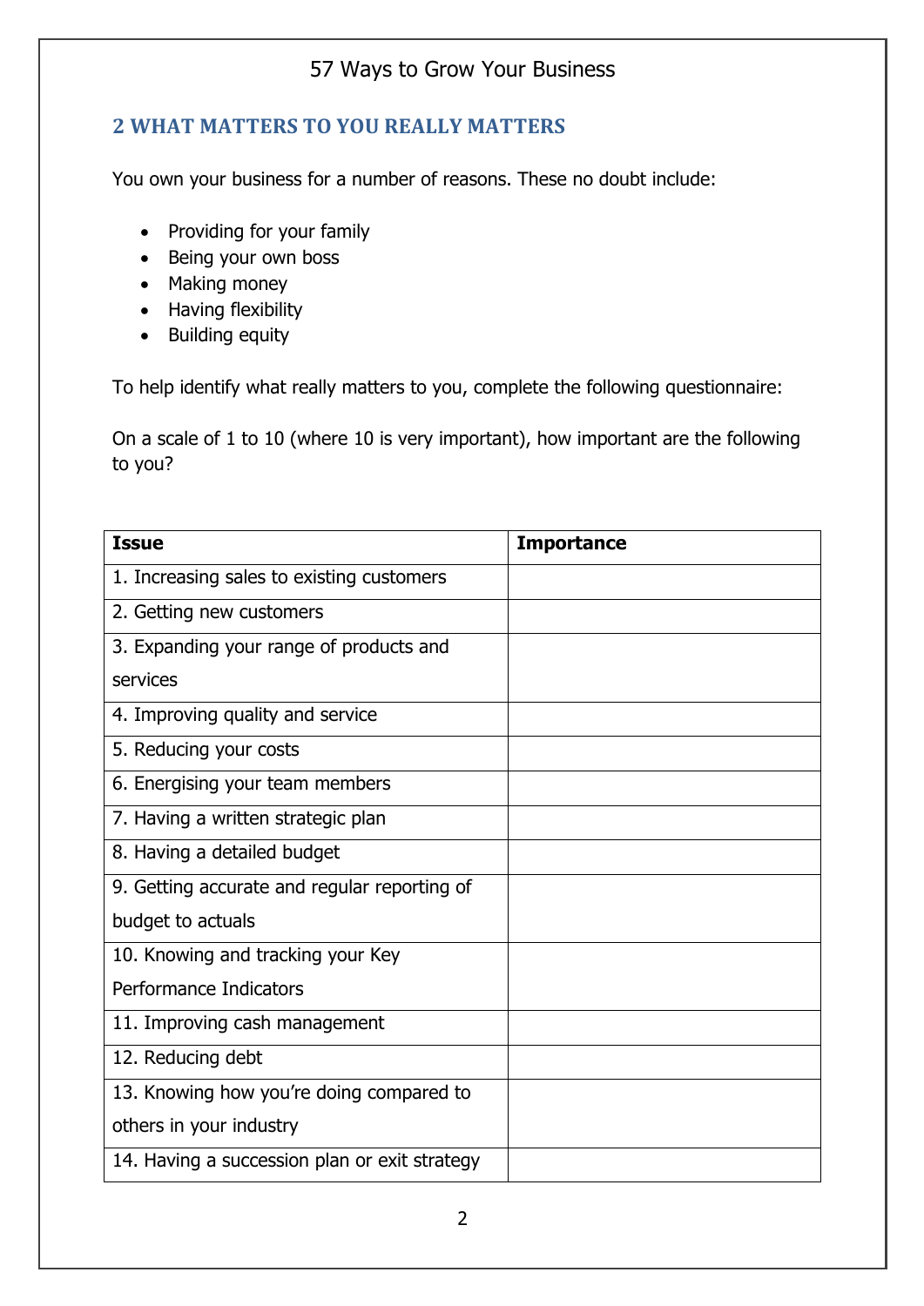## 2 WHAT MATTERS TO YOU REALLY MATTERS

You own your business for a number of reasons. These no doubt include:

- Providing for your family
- Being your own boss
- Making money
- Having flexibility
- Building equity

To help identify what really matters to you, complete the following questionnaire:

On a scale of 1 to 10 (where 10 is very important), how important are the following to you?

| Issue | Importance |
|---|---|
| 1. Increasing sales to existing customers | |
| 2. Getting new customers | |
| 3. Expanding your range of products and services | |
| 4. Improving quality and service | |
| 5. Reducing your costs | |
| 6. Energising your team members | |
| 7. Having a written strategic plan | |
| 8. Having a detailed budget | |
| 9. Getting accurate and regular reporting of budget to actuals | |
| 10. Knowing and tracking your Key Performance Indicators | |
| 11. Improving cash management | |
| 12. Reducing debt | |
| 13. Knowing how you're doing compared to others in your industry | |
| 14. Having a succession plan or exit strategy | |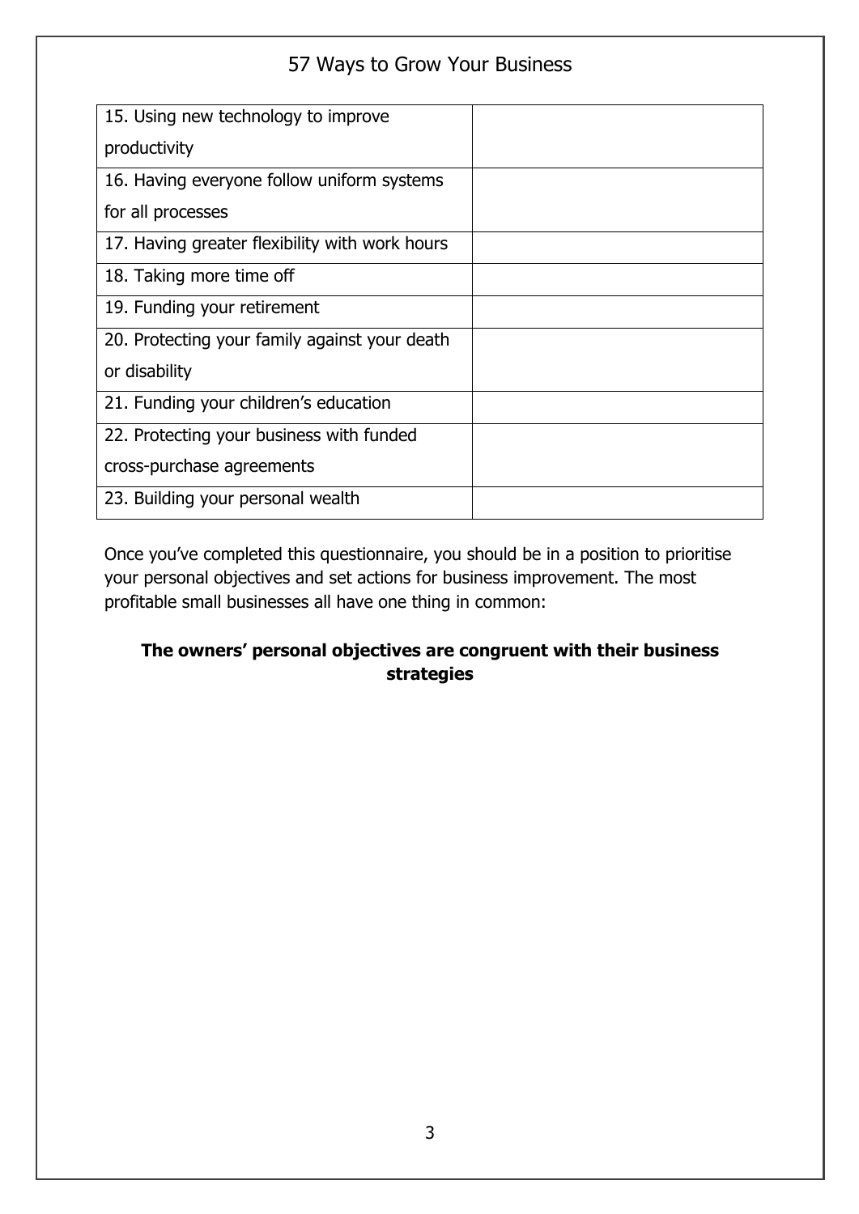| | |
|---|---|
| 15. Using new technology to improve productivity | |
| 16. Having everyone follow uniform systems for all processes | |
| 17. Having greater flexibility with work hours | |
| 18. Taking more time off | |
| 19. Funding your retirement | |
| 20. Protecting your family against your death or disability | |
| 21. Funding your children's education | |
| 22. Protecting your business with funded cross-purchase agreements | |
| 23. Building your personal wealth | |

Once you've completed this questionnaire, you should be in a position to prioritise your personal objectives and set actions for business improvement. The most profitable small businesses all have one thing in common:

**The owners' personal objectives are congruent with their business strategies**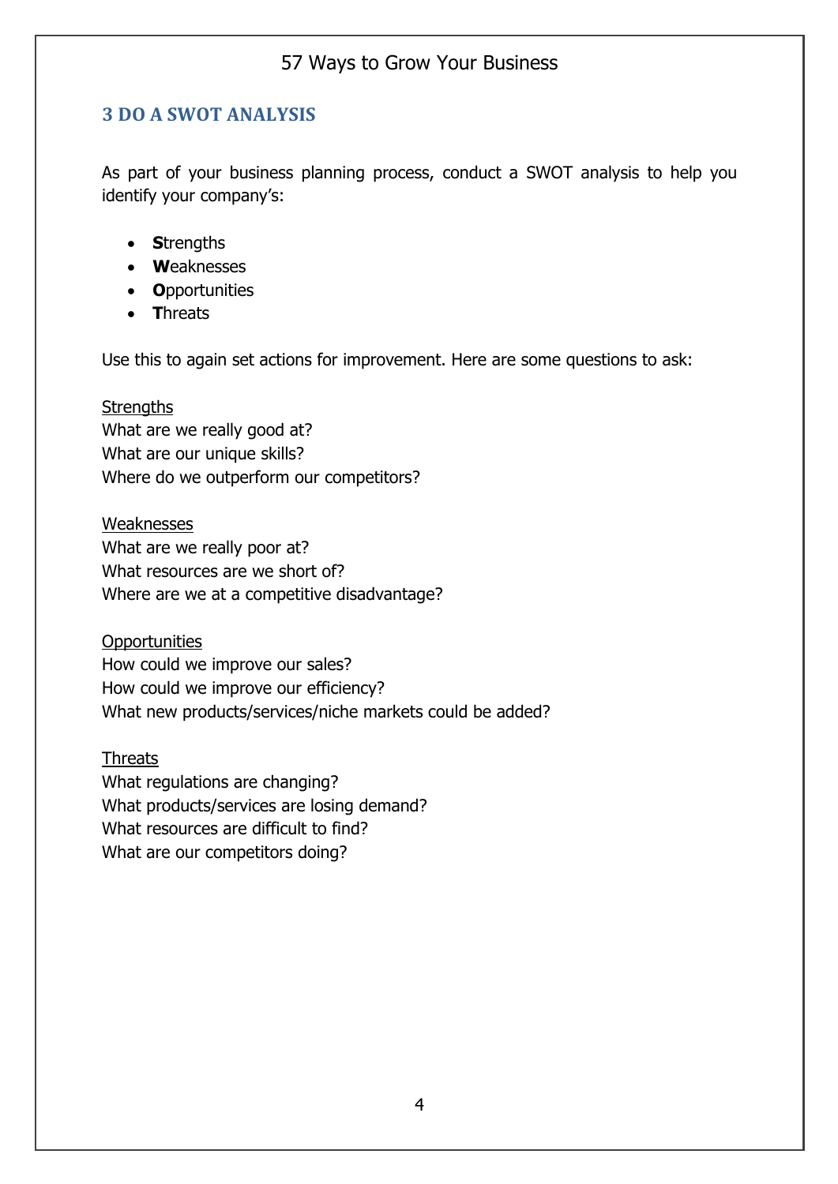## 3 DO A SWOT ANALYSIS

As part of your business planning process, conduct a SWOT analysis to help you identify your company's:

- **S**trengths
- **W**eaknesses
- **O**pportunities
- **T**hreats

Use this to again set actions for improvement. Here are some questions to ask:

<u>Strengths</u>
What are we really good at?
What are our unique skills?
Where do we outperform our competitors?

<u>Weaknesses</u>
What are we really poor at?
What resources are we short of?
Where are we at a competitive disadvantage?

<u>Opportunities</u>
How could we improve our sales?
How could we improve our efficiency?
What new products/services/niche markets could be added?

<u>Threats</u>
What regulations are changing?
What products/services are losing demand?
What resources are difficult to find?
What are our competitors doing?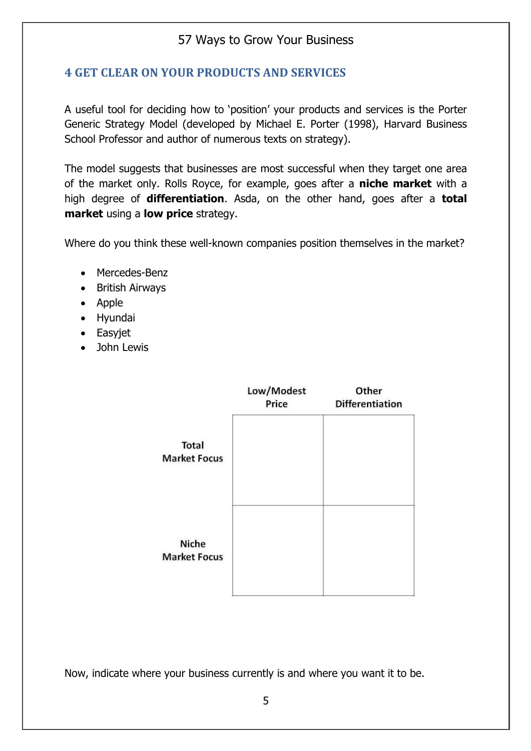## 4 GET CLEAR ON YOUR PRODUCTS AND SERVICES

A useful tool for deciding how to 'position' your products and services is the Porter Generic Strategy Model (developed by Michael E. Porter (1998), Harvard Business School Professor and author of numerous texts on strategy).

The model suggests that businesses are most successful when they target one area of the market only. Rolls Royce, for example, goes after a **niche market** with a high degree of **differentiation**. Asda, on the other hand, goes after a **total market** using a **low price** strategy.

Where do you think these well-known companies position themselves in the market?

- Mercedes-Benz
- British Airways
- Apple
- Hyundai
- Easyjet
- John Lewis

| | Low/Modest Price | Other Differentiation |
|---|---|---|
| **Total Market Focus** | | |
| **Niche Market Focus** | | |

Now, indicate where your business currently is and where you want it to be.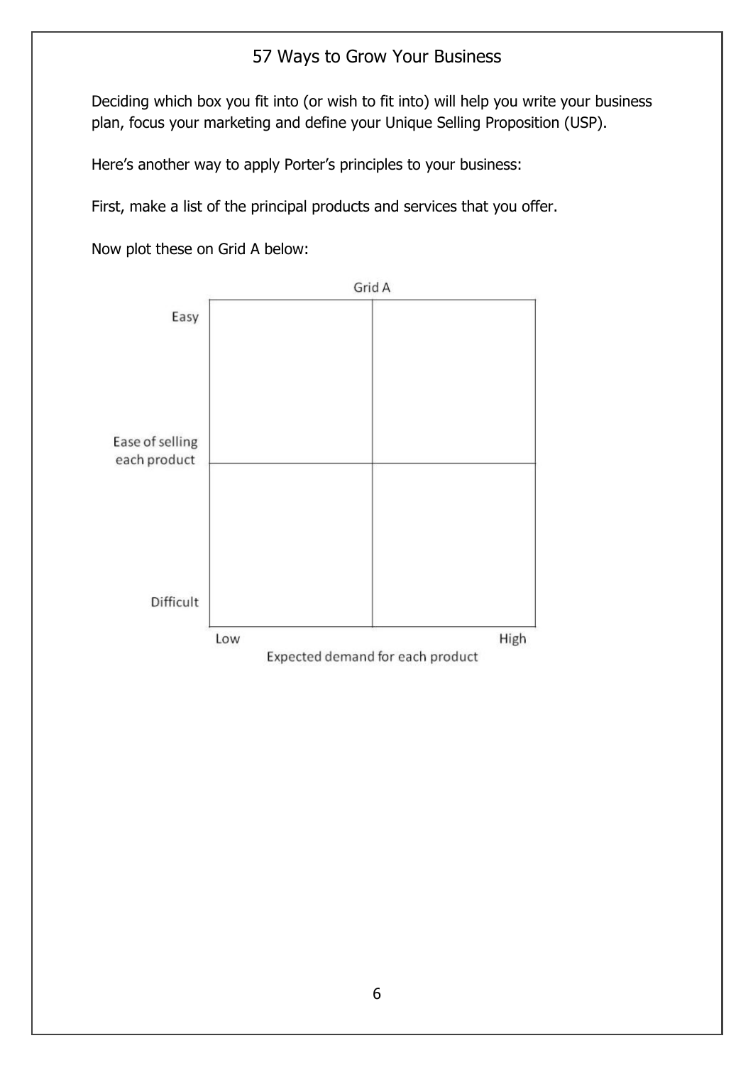Deciding which box you fit into (or wish to fit into) will help you write your business plan, focus your marketing and define your Unique Selling Proposition (USP).

Here's another way to apply Porter's principles to your business:

First, make a list of the principal products and services that you offer.

Now plot these on Grid A below:

Grid A

Ease of selling each product (Easy – Difficult)

Expected demand for each product (Low – High)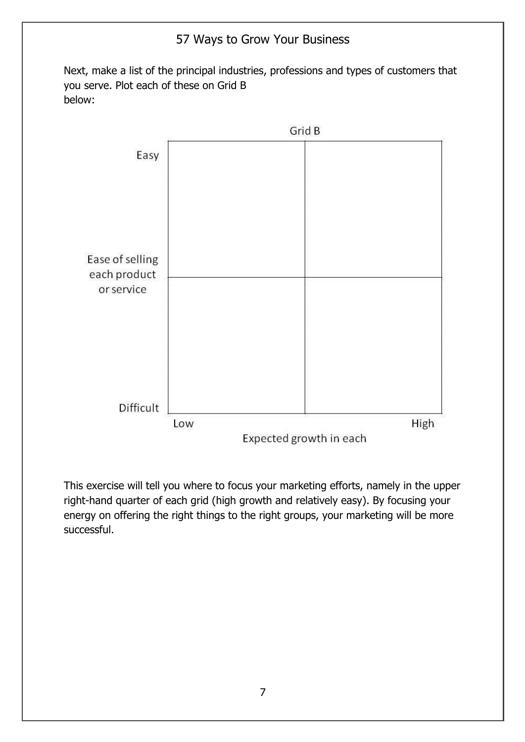Next, make a list of the principal industries, professions and types of customers that you serve. Plot each of these on Grid B below:

**Grid B**

| Ease of selling each product or service | Low | High |
| --- | --- | --- |
| Easy | | |
| Difficult | | |

*Horizontal axis: Expected growth in each (Low → High)*

This exercise will tell you where to focus your marketing efforts, namely in the upper right-hand quarter of each grid (high growth and relatively easy). By focusing your energy on offering the right things to the right groups, your marketing will be more successful.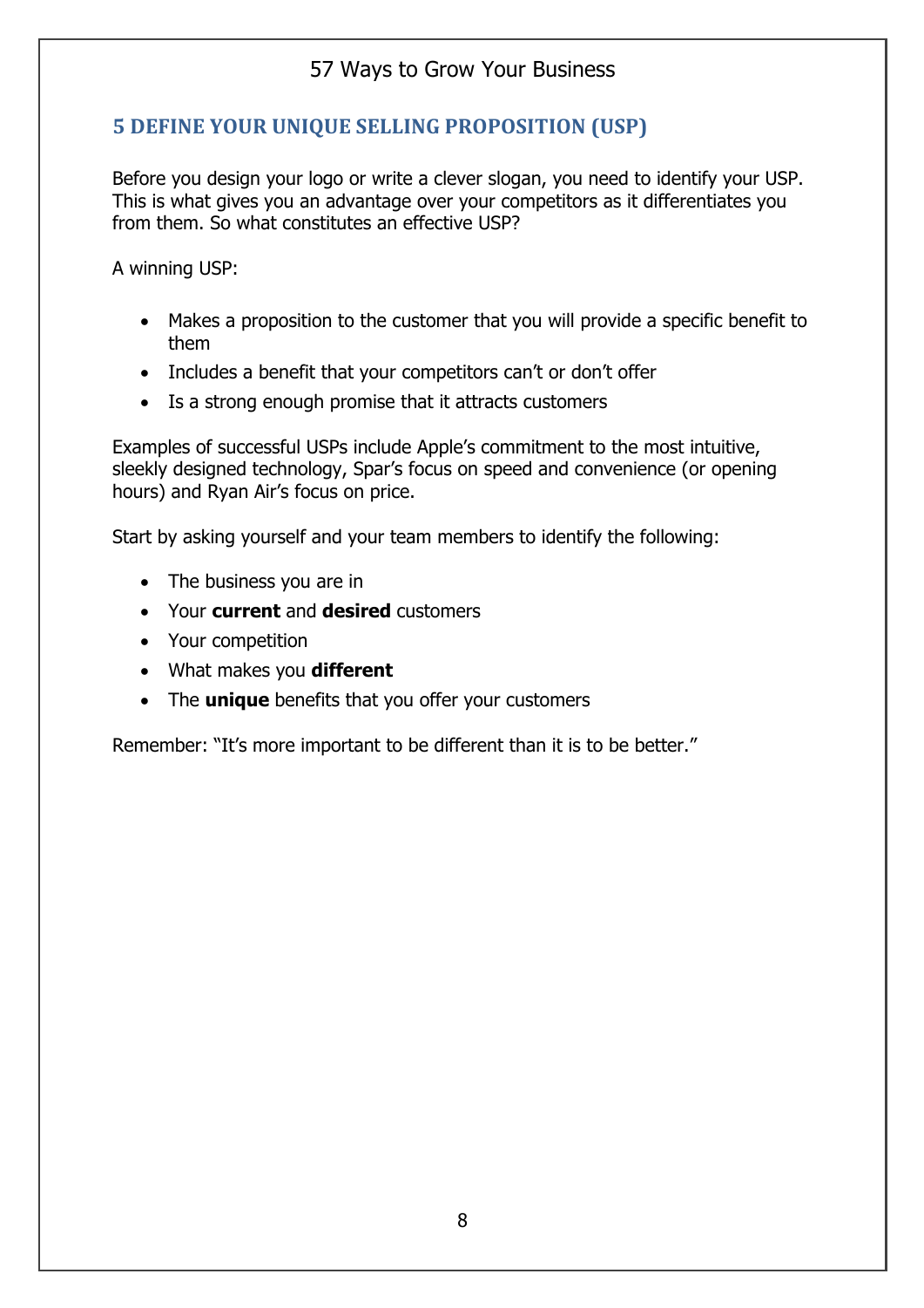## 5 DEFINE YOUR UNIQUE SELLING PROPOSITION (USP)

Before you design your logo or write a clever slogan, you need to identify your USP. This is what gives you an advantage over your competitors as it differentiates you from them. So what constitutes an effective USP?

A winning USP:

- Makes a proposition to the customer that you will provide a specific benefit to them
- Includes a benefit that your competitors can't or don't offer
- Is a strong enough promise that it attracts customers

Examples of successful USPs include Apple's commitment to the most intuitive, sleekly designed technology, Spar's focus on speed and convenience (or opening hours) and Ryan Air's focus on price.

Start by asking yourself and your team members to identify the following:

- The business you are in
- Your **current** and **desired** customers
- Your competition
- What makes you **different**
- The **unique** benefits that you offer your customers

Remember: "It's more important to be different than it is to be better."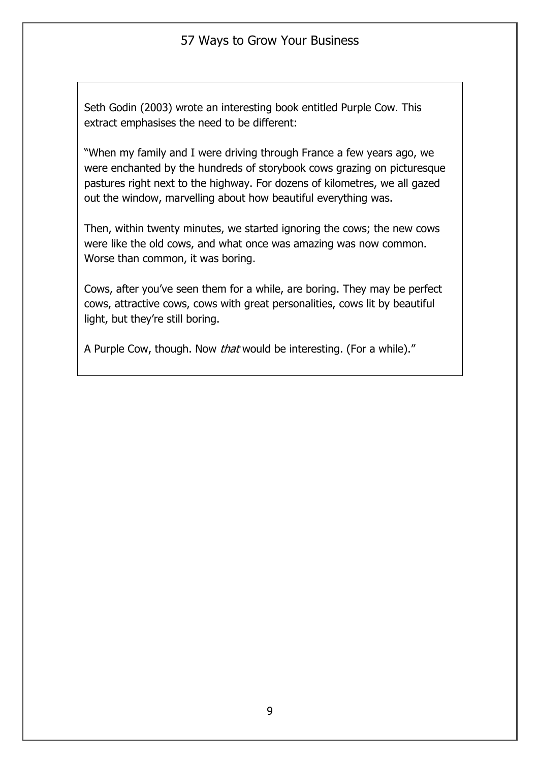Seth Godin (2003) wrote an interesting book entitled Purple Cow. This extract emphasises the need to be different:

"When my family and I were driving through France a few years ago, we were enchanted by the hundreds of storybook cows grazing on picturesque pastures right next to the highway. For dozens of kilometres, we all gazed out the window, marvelling about how beautiful everything was.

Then, within twenty minutes, we started ignoring the cows; the new cows were like the old cows, and what once was amazing was now common. Worse than common, it was boring.

Cows, after you've seen them for a while, are boring. They may be perfect cows, attractive cows, cows with great personalities, cows lit by beautiful light, but they're still boring.

A Purple Cow, though. Now *that* would be interesting. (For a while)."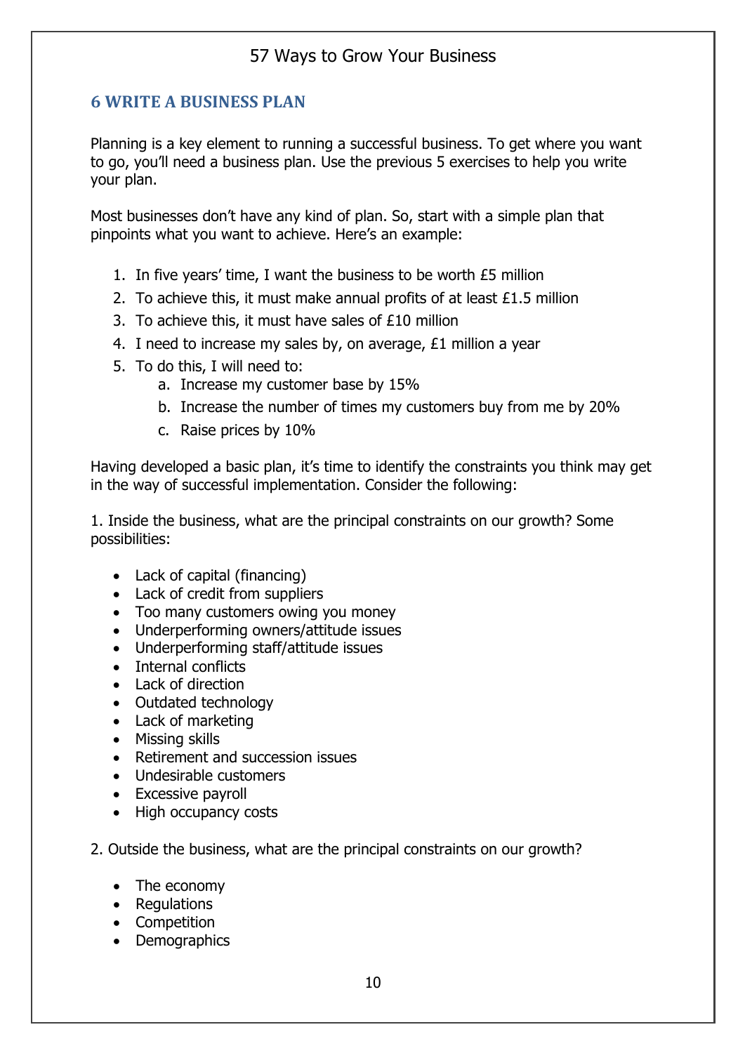## 6 WRITE A BUSINESS PLAN

Planning is a key element to running a successful business. To get where you want to go, you'll need a business plan. Use the previous 5 exercises to help you write your plan.

Most businesses don't have any kind of plan. So, start with a simple plan that pinpoints what you want to achieve. Here's an example:

1. In five years' time, I want the business to be worth £5 million
2. To achieve this, it must make annual profits of at least £1.5 million
3. To achieve this, it must have sales of £10 million
4. I need to increase my sales by, on average, £1 million a year
5. To do this, I will need to:
    a. Increase my customer base by 15%
    b. Increase the number of times my customers buy from me by 20%
    c. Raise prices by 10%

Having developed a basic plan, it's time to identify the constraints you think may get in the way of successful implementation. Consider the following:

1. Inside the business, what are the principal constraints on our growth? Some possibilities:

- Lack of capital (financing)
- Lack of credit from suppliers
- Too many customers owing you money
- Underperforming owners/attitude issues
- Underperforming staff/attitude issues
- Internal conflicts
- Lack of direction
- Outdated technology
- Lack of marketing
- Missing skills
- Retirement and succession issues
- Undesirable customers
- Excessive payroll
- High occupancy costs

2. Outside the business, what are the principal constraints on our growth?

- The economy
- Regulations
- Competition
- Demographics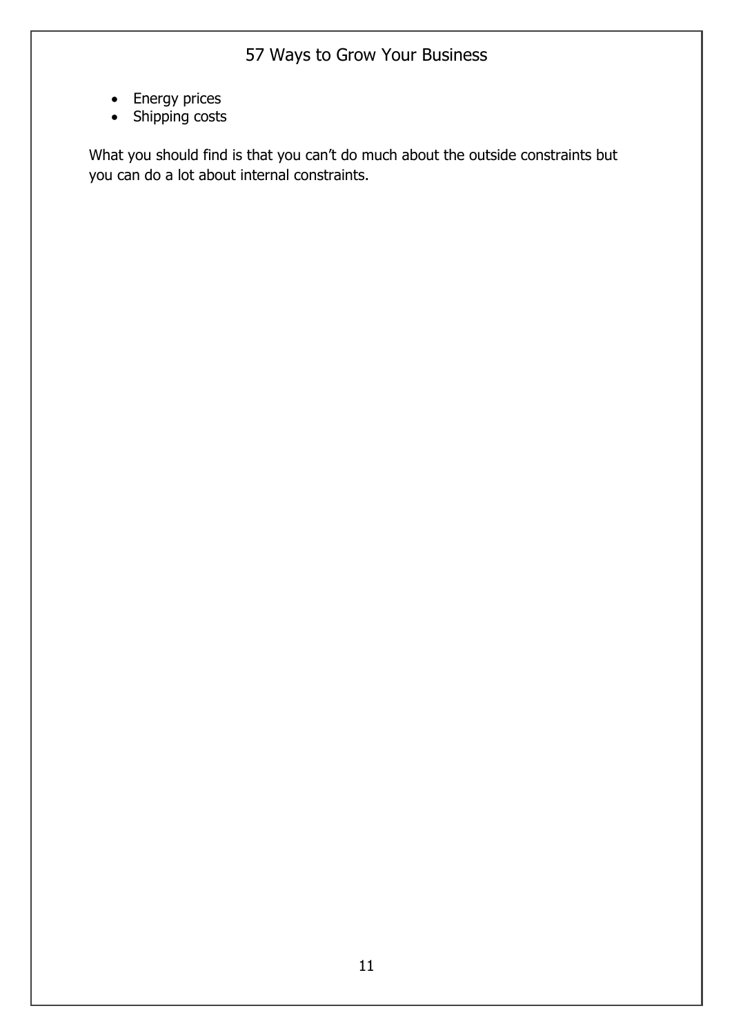- Energy prices
- Shipping costs

What you should find is that you can't do much about the outside constraints but you can do a lot about internal constraints.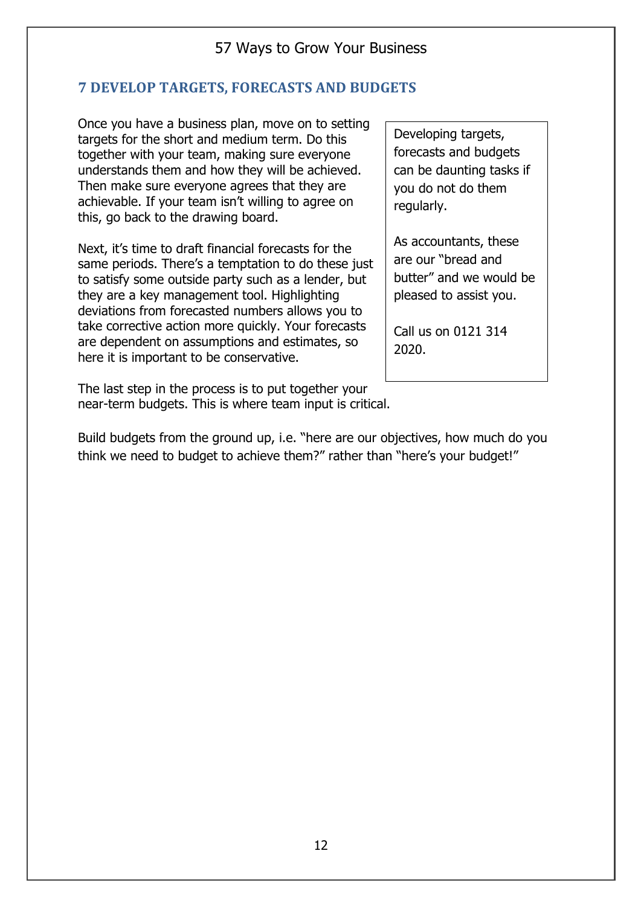## 7 DEVELOP TARGETS, FORECASTS AND BUDGETS

Once you have a business plan, move on to setting targets for the short and medium term. Do this together with your team, making sure everyone understands them and how they will be achieved. Then make sure everyone agrees that they are achievable. If your team isn't willing to agree on this, go back to the drawing board.

Next, it's time to draft financial forecasts for the same periods. There's a temptation to do these just to satisfy some outside party such as a lender, but they are a key management tool. Highlighting deviations from forecasted numbers allows you to take corrective action more quickly. Your forecasts are dependent on assumptions and estimates, so here it is important to be conservative.

The last step in the process is to put together your near-term budgets. This is where team input is critical.

Build budgets from the ground up, i.e. "here are our objectives, how much do you think we need to budget to achieve them?" rather than "here's your budget!"

> Developing targets, forecasts and budgets can be daunting tasks if you do not do them regularly.
>
> As accountants, these are our "bread and butter" and we would be pleased to assist you.
>
> Call us on 0121 314 2020.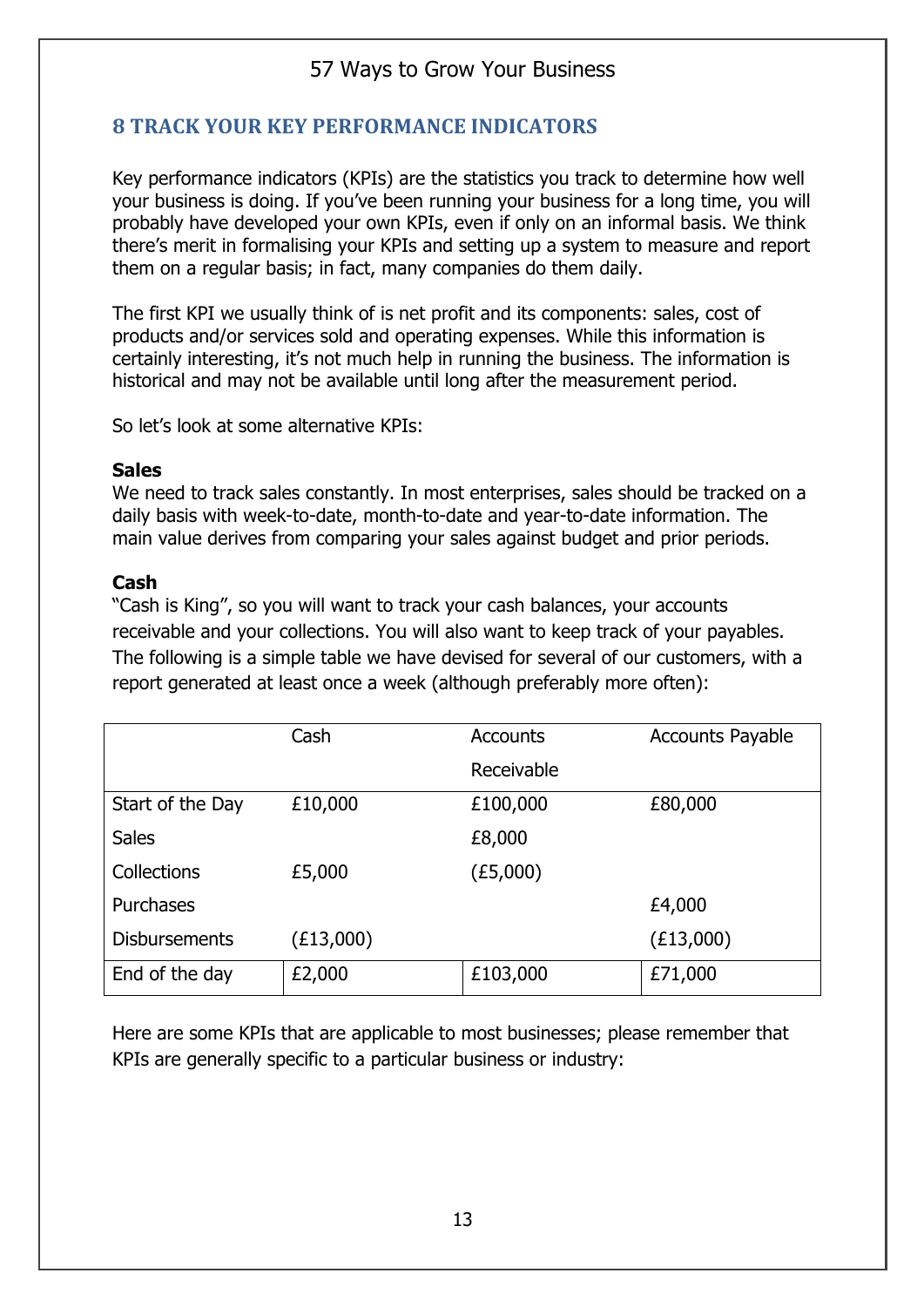## 8 TRACK YOUR KEY PERFORMANCE INDICATORS

Key performance indicators (KPIs) are the statistics you track to determine how well your business is doing. If you've been running your business for a long time, you will probably have developed your own KPIs, even if only on an informal basis. We think there's merit in formalising your KPIs and setting up a system to measure and report them on a regular basis; in fact, many companies do them daily.

The first KPI we usually think of is net profit and its components: sales, cost of products and/or services sold and operating expenses. While this information is certainly interesting, it's not much help in running the business. The information is historical and may not be available until long after the measurement period.

So let's look at some alternative KPIs:

**Sales**

We need to track sales constantly. In most enterprises, sales should be tracked on a daily basis with week-to-date, month-to-date and year-to-date information. The main value derives from comparing your sales against budget and prior periods.

**Cash**

"Cash is King", so you will want to track your cash balances, your accounts receivable and your collections. You will also want to keep track of your payables. The following is a simple table we have devised for several of our customers, with a report generated at least once a week (although preferably more often):

| | Cash | Accounts Receivable | Accounts Payable |
|---|---|---|---|
| Start of the Day | £10,000 | £100,000 | £80,000 |
| Sales | | £8,000 | |
| Collections | £5,000 | (£5,000) | |
| Purchases | | | £4,000 |
| Disbursements | (£13,000) | | (£13,000) |
| End of the day | £2,000 | £103,000 | £71,000 |

Here are some KPIs that are applicable to most businesses; please remember that KPIs are generally specific to a particular business or industry: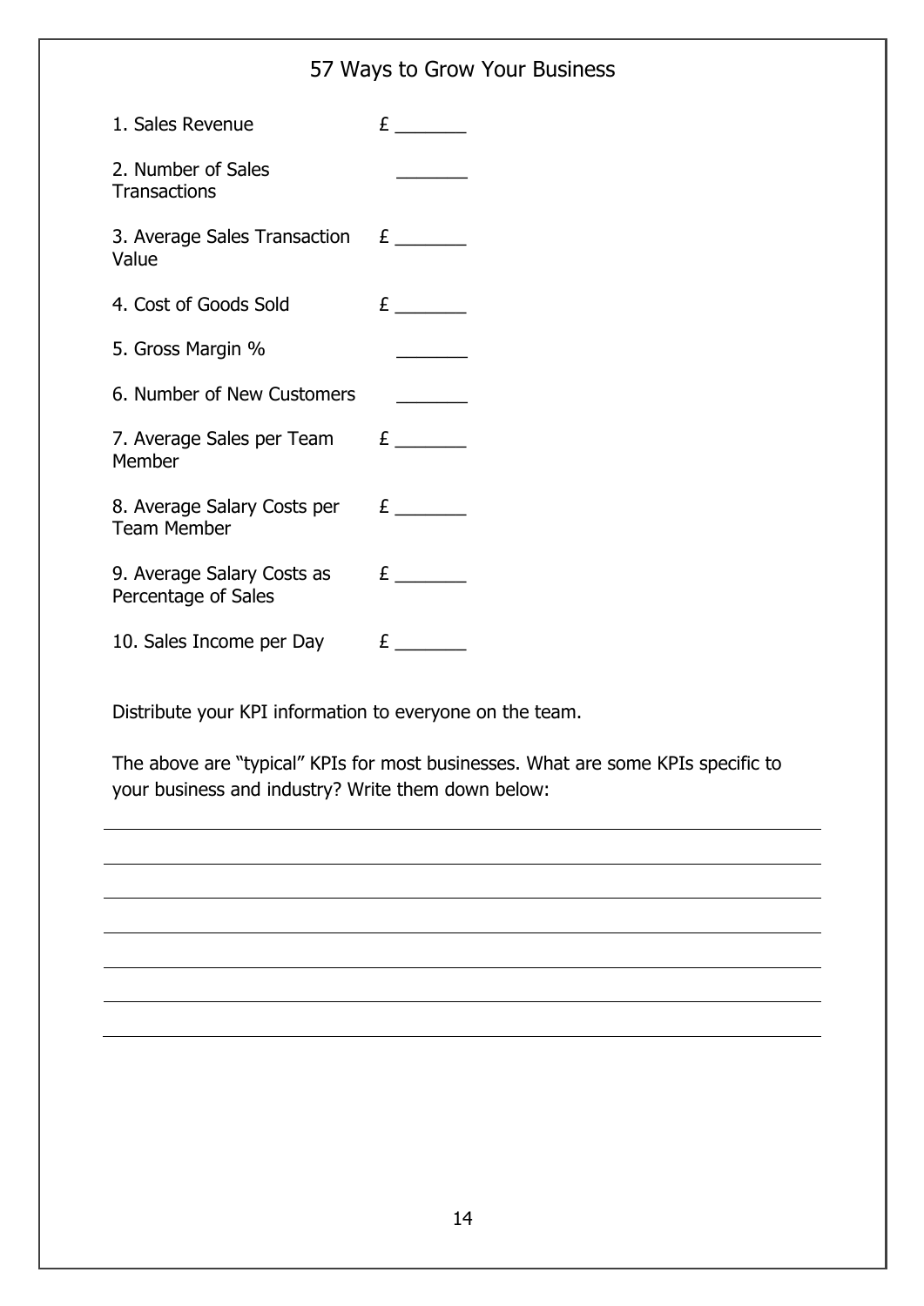1. Sales Revenue £ _______

2. Number of Sales Transactions _______

3. Average Sales Transaction Value £ _______

4. Cost of Goods Sold £ _______

5. Gross Margin % _______

6. Number of New Customers _______

7. Average Sales per Team Member £ _______

8. Average Salary Costs per Team Member £ _______

9. Average Salary Costs as Percentage of Sales £ _______

10. Sales Income per Day £ _______

Distribute your KPI information to everyone on the team.

The above are "typical" KPIs for most businesses. What are some KPIs specific to your business and industry? Write them down below:

_______________________________________________

_______________________________________________

_______________________________________________

_______________________________________________

_______________________________________________

_______________________________________________

_______________________________________________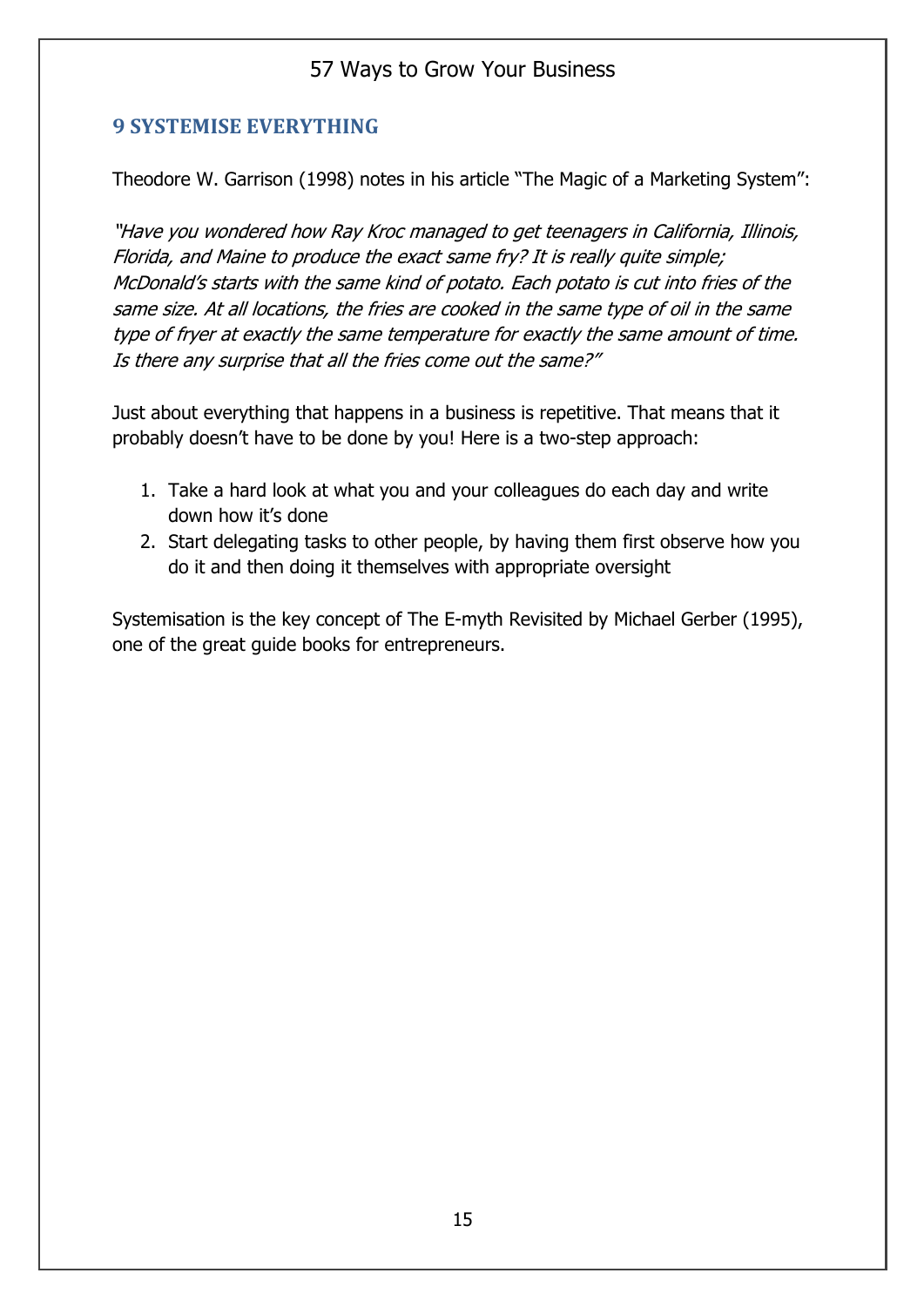## 9 SYSTEMISE EVERYTHING

Theodore W. Garrison (1998) notes in his article "The Magic of a Marketing System":

*"Have you wondered how Ray Kroc managed to get teenagers in California, Illinois, Florida, and Maine to produce the exact same fry? It is really quite simple; McDonald's starts with the same kind of potato. Each potato is cut into fries of the same size. At all locations, the fries are cooked in the same type of oil in the same type of fryer at exactly the same temperature for exactly the same amount of time. Is there any surprise that all the fries come out the same?"*

Just about everything that happens in a business is repetitive. That means that it probably doesn't have to be done by you! Here is a two-step approach:

1. Take a hard look at what you and your colleagues do each day and write down how it's done
2. Start delegating tasks to other people, by having them first observe how you do it and then doing it themselves with appropriate oversight

Systemisation is the key concept of The E-myth Revisited by Michael Gerber (1995), one of the great guide books for entrepreneurs.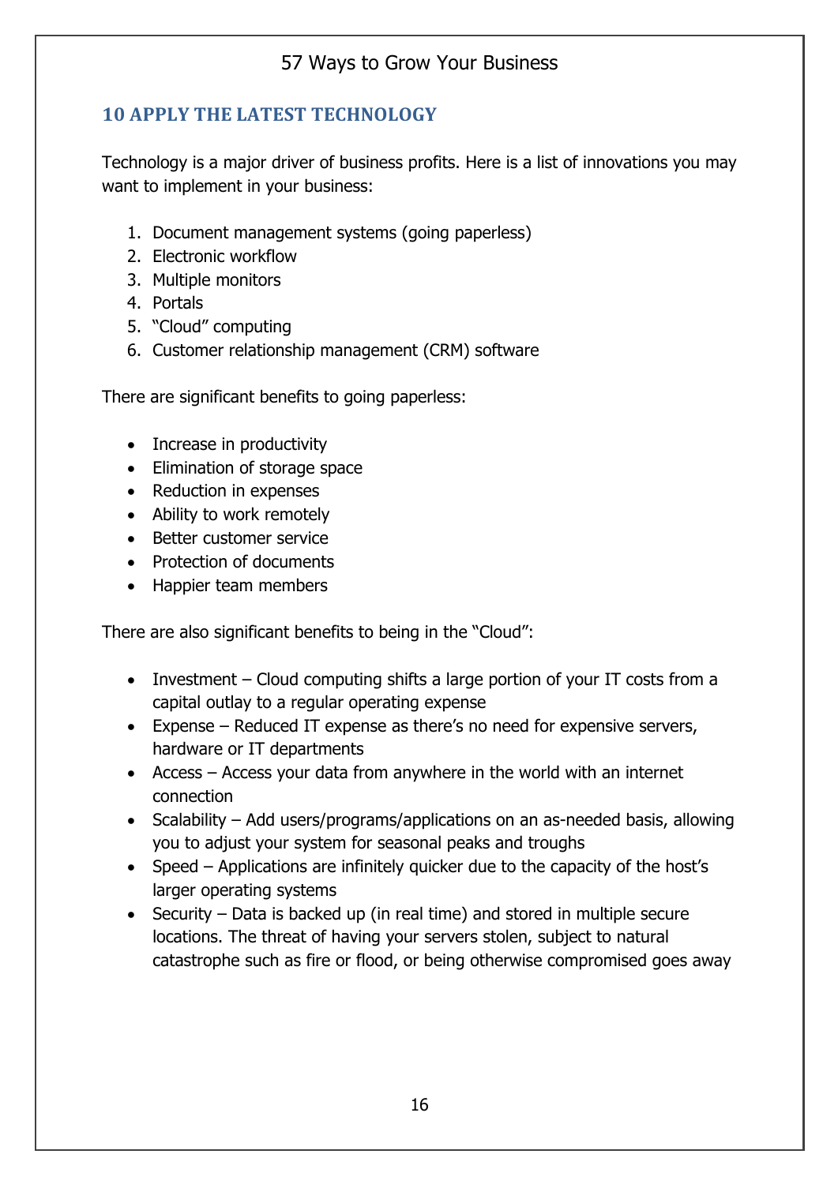## 10 APPLY THE LATEST TECHNOLOGY

Technology is a major driver of business profits. Here is a list of innovations you may want to implement in your business:

1. Document management systems (going paperless)
2. Electronic workflow
3. Multiple monitors
4. Portals
5. "Cloud" computing
6. Customer relationship management (CRM) software

There are significant benefits to going paperless:

- Increase in productivity
- Elimination of storage space
- Reduction in expenses
- Ability to work remotely
- Better customer service
- Protection of documents
- Happier team members

There are also significant benefits to being in the "Cloud":

- Investment – Cloud computing shifts a large portion of your IT costs from a capital outlay to a regular operating expense
- Expense – Reduced IT expense as there's no need for expensive servers, hardware or IT departments
- Access – Access your data from anywhere in the world with an internet connection
- Scalability – Add users/programs/applications on an as-needed basis, allowing you to adjust your system for seasonal peaks and troughs
- Speed – Applications are infinitely quicker due to the capacity of the host's larger operating systems
- Security – Data is backed up (in real time) and stored in multiple secure locations. The threat of having your servers stolen, subject to natural catastrophe such as fire or flood, or being otherwise compromised goes away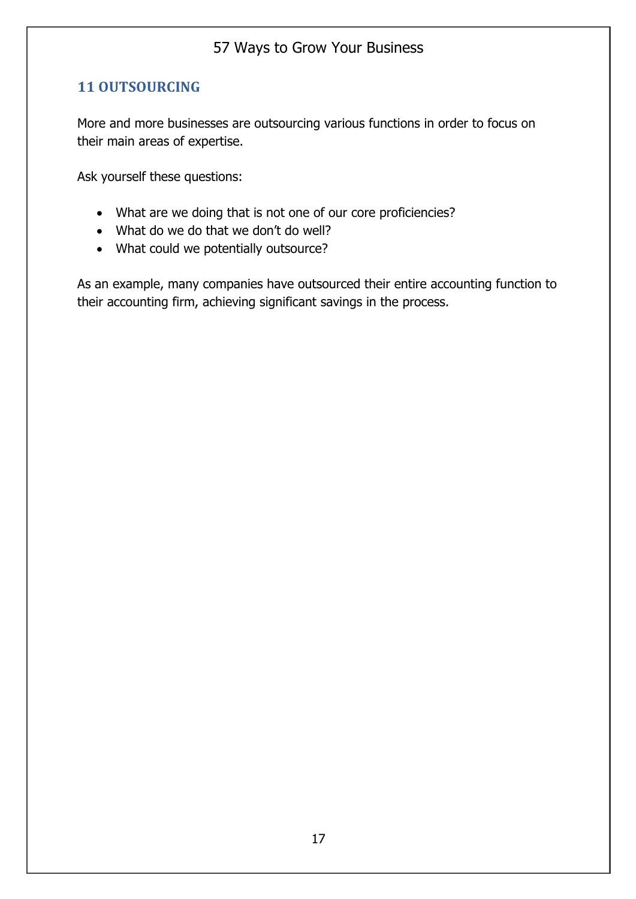## 11 OUTSOURCING

More and more businesses are outsourcing various functions in order to focus on their main areas of expertise.

Ask yourself these questions:

- What are we doing that is not one of our core proficiencies?
- What do we do that we don't do well?
- What could we potentially outsource?

As an example, many companies have outsourced their entire accounting function to their accounting firm, achieving significant savings in the process.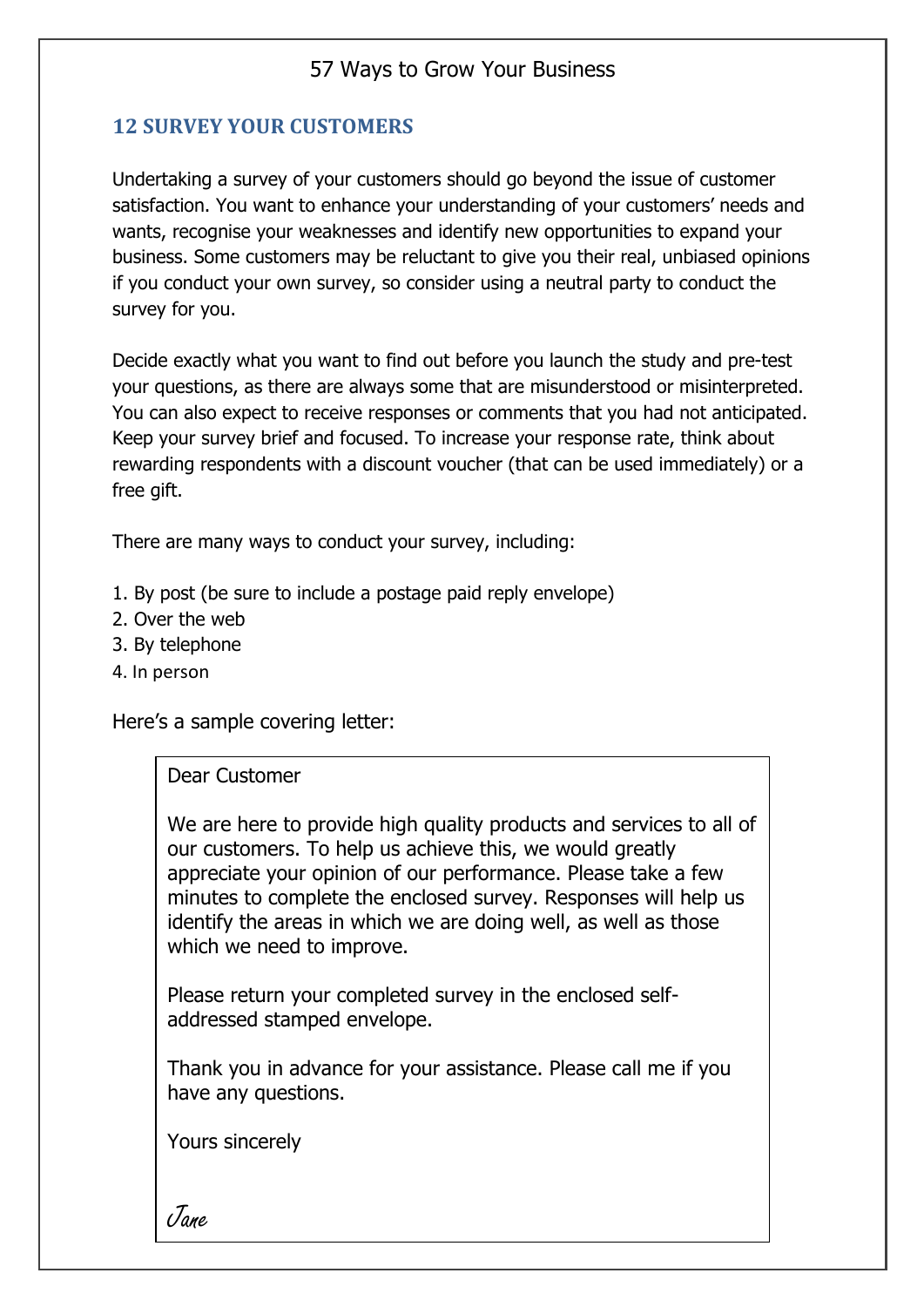## 12 SURVEY YOUR CUSTOMERS

Undertaking a survey of your customers should go beyond the issue of customer satisfaction. You want to enhance your understanding of your customers' needs and wants, recognise your weaknesses and identify new opportunities to expand your business. Some customers may be reluctant to give you their real, unbiased opinions if you conduct your own survey, so consider using a neutral party to conduct the survey for you.

Decide exactly what you want to find out before you launch the study and pre-test your questions, as there are always some that are misunderstood or misinterpreted. You can also expect to receive responses or comments that you had not anticipated. Keep your survey brief and focused. To increase your response rate, think about rewarding respondents with a discount voucher (that can be used immediately) or a free gift.

There are many ways to conduct your survey, including:

1. By post (be sure to include a postage paid reply envelope)
2. Over the web
3. By telephone
4. In person

Here's a sample covering letter:

> Dear Customer
>
> We are here to provide high quality products and services to all of our customers. To help us achieve this, we would greatly appreciate your opinion of our performance. Please take a few minutes to complete the enclosed survey. Responses will help us identify the areas in which we are doing well, as well as those which we need to improve.
>
> Please return your completed survey in the enclosed self-addressed stamped envelope.
>
> Thank you in advance for your assistance. Please call me if you have any questions.
>
> Yours sincerely
>
> *Jane*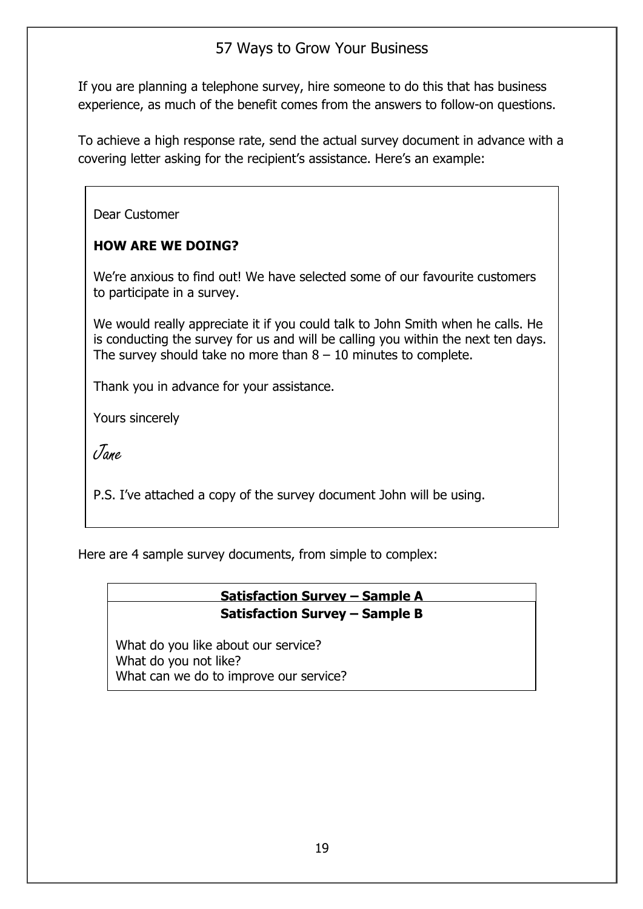If you are planning a telephone survey, hire someone to do this that has business experience, as much of the benefit comes from the answers to follow-on questions.

To achieve a high response rate, send the actual survey document in advance with a covering letter asking for the recipient's assistance. Here's an example:

> Dear Customer
>
> **HOW ARE WE DOING?**
>
> We're anxious to find out! We have selected some of our favourite customers to participate in a survey.
>
> We would really appreciate it if you could talk to John Smith when he calls. He is conducting the survey for us and will be calling you within the next ten days. The survey should take no more than 8 – 10 minutes to complete.
>
> Thank you in advance for your assistance.
>
> Yours sincerely
>
> *Jane*
>
> P.S. I've attached a copy of the survey document John will be using.

Here are 4 sample survey documents, from simple to complex:

**Satisfaction Survey – Sample A**

**Satisfaction Survey – Sample B**

What do you like about our service?
What do you not like?
What can we do to improve our service?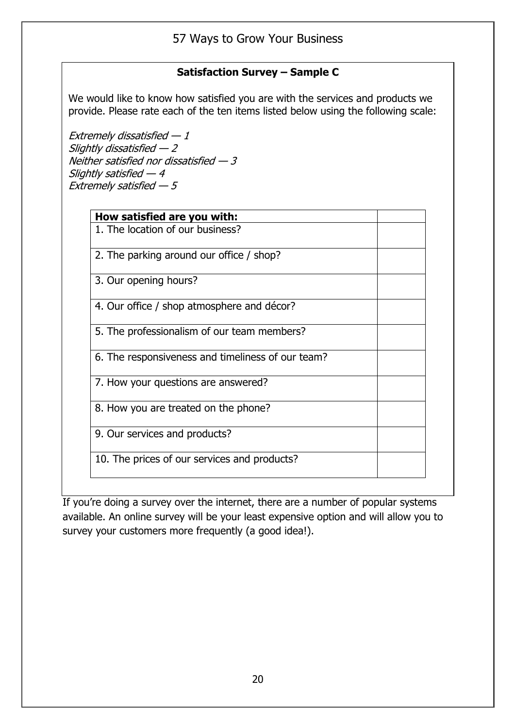### Satisfaction Survey – Sample C

We would like to know how satisfied you are with the services and products we provide. Please rate each of the ten items listed below using the following scale:

*Extremely dissatisfied — 1*
*Slightly dissatisfied — 2*
*Neither satisfied nor dissatisfied — 3*
*Slightly satisfied — 4*
*Extremely satisfied — 5*

| **How satisfied are you with:** | |
|---|---|
| 1. The location of our business? | |
| 2. The parking around our office / shop? | |
| 3. Our opening hours? | |
| 4. Our office / shop atmosphere and décor? | |
| 5. The professionalism of our team members? | |
| 6. The responsiveness and timeliness of our team? | |
| 7. How your questions are answered? | |
| 8. How you are treated on the phone? | |
| 9. Our services and products? | |
| 10. The prices of our services and products? | |

If you're doing a survey over the internet, there are a number of popular systems available. An online survey will be your least expensive option and will allow you to survey your customers more frequently (a good idea!).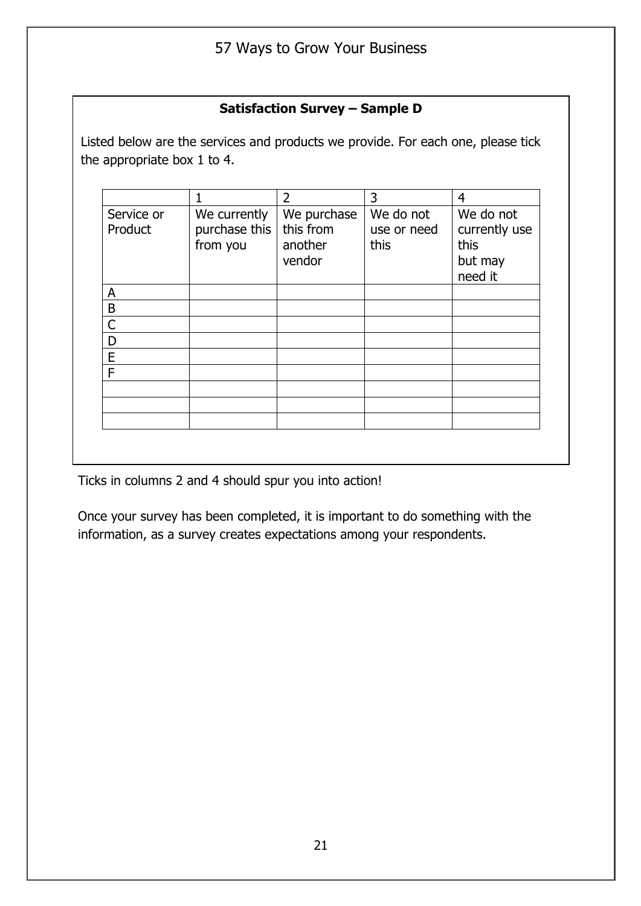**Satisfaction Survey – Sample D**

Listed below are the services and products we provide. For each one, please tick the appropriate box 1 to 4.

| | 1 | 2 | 3 | 4 |
|---|---|---|---|---|
| Service or Product | We currently purchase this from you | We purchase this from another vendor | We do not use or need this | We do not currently use this but may need it |
| A | | | | |
| B | | | | |
| C | | | | |
| D | | | | |
| E | | | | |
| F | | | | |
| | | | | |
| | | | | |
| | | | | |

Ticks in columns 2 and 4 should spur you into action!

Once your survey has been completed, it is important to do something with the information, as a survey creates expectations among your respondents.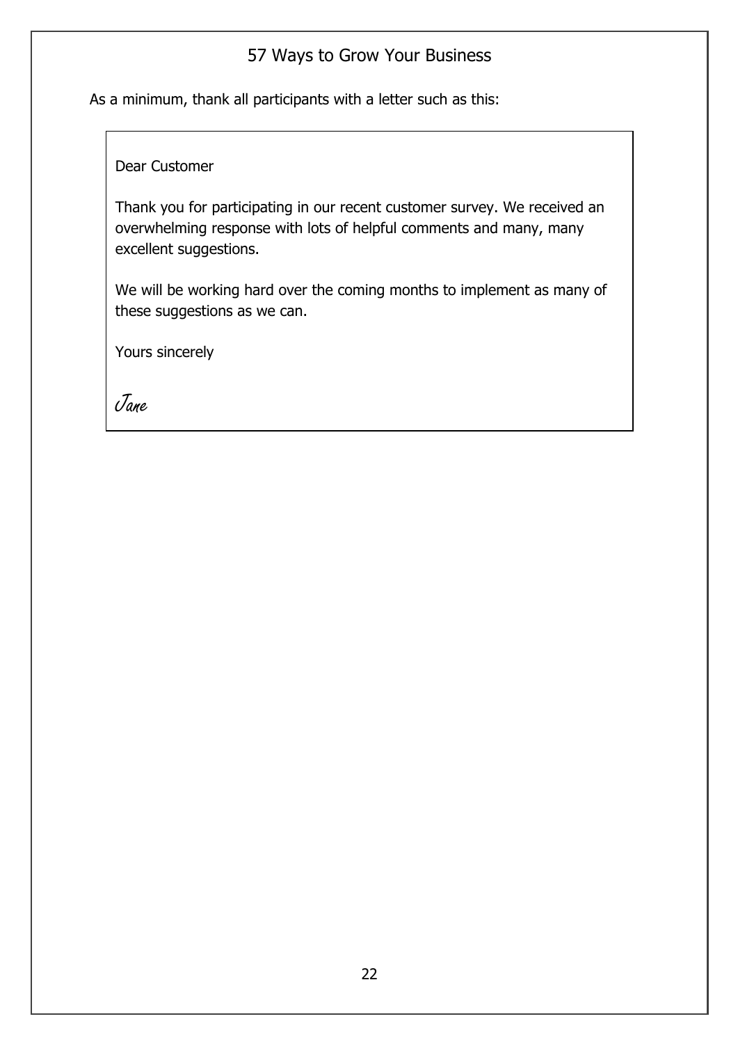As a minimum, thank all participants with a letter such as this:

> Dear Customer
>
> Thank you for participating in our recent customer survey. We received an overwhelming response with lots of helpful comments and many, many excellent suggestions.
>
> We will be working hard over the coming months to implement as many of these suggestions as we can.
>
> Yours sincerely
>
> *Jane*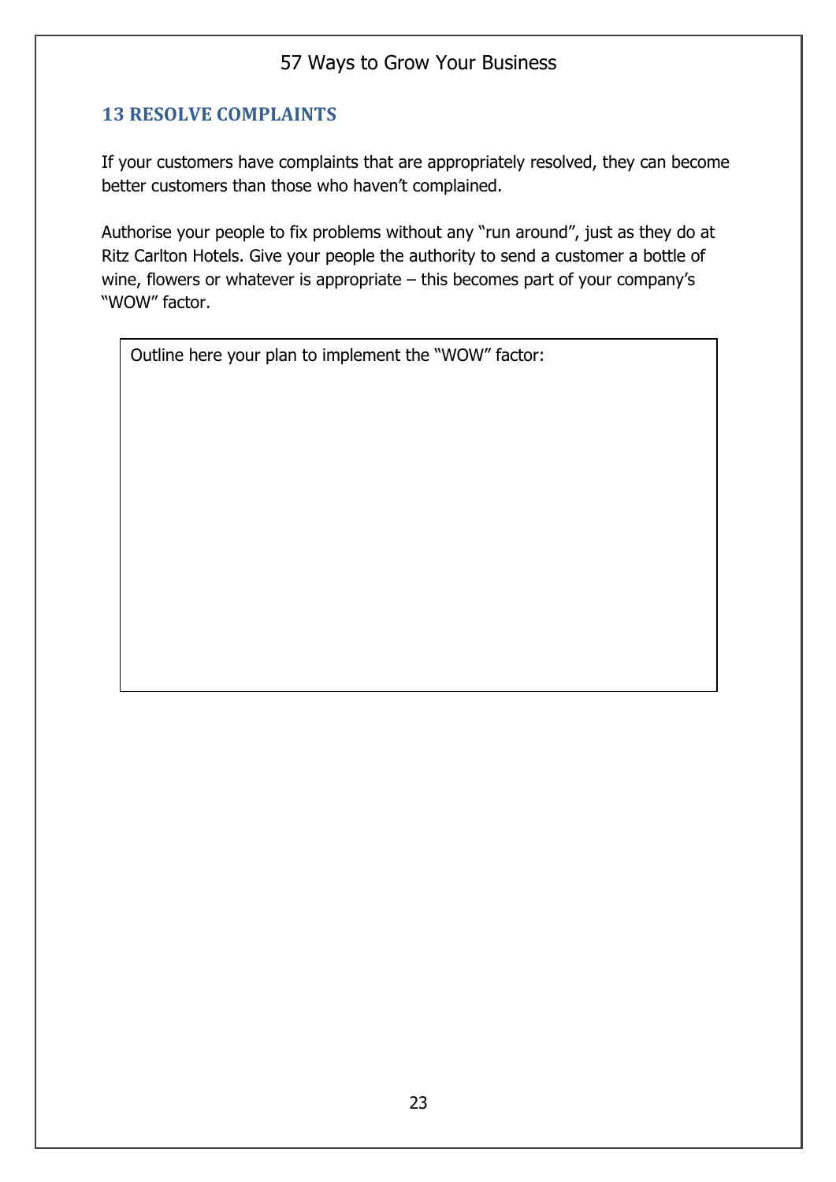## 13 RESOLVE COMPLAINTS

If your customers have complaints that are appropriately resolved, they can become better customers than those who haven't complained.

Authorise your people to fix problems without any "run around", just as they do at Ritz Carlton Hotels. Give your people the authority to send a customer a bottle of wine, flowers or whatever is appropriate – this becomes part of your company's "WOW" factor.

| Outline here your plan to implement the "WOW" factor: |
| --- |
| |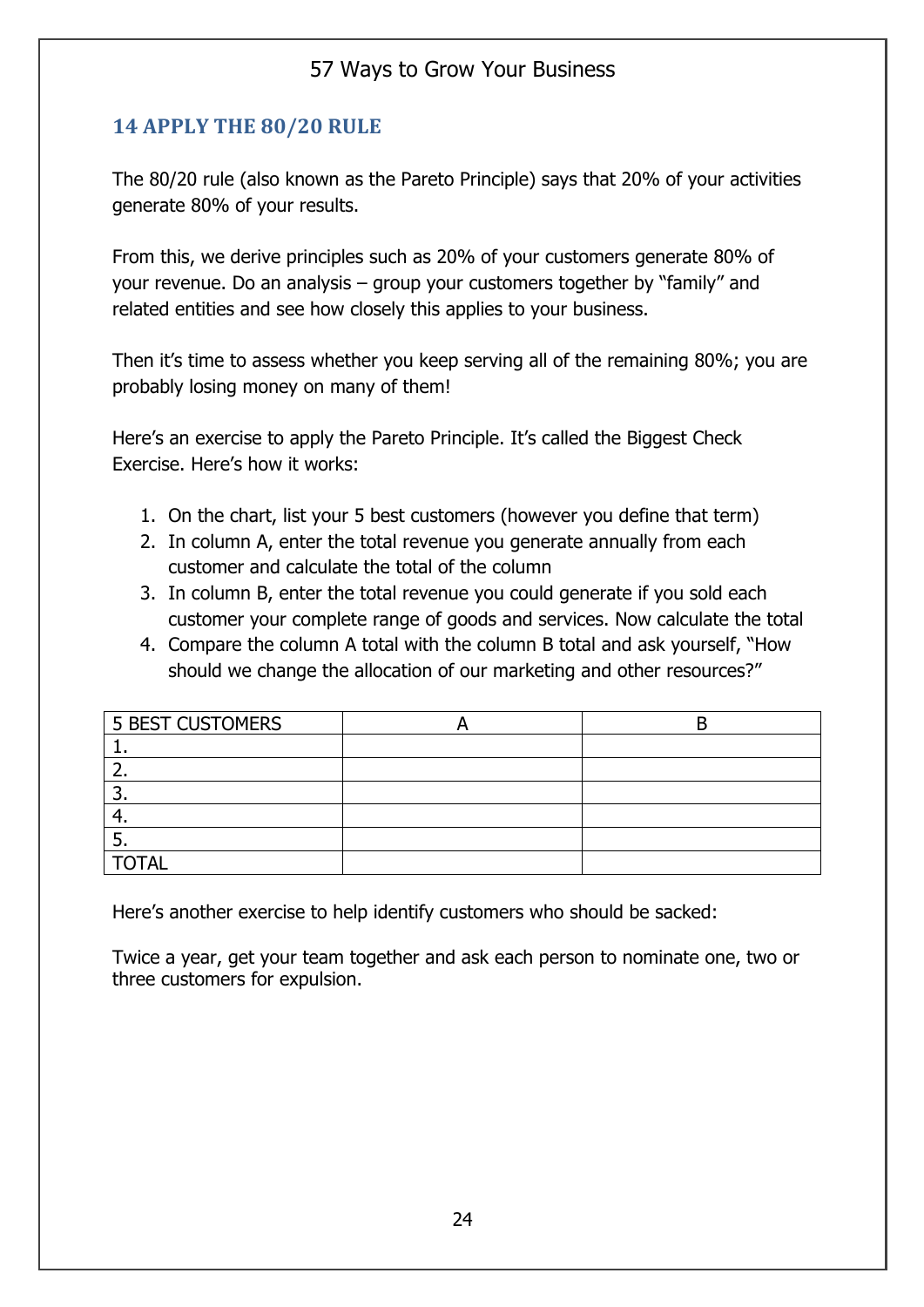## 14 APPLY THE 80/20 RULE

The 80/20 rule (also known as the Pareto Principle) says that 20% of your activities generate 80% of your results.

From this, we derive principles such as 20% of your customers generate 80% of your revenue. Do an analysis – group your customers together by "family" and related entities and see how closely this applies to your business.

Then it's time to assess whether you keep serving all of the remaining 80%; you are probably losing money on many of them!

Here's an exercise to apply the Pareto Principle. It's called the Biggest Check Exercise. Here's how it works:

1. On the chart, list your 5 best customers (however you define that term)
2. In column A, enter the total revenue you generate annually from each customer and calculate the total of the column
3. In column B, enter the total revenue you could generate if you sold each customer your complete range of goods and services. Now calculate the total
4. Compare the column A total with the column B total and ask yourself, "How should we change the allocation of our marketing and other resources?"

| 5 BEST CUSTOMERS | A | B |
|---|---|---|
| 1. | | |
| 2. | | |
| 3. | | |
| 4. | | |
| 5. | | |
| TOTAL | | |

Here's another exercise to help identify customers who should be sacked:

Twice a year, get your team together and ask each person to nominate one, two or three customers for expulsion.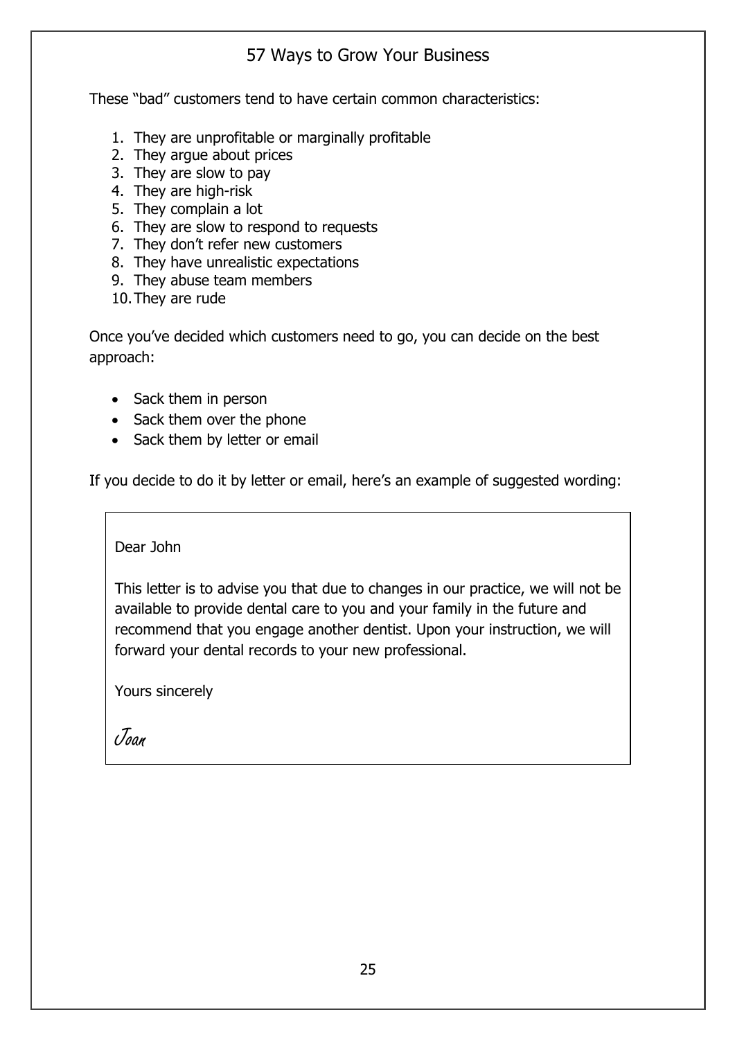These "bad" customers tend to have certain common characteristics:

1. They are unprofitable or marginally profitable
2. They argue about prices
3. They are slow to pay
4. They are high-risk
5. They complain a lot
6. They are slow to respond to requests
7. They don't refer new customers
8. They have unrealistic expectations
9. They abuse team members
10. They are rude

Once you've decided which customers need to go, you can decide on the best approach:

- Sack them in person
- Sack them over the phone
- Sack them by letter or email

If you decide to do it by letter or email, here's an example of suggested wording:

> Dear John
>
> This letter is to advise you that due to changes in our practice, we will not be available to provide dental care to you and your family in the future and recommend that you engage another dentist. Upon your instruction, we will forward your dental records to your new professional.
>
> Yours sincerely
>
> *Joan*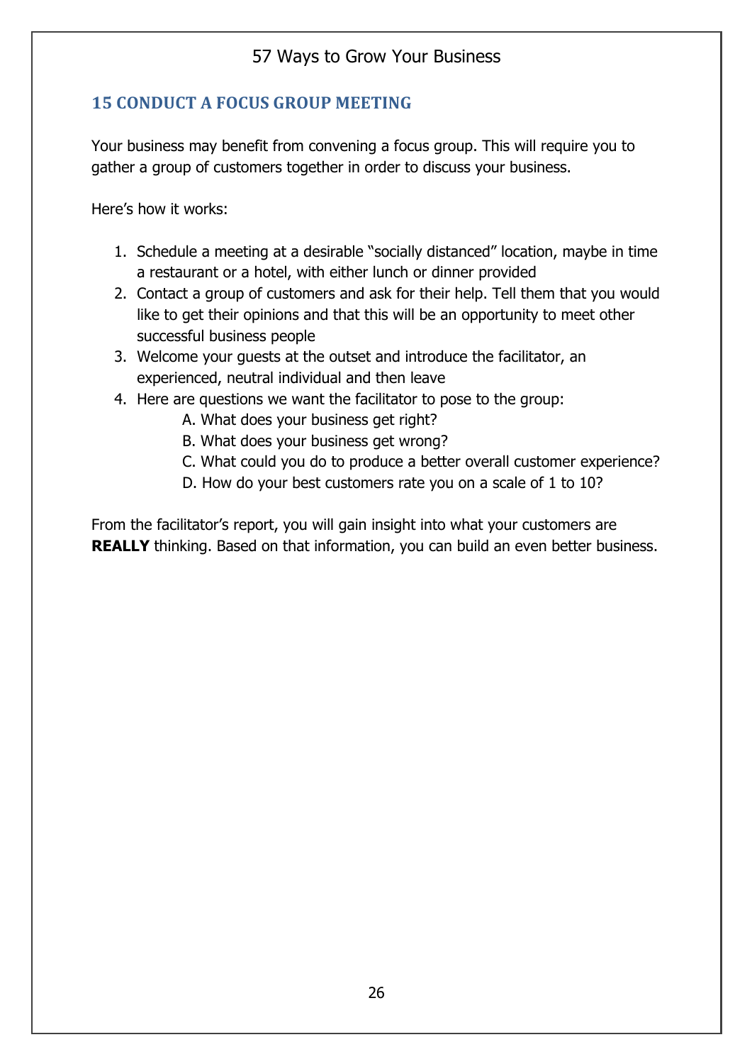## 15 CONDUCT A FOCUS GROUP MEETING

Your business may benefit from convening a focus group. This will require you to gather a group of customers together in order to discuss your business.

Here's how it works:

1. Schedule a meeting at a desirable "socially distanced" location, maybe in time a restaurant or a hotel, with either lunch or dinner provided
2. Contact a group of customers and ask for their help. Tell them that you would like to get their opinions and that this will be an opportunity to meet other successful business people
3. Welcome your guests at the outset and introduce the facilitator, an experienced, neutral individual and then leave
4. Here are questions we want the facilitator to pose to the group:
   - A. What does your business get right?
   - B. What does your business get wrong?
   - C. What could you do to produce a better overall customer experience?
   - D. How do your best customers rate you on a scale of 1 to 10?

From the facilitator's report, you will gain insight into what your customers are **REALLY** thinking. Based on that information, you can build an even better business.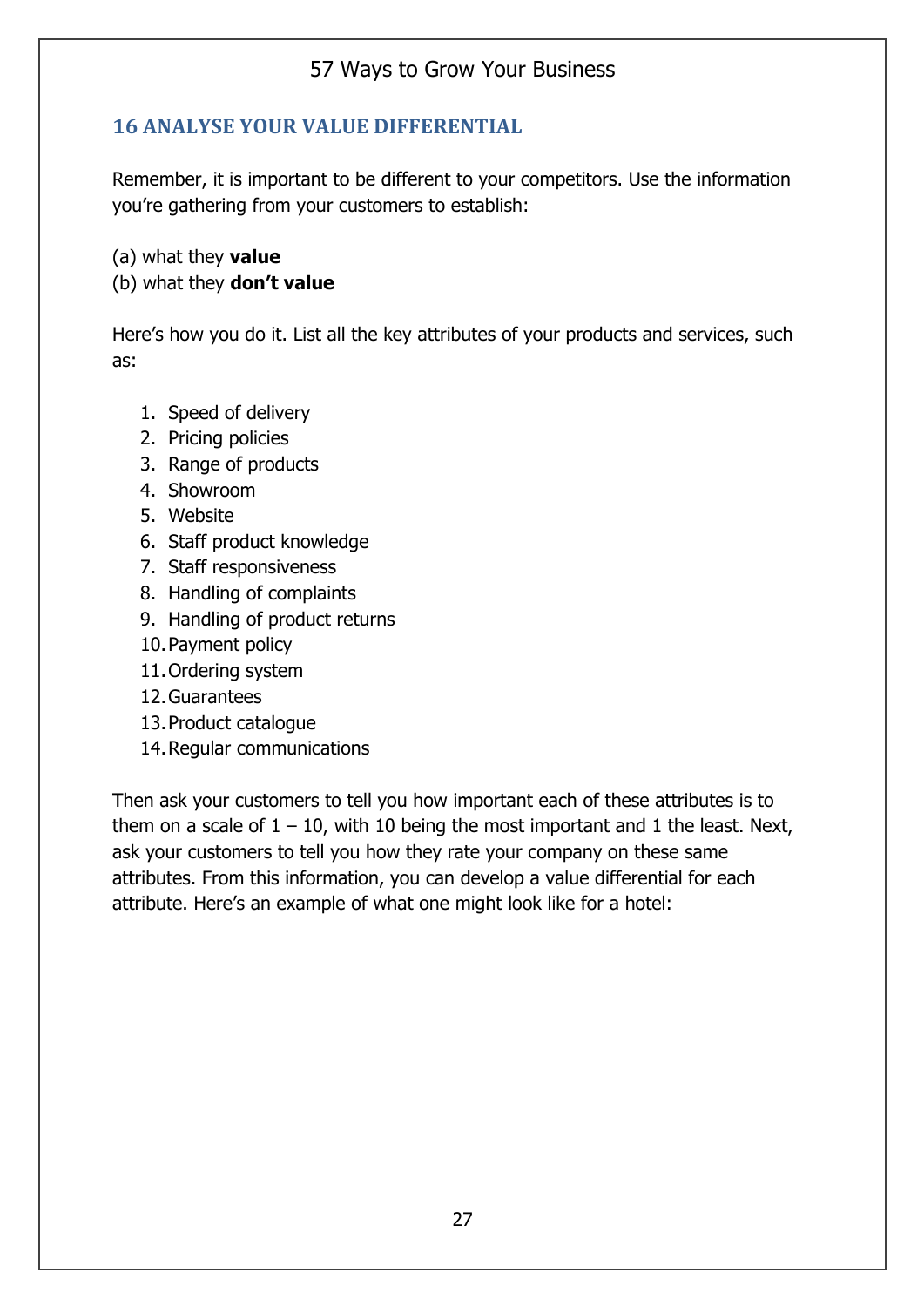## 16 ANALYSE YOUR VALUE DIFFERENTIAL

Remember, it is important to be different to your competitors. Use the information you're gathering from your customers to establish:

(a) what they **value**
(b) what they **don't value**

Here's how you do it. List all the key attributes of your products and services, such as:

1. Speed of delivery
2. Pricing policies
3. Range of products
4. Showroom
5. Website
6. Staff product knowledge
7. Staff responsiveness
8. Handling of complaints
9. Handling of product returns
10. Payment policy
11. Ordering system
12. Guarantees
13. Product catalogue
14. Regular communications

Then ask your customers to tell you how important each of these attributes is to them on a scale of 1 – 10, with 10 being the most important and 1 the least. Next, ask your customers to tell you how they rate your company on these same attributes. From this information, you can develop a value differential for each attribute. Here's an example of what one might look like for a hotel: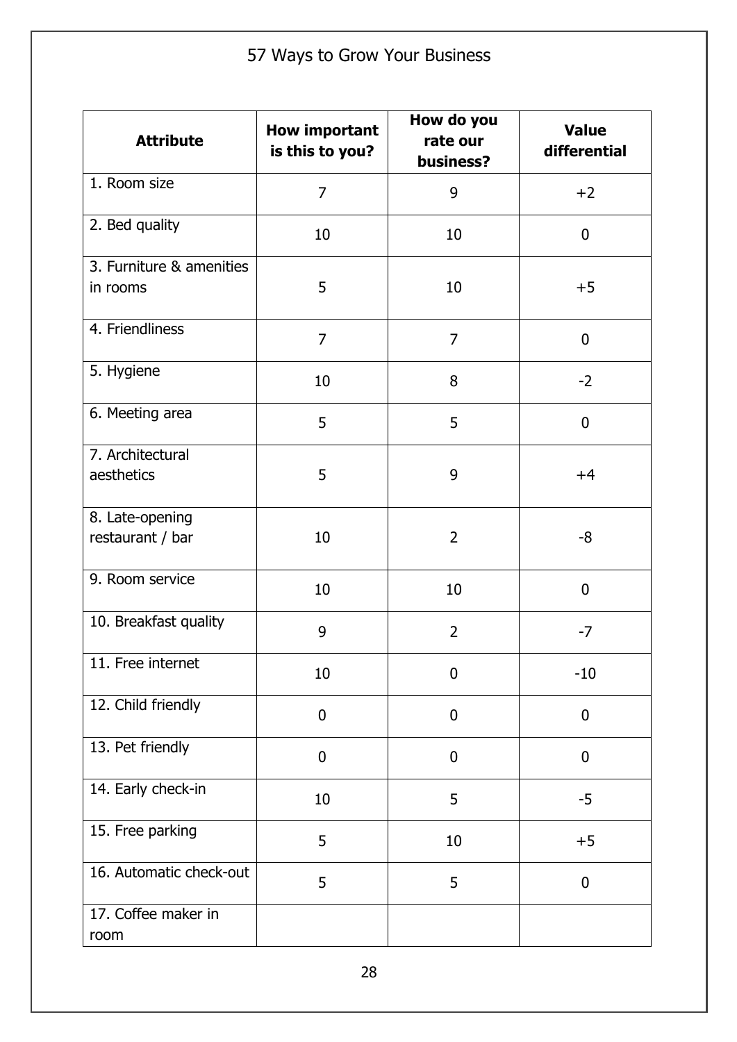| Attribute | How important is this to you? | How do you rate our business? | Value differential |
|---|---|---|---|
| 1. Room size | 7 | 9 | +2 |
| 2. Bed quality | 10 | 10 | 0 |
| 3. Furniture & amenities in rooms | 5 | 10 | +5 |
| 4. Friendliness | 7 | 7 | 0 |
| 5. Hygiene | 10 | 8 | -2 |
| 6. Meeting area | 5 | 5 | 0 |
| 7. Architectural aesthetics | 5 | 9 | +4 |
| 8. Late-opening restaurant / bar | 10 | 2 | -8 |
| 9. Room service | 10 | 10 | 0 |
| 10. Breakfast quality | 9 | 2 | -7 |
| 11. Free internet | 10 | 0 | -10 |
| 12. Child friendly | 0 | 0 | 0 |
| 13. Pet friendly | 0 | 0 | 0 |
| 14. Early check-in | 10 | 5 | -5 |
| 15. Free parking | 5 | 10 | +5 |
| 16. Automatic check-out | 5 | 5 | 0 |
| 17. Coffee maker in room | | | |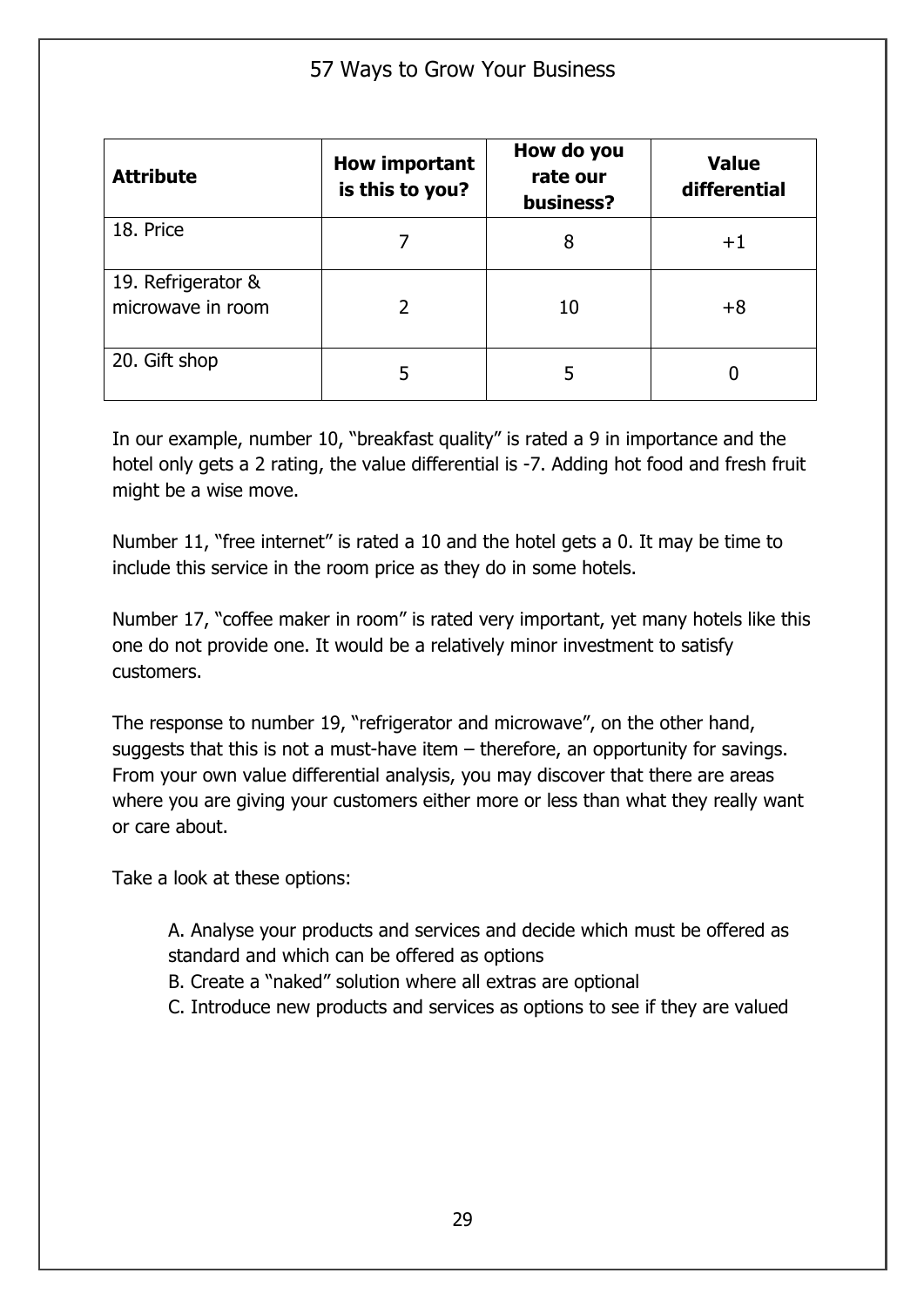| Attribute | How important is this to you? | How do you rate our business? | Value differential |
| --- | --- | --- | --- |
| 18. Price | 7 | 8 | +1 |
| 19. Refrigerator & microwave in room | 2 | 10 | +8 |
| 20. Gift shop | 5 | 5 | 0 |

In our example, number 10, "breakfast quality" is rated a 9 in importance and the hotel only gets a 2 rating, the value differential is -7. Adding hot food and fresh fruit might be a wise move.

Number 11, "free internet" is rated a 10 and the hotel gets a 0. It may be time to include this service in the room price as they do in some hotels.

Number 17, "coffee maker in room" is rated very important, yet many hotels like this one do not provide one. It would be a relatively minor investment to satisfy customers.

The response to number 19, "refrigerator and microwave", on the other hand, suggests that this is not a must-have item – therefore, an opportunity for savings. From your own value differential analysis, you may discover that there are areas where you are giving your customers either more or less than what they really want or care about.

Take a look at these options:

A. Analyse your products and services and decide which must be offered as standard and which can be offered as options
B. Create a "naked" solution where all extras are optional
C. Introduce new products and services as options to see if they are valued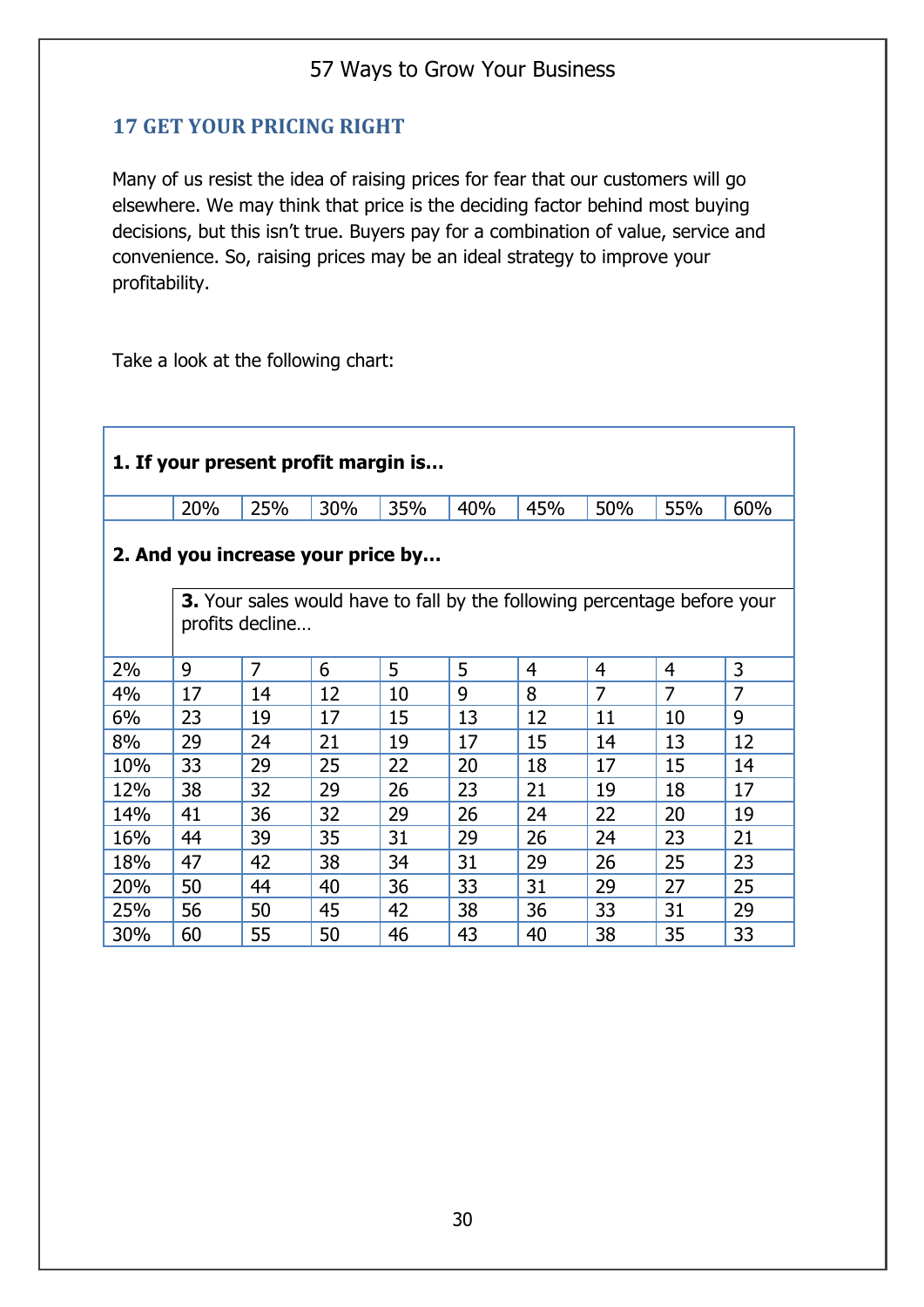## 17 GET YOUR PRICING RIGHT

Many of us resist the idea of raising prices for fear that our customers will go elsewhere. We may think that price is the deciding factor behind most buying decisions, but this isn't true. Buyers pay for a combination of value, service and convenience. So, raising prices may be an ideal strategy to improve your profitability.

Take a look at the following chart:

| **1. If your present profit margin is…** | | | | | | | | | |
|---|---|---|---|---|---|---|---|---|---|
| | 20% | 25% | 30% | 35% | 40% | 45% | 50% | 55% | 60% |
| **2. And you increase your price by…** | **3.** Your sales would have to fall by the following percentage before your profits decline… | | | | | | | | |
| 2% | 9 | 7 | 6 | 5 | 5 | 4 | 4 | 4 | 3 |
| 4% | 17 | 14 | 12 | 10 | 9 | 8 | 7 | 7 | 7 |
| 6% | 23 | 19 | 17 | 15 | 13 | 12 | 11 | 10 | 9 |
| 8% | 29 | 24 | 21 | 19 | 17 | 15 | 14 | 13 | 12 |
| 10% | 33 | 29 | 25 | 22 | 20 | 18 | 17 | 15 | 14 |
| 12% | 38 | 32 | 29 | 26 | 23 | 21 | 19 | 18 | 17 |
| 14% | 41 | 36 | 32 | 29 | 26 | 24 | 22 | 20 | 19 |
| 16% | 44 | 39 | 35 | 31 | 29 | 26 | 24 | 23 | 21 |
| 18% | 47 | 42 | 38 | 34 | 31 | 29 | 26 | 25 | 23 |
| 20% | 50 | 44 | 40 | 36 | 33 | 31 | 29 | 27 | 25 |
| 25% | 56 | 50 | 45 | 42 | 38 | 36 | 33 | 31 | 29 |
| 30% | 60 | 55 | 50 | 46 | 43 | 40 | 38 | 35 | 33 |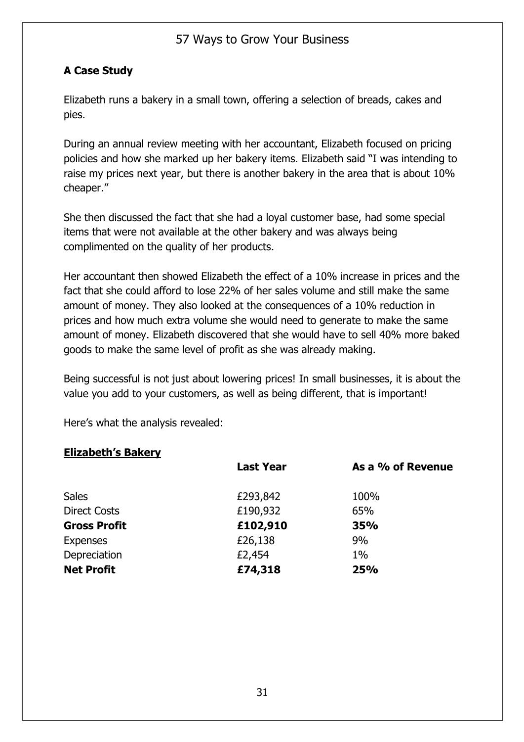## A Case Study

Elizabeth runs a bakery in a small town, offering a selection of breads, cakes and pies.

During an annual review meeting with her accountant, Elizabeth focused on pricing policies and how she marked up her bakery items. Elizabeth said "I was intending to raise my prices next year, but there is another bakery in the area that is about 10% cheaper."

She then discussed the fact that she had a loyal customer base, had some special items that were not available at the other bakery and was always being complimented on the quality of her products.

Her accountant then showed Elizabeth the effect of a 10% increase in prices and the fact that she could afford to lose 22% of her sales volume and still make the same amount of money. They also looked at the consequences of a 10% reduction in prices and how much extra volume she would need to generate to make the same amount of money. Elizabeth discovered that she would have to sell 40% more baked goods to make the same level of profit as she was already making.

Being successful is not just about lowering prices! In small businesses, it is about the value you add to your customers, as well as being different, that is important!

Here's what the analysis revealed:

**<u>Elizabeth's Bakery</u>**

| | **Last Year** | **As a % of Revenue** |
|---|---|---|
| Sales | £293,842 | 100% |
| Direct Costs | £190,932 | 65% |
| **Gross Profit** | **£102,910** | **35%** |
| Expenses | £26,138 | 9% |
| Depreciation | £2,454 | 1% |
| **Net Profit** | **£74,318** | **25%** |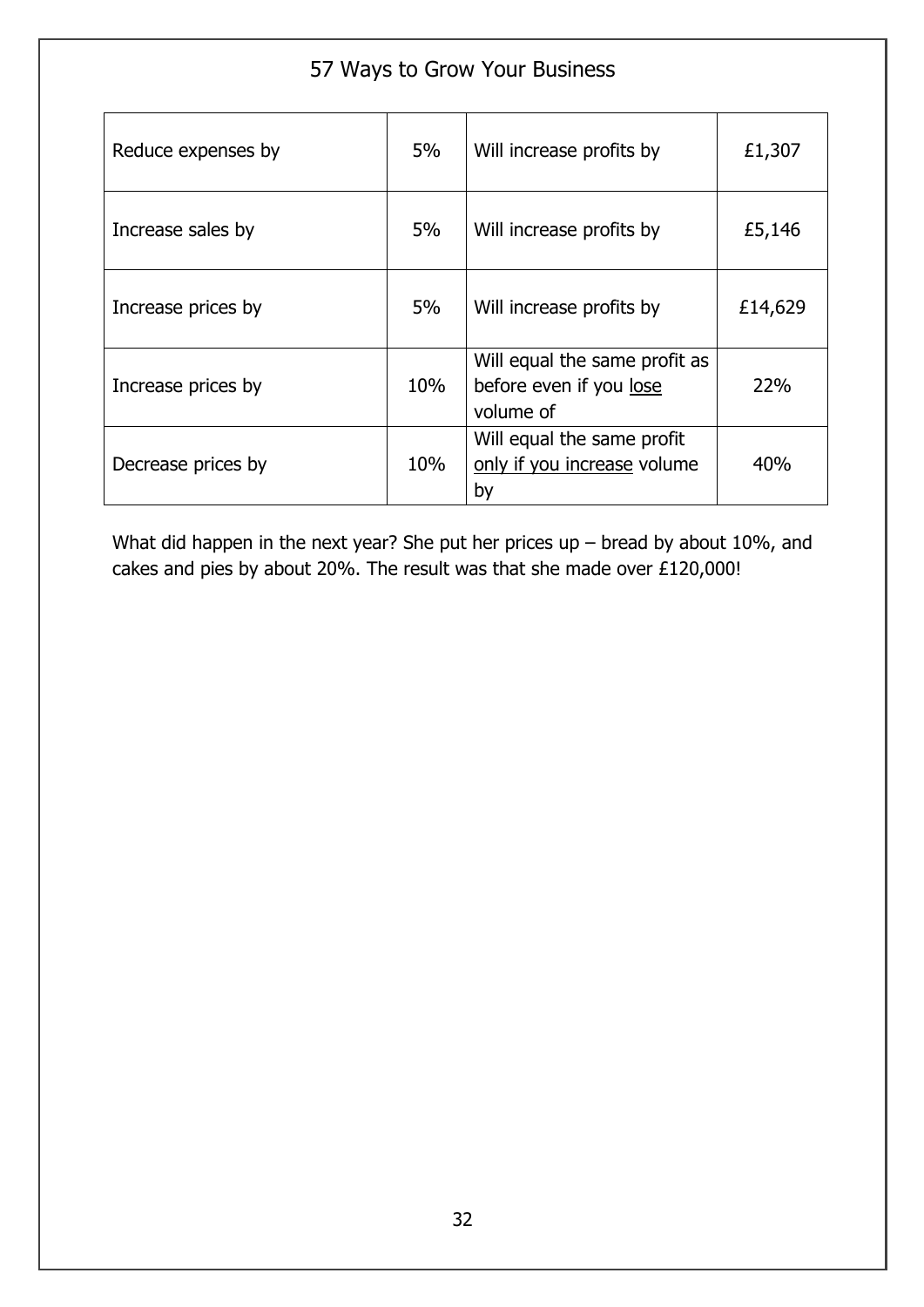| Reduce expenses by | 5% | Will increase profits by | £1,307 |
|---|---|---|---|
| Increase sales by | 5% | Will increase profits by | £5,146 |
| Increase prices by | 5% | Will increase profits by | £14,629 |
| Increase prices by | 10% | Will equal the same profit as before even if you lose volume of | 22% |
| Decrease prices by | 10% | Will equal the same profit only if you increase volume by | 40% |

What did happen in the next year? She put her prices up – bread by about 10%, and cakes and pies by about 20%. The result was that she made over £120,000!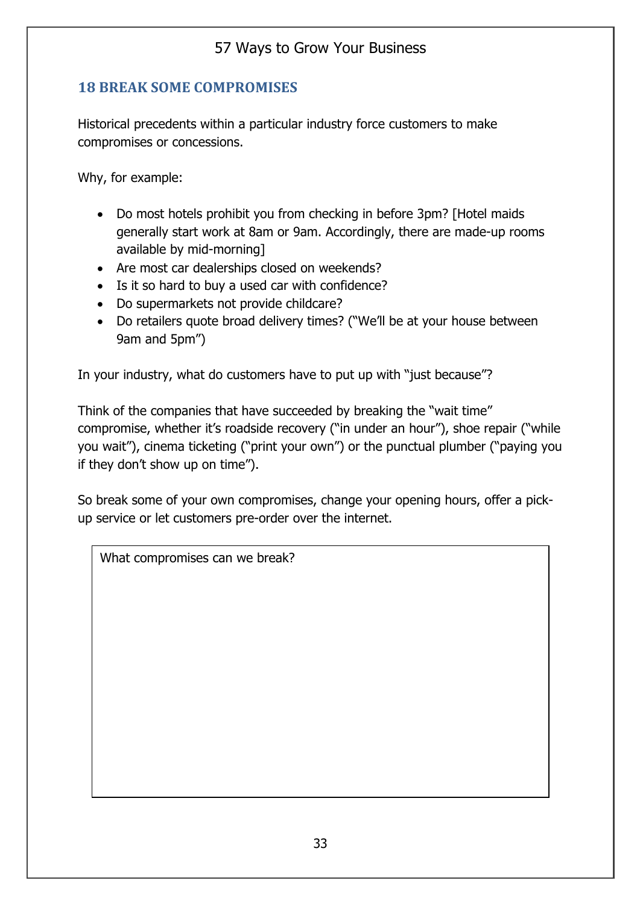## 18 BREAK SOME COMPROMISES

Historical precedents within a particular industry force customers to make compromises or concessions.

Why, for example:

- Do most hotels prohibit you from checking in before 3pm? [Hotel maids generally start work at 8am or 9am. Accordingly, there are made-up rooms available by mid-morning]
- Are most car dealerships closed on weekends?
- Is it so hard to buy a used car with confidence?
- Do supermarkets not provide childcare?
- Do retailers quote broad delivery times? ("We'll be at your house between 9am and 5pm")

In your industry, what do customers have to put up with "just because"?

Think of the companies that have succeeded by breaking the "wait time" compromise, whether it's roadside recovery ("in under an hour"), shoe repair ("while you wait"), cinema ticketing ("print your own") or the punctual plumber ("paying you if they don't show up on time").

So break some of your own compromises, change your opening hours, offer a pick-up service or let customers pre-order over the internet.

| What compromises can we break? |
| --- |
| |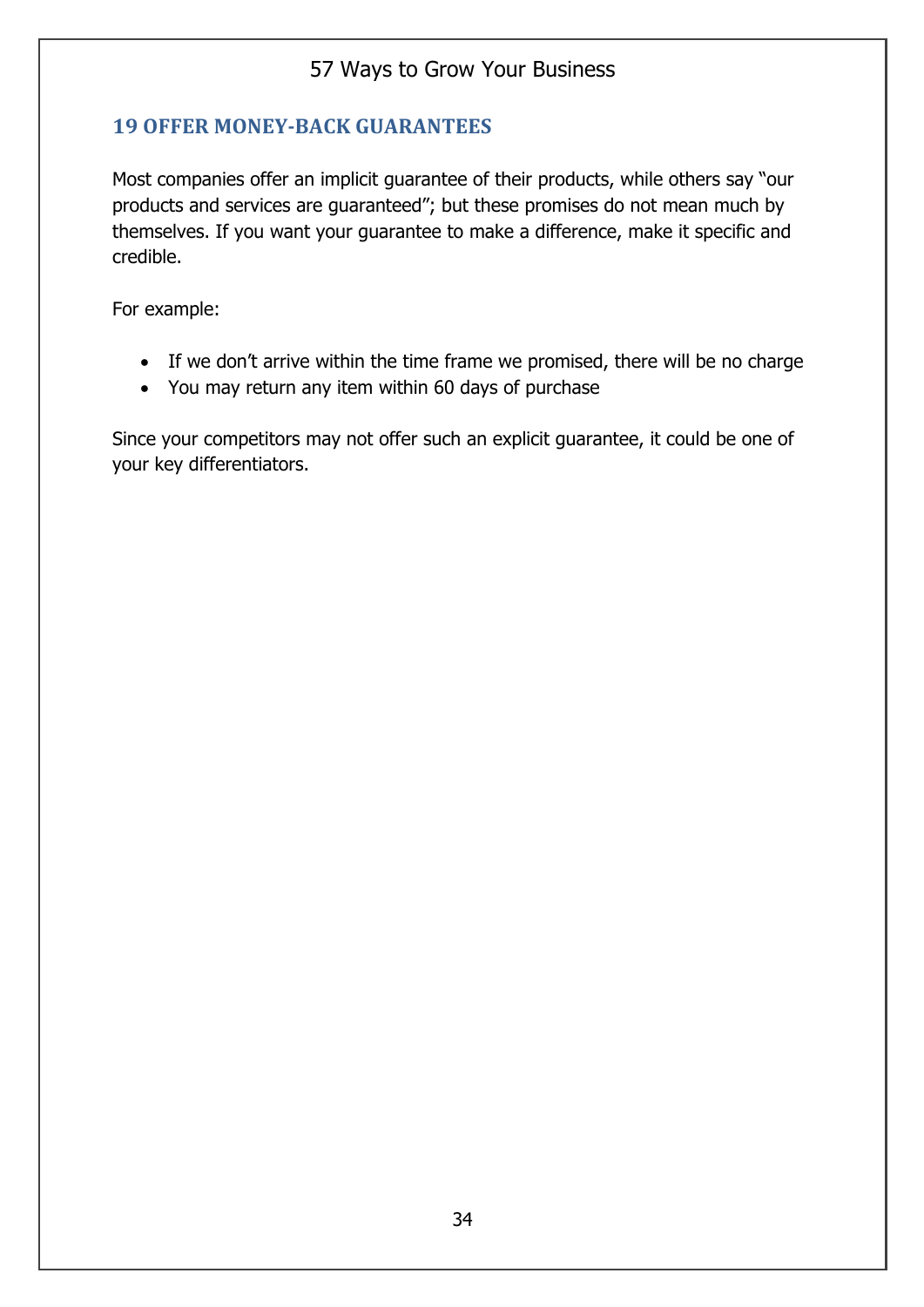## 19 OFFER MONEY-BACK GUARANTEES

Most companies offer an implicit guarantee of their products, while others say "our products and services are guaranteed"; but these promises do not mean much by themselves. If you want your guarantee to make a difference, make it specific and credible.

For example:

- If we don't arrive within the time frame we promised, there will be no charge
- You may return any item within 60 days of purchase

Since your competitors may not offer such an explicit guarantee, it could be one of your key differentiators.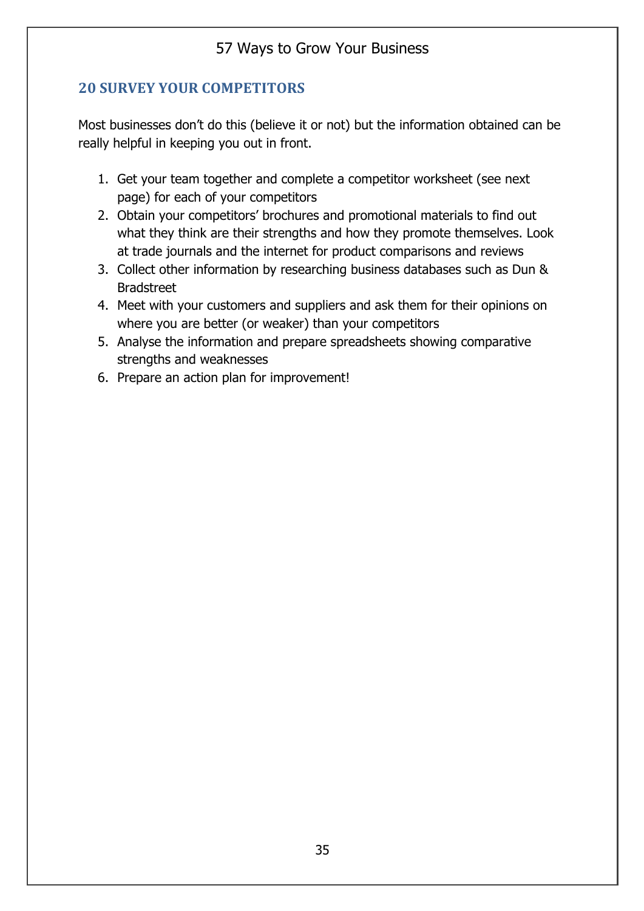## 20 SURVEY YOUR COMPETITORS

Most businesses don't do this (believe it or not) but the information obtained can be really helpful in keeping you out in front.

1. Get your team together and complete a competitor worksheet (see next page) for each of your competitors
2. Obtain your competitors' brochures and promotional materials to find out what they think are their strengths and how they promote themselves. Look at trade journals and the internet for product comparisons and reviews
3. Collect other information by researching business databases such as Dun & Bradstreet
4. Meet with your customers and suppliers and ask them for their opinions on where you are better (or weaker) than your competitors
5. Analyse the information and prepare spreadsheets showing comparative strengths and weaknesses
6. Prepare an action plan for improvement!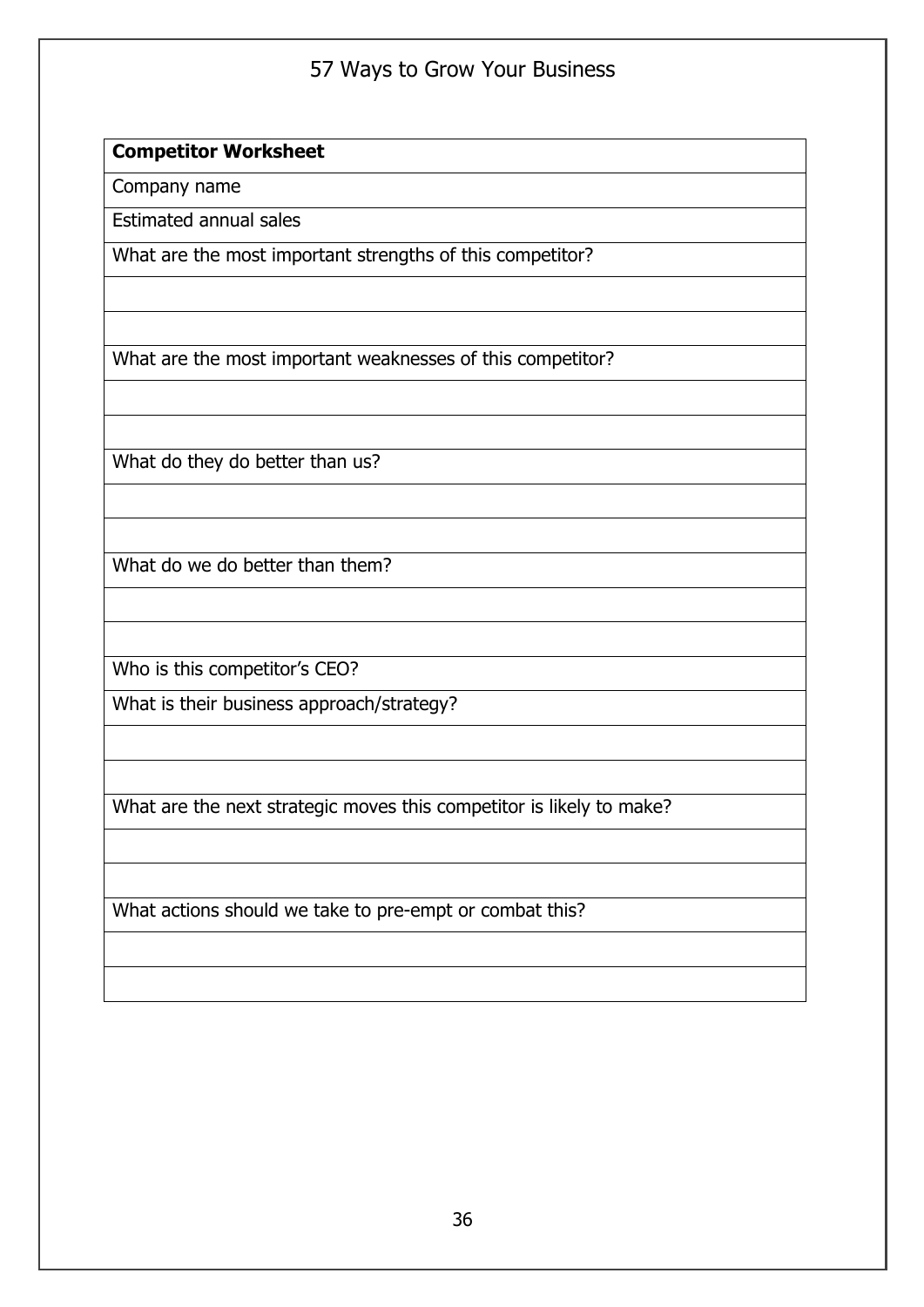| **Competitor Worksheet** |
| --- |
| Company name |
| Estimated annual sales |
| What are the most important strengths of this competitor? |
| |
| |
| What are the most important weaknesses of this competitor? |
| |
| |
| What do they do better than us? |
| |
| |
| What do we do better than them? |
| |
| |
| Who is this competitor's CEO? |
| What is their business approach/strategy? |
| |
| |
| What are the next strategic moves this competitor is likely to make? |
| |
| |
| What actions should we take to pre-empt or combat this? |
| |
| |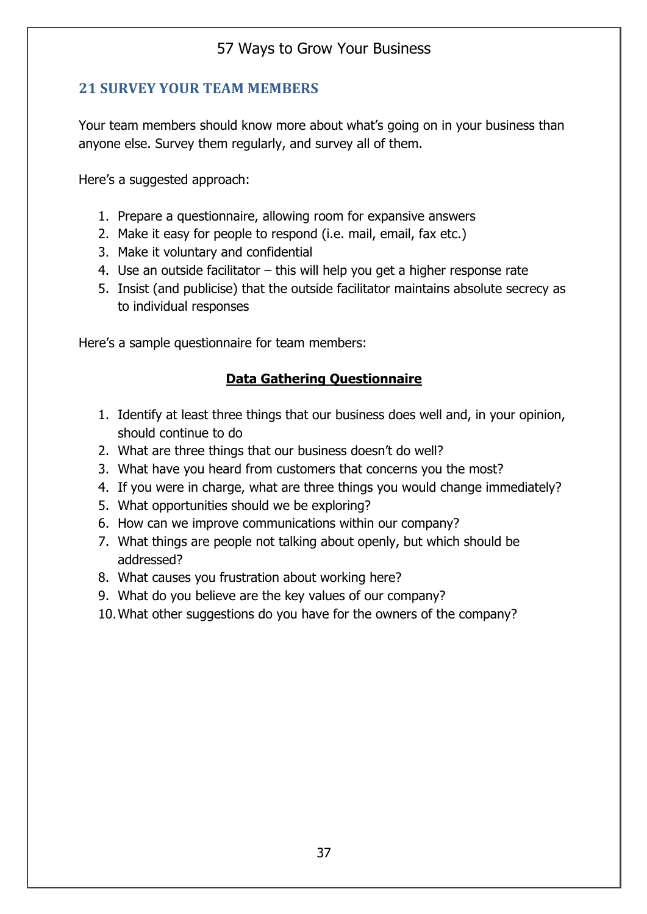## 21 SURVEY YOUR TEAM MEMBERS

Your team members should know more about what's going on in your business than anyone else. Survey them regularly, and survey all of them.

Here's a suggested approach:

1. Prepare a questionnaire, allowing room for expansive answers
2. Make it easy for people to respond (i.e. mail, email, fax etc.)
3. Make it voluntary and confidential
4. Use an outside facilitator – this will help you get a higher response rate
5. Insist (and publicise) that the outside facilitator maintains absolute secrecy as to individual responses

Here's a sample questionnaire for team members:

**Data Gathering Questionnaire**

1. Identify at least three things that our business does well and, in your opinion, should continue to do
2. What are three things that our business doesn't do well?
3. What have you heard from customers that concerns you the most?
4. If you were in charge, what are three things you would change immediately?
5. What opportunities should we be exploring?
6. How can we improve communications within our company?
7. What things are people not talking about openly, but which should be addressed?
8. What causes you frustration about working here?
9. What do you believe are the key values of our company?
10. What other suggestions do you have for the owners of the company?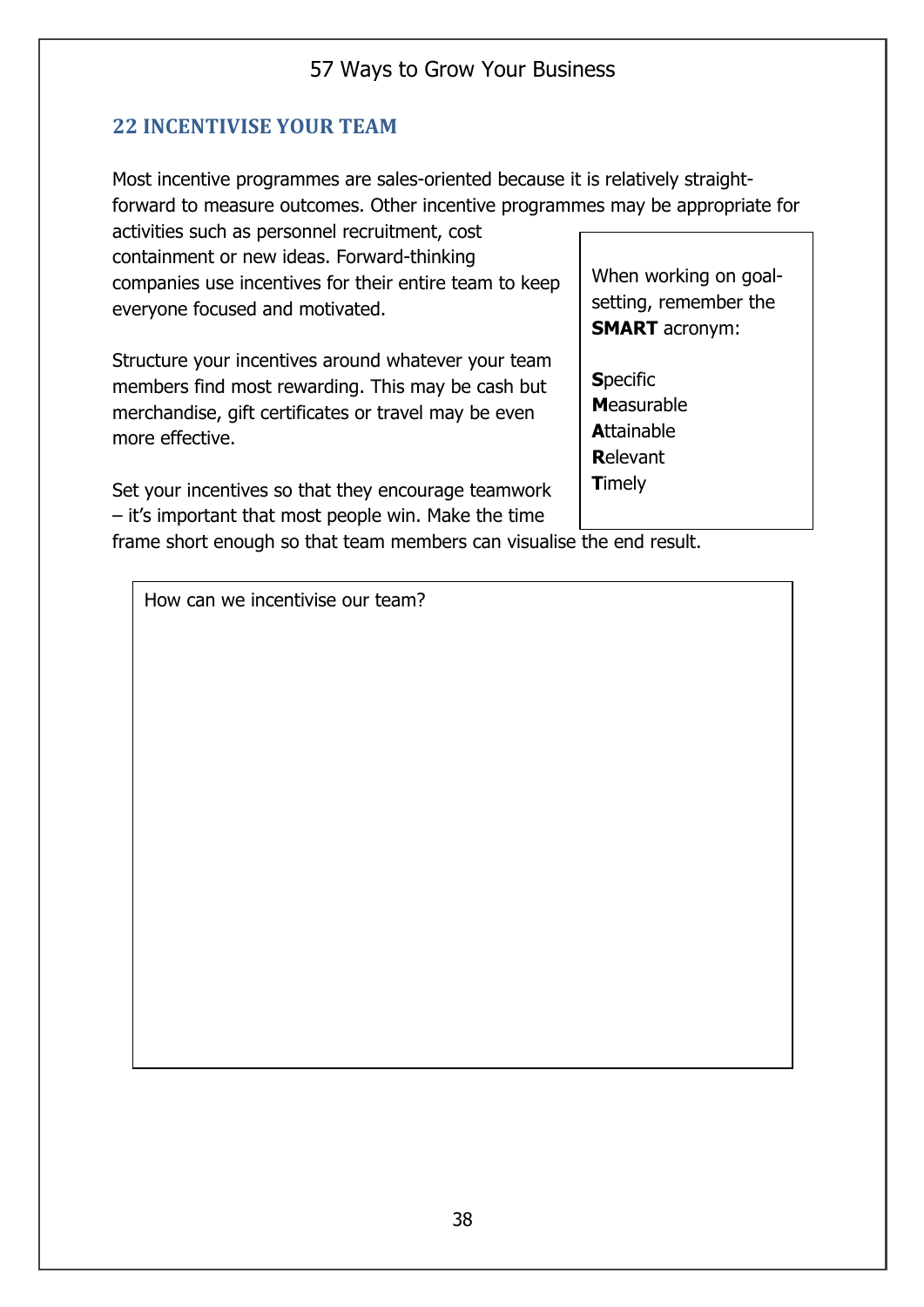## 22 INCENTIVISE YOUR TEAM

Most incentive programmes are sales-oriented because it is relatively straight-forward to measure outcomes. Other incentive programmes may be appropriate for activities such as personnel recruitment, cost containment or new ideas. Forward-thinking companies use incentives for their entire team to keep everyone focused and motivated.

Structure your incentives around whatever your team members find most rewarding. This may be cash but merchandise, gift certificates or travel may be even more effective.

Set your incentives so that they encourage teamwork – it's important that most people win. Make the time frame short enough so that team members can visualise the end result.

> When working on goal-setting, remember the **SMART** acronym:
>
> **S**pecific
> **M**easurable
> **A**ttainable
> **R**elevant
> **T**imely

How can we incentivise our team?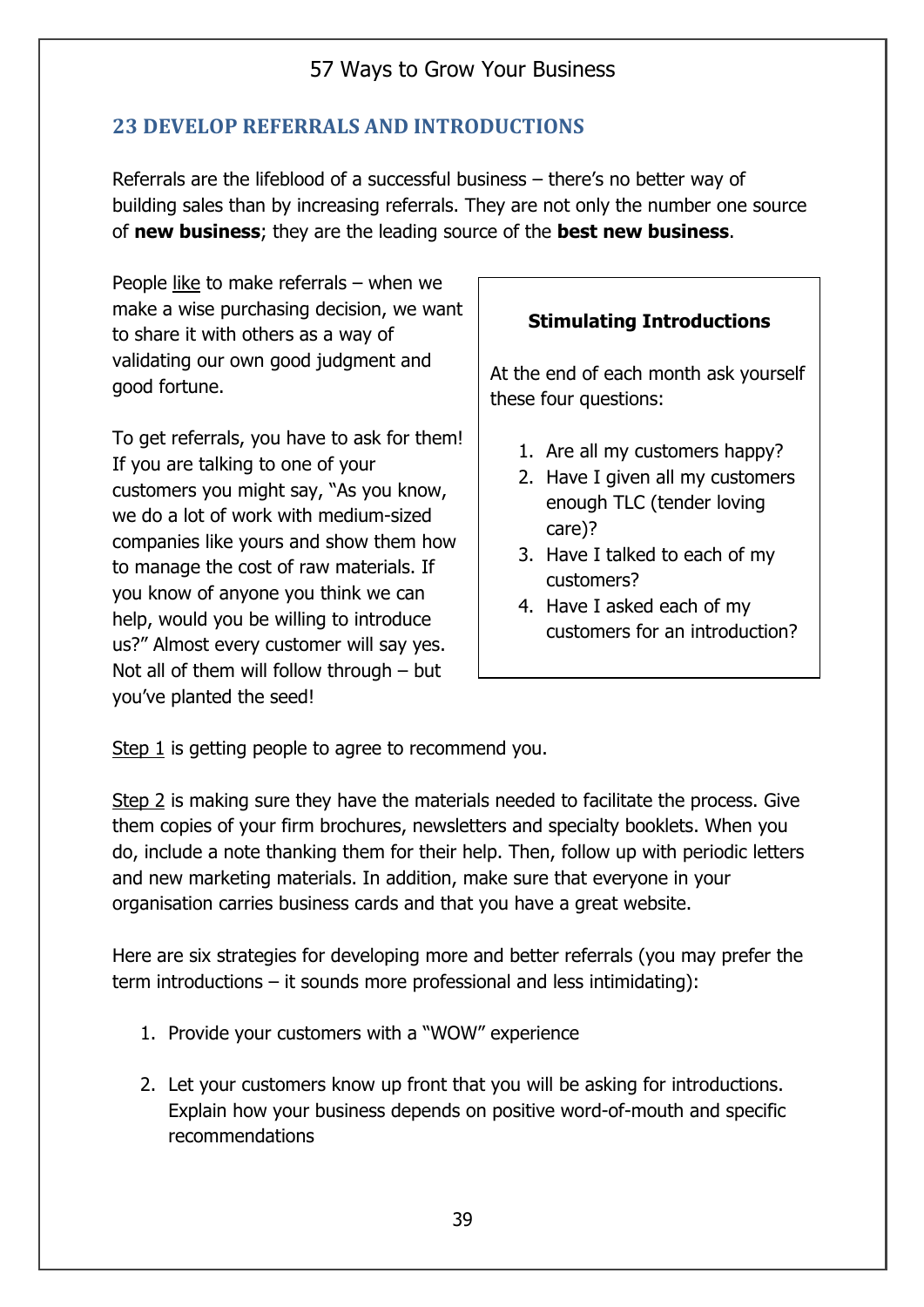## 23 DEVELOP REFERRALS AND INTRODUCTIONS

Referrals are the lifeblood of a successful business – there's no better way of building sales than by increasing referrals. They are not only the number one source of **new business**; they are the leading source of the **best new business**.

People <u>like</u> to make referrals – when we make a wise purchasing decision, we want to share it with others as a way of validating our own good judgment and good fortune.

To get referrals, you have to ask for them! If you are talking to one of your customers you might say, "As you know, we do a lot of work with medium-sized companies like yours and show them how to manage the cost of raw materials. If you know of anyone you think we can help, would you be willing to introduce us?" Almost every customer will say yes. Not all of them will follow through – but you've planted the seed!

> **Stimulating Introductions**
>
> At the end of each month ask yourself these four questions:
>
> 1. Are all my customers happy?
> 2. Have I given all my customers enough TLC (tender loving care)?
> 3. Have I talked to each of my customers?
> 4. Have I asked each of my customers for an introduction?

<u>Step 1</u> is getting people to agree to recommend you.

<u>Step 2</u> is making sure they have the materials needed to facilitate the process. Give them copies of your firm brochures, newsletters and specialty booklets. When you do, include a note thanking them for their help. Then, follow up with periodic letters and new marketing materials. In addition, make sure that everyone in your organisation carries business cards and that you have a great website.

Here are six strategies for developing more and better referrals (you may prefer the term introductions – it sounds more professional and less intimidating):

1. Provide your customers with a "WOW" experience

2. Let your customers know up front that you will be asking for introductions. Explain how your business depends on positive word-of-mouth and specific recommendations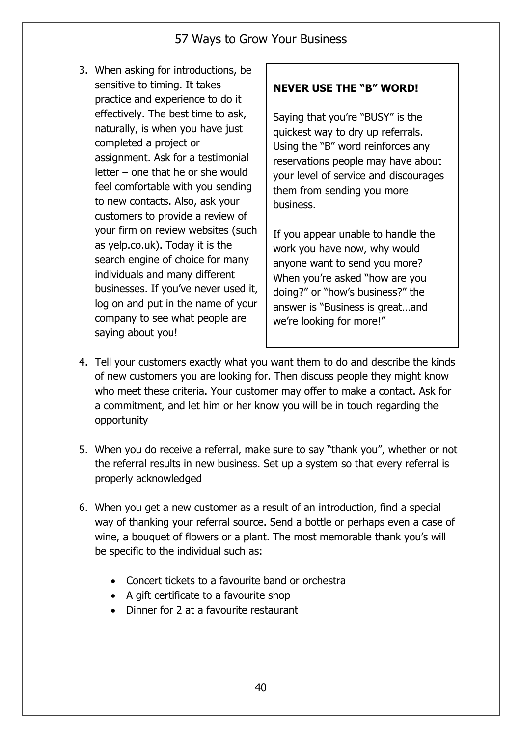3. When asking for introductions, be sensitive to timing. It takes practice and experience to do it effectively. The best time to ask, naturally, is when you have just completed a project or assignment. Ask for a testimonial letter – one that he or she would feel comfortable with you sending to new contacts. Also, ask your customers to provide a review of your firm on review websites (such as yelp.co.uk). Today it is the search engine of choice for many individuals and many different businesses. If you've never used it, log on and put in the name of your company to see what people are saying about you!

**NEVER USE THE "B" WORD!**

Saying that you're "BUSY" is the quickest way to dry up referrals. Using the "B" word reinforces any reservations people may have about your level of service and discourages them from sending you more business.

If you appear unable to handle the work you have now, why would anyone want to send you more? When you're asked "how are you doing?" or "how's business?" the answer is "Business is great…and we're looking for more!"

4. Tell your customers exactly what you want them to do and describe the kinds of new customers you are looking for. Then discuss people they might know who meet these criteria. Your customer may offer to make a contact. Ask for a commitment, and let him or her know you will be in touch regarding the opportunity

5. When you do receive a referral, make sure to say "thank you", whether or not the referral results in new business. Set up a system so that every referral is properly acknowledged

6. When you get a new customer as a result of an introduction, find a special way of thanking your referral source. Send a bottle or perhaps even a case of wine, a bouquet of flowers or a plant. The most memorable thank you's will be specific to the individual such as:

    - Concert tickets to a favourite band or orchestra
    - A gift certificate to a favourite shop
    - Dinner for 2 at a favourite restaurant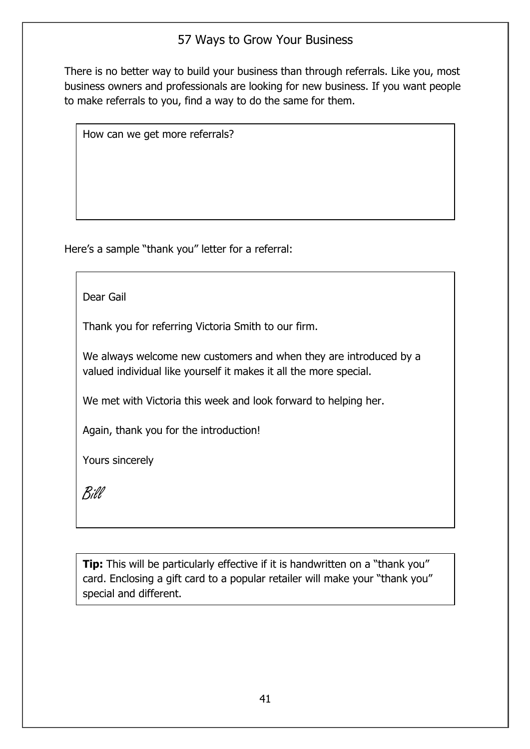# 57 Ways to Grow Your Business

There is no better way to build your business than through referrals. Like you, most business owners and professionals are looking for new business. If you want people to make referrals to you, find a way to do the same for them.

> How can we get more referrals?

Here's a sample "thank you" letter for a referral:

> Dear Gail
>
> Thank you for referring Victoria Smith to our firm.
>
> We always welcome new customers and when they are introduced by a valued individual like yourself it makes it all the more special.
>
> We met with Victoria this week and look forward to helping her.
>
> Again, thank you for the introduction!
>
> Yours sincerely
>
> *Bill*

> **Tip:** This will be particularly effective if it is handwritten on a "thank you" card. Enclosing a gift card to a popular retailer will make your "thank you" special and different.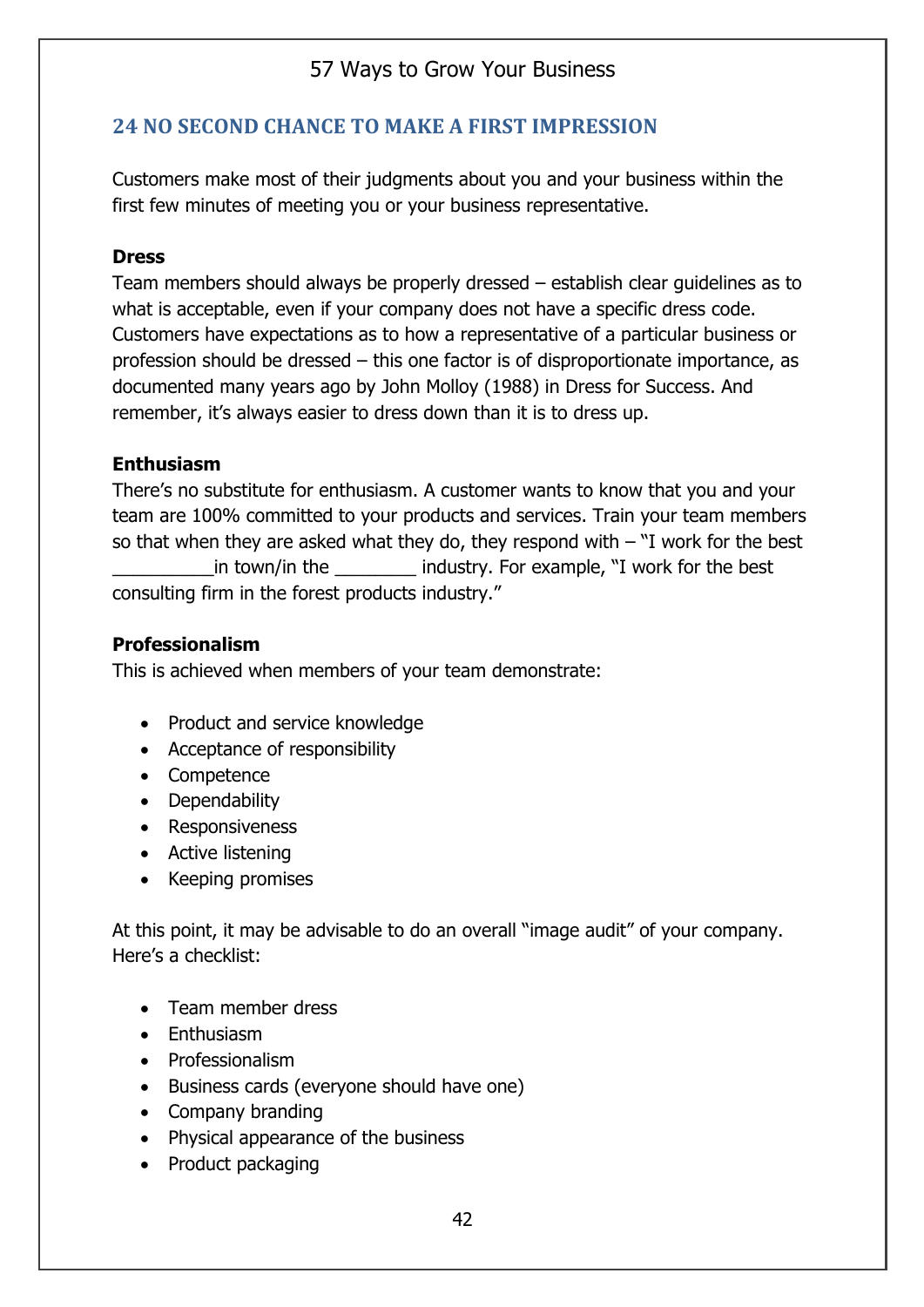## 24 NO SECOND CHANCE TO MAKE A FIRST IMPRESSION

Customers make most of their judgments about you and your business within the first few minutes of meeting you or your business representative.

**Dress**
Team members should always be properly dressed – establish clear guidelines as to what is acceptable, even if your company does not have a specific dress code. Customers have expectations as to how a representative of a particular business or profession should be dressed – this one factor is of disproportionate importance, as documented many years ago by John Molloy (1988) in Dress for Success. And remember, it's always easier to dress down than it is to dress up.

**Enthusiasm**
There's no substitute for enthusiasm. A customer wants to know that you and your team are 100% committed to your products and services. Train your team members so that when they are asked what they do, they respond with – "I work for the best __________in town/in the ________ industry. For example, "I work for the best consulting firm in the forest products industry."

**Professionalism**
This is achieved when members of your team demonstrate:

- Product and service knowledge
- Acceptance of responsibility
- Competence
- Dependability
- Responsiveness
- Active listening
- Keeping promises

At this point, it may be advisable to do an overall "image audit" of your company. Here's a checklist:

- Team member dress
- Enthusiasm
- Professionalism
- Business cards (everyone should have one)
- Company branding
- Physical appearance of the business
- Product packaging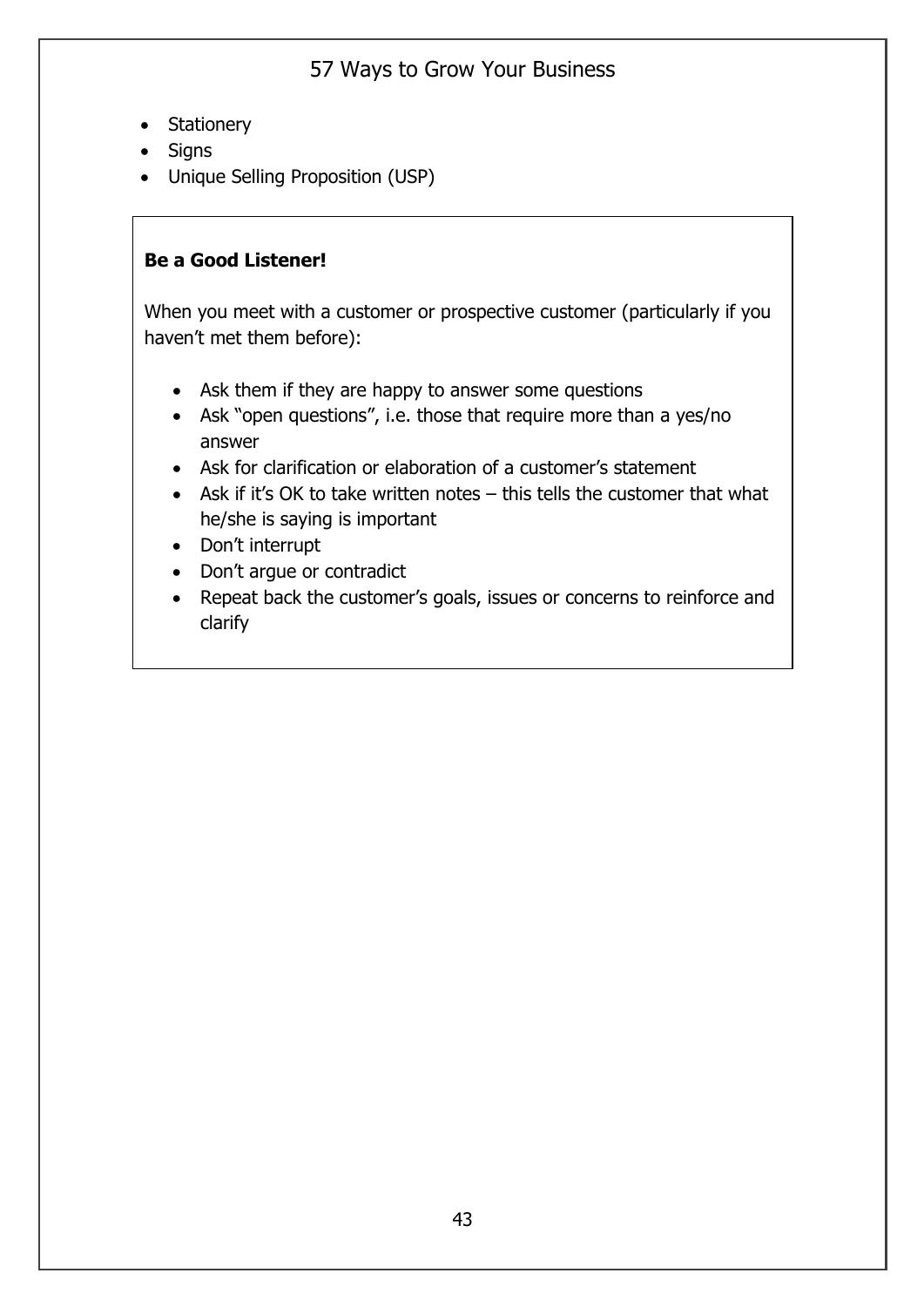- Stationery
- Signs
- Unique Selling Proposition (USP)

**Be a Good Listener!**

When you meet with a customer or prospective customer (particularly if you haven't met them before):

- Ask them if they are happy to answer some questions
- Ask "open questions", i.e. those that require more than a yes/no answer
- Ask for clarification or elaboration of a customer's statement
- Ask if it's OK to take written notes – this tells the customer that what he/she is saying is important
- Don't interrupt
- Don't argue or contradict
- Repeat back the customer's goals, issues or concerns to reinforce and clarify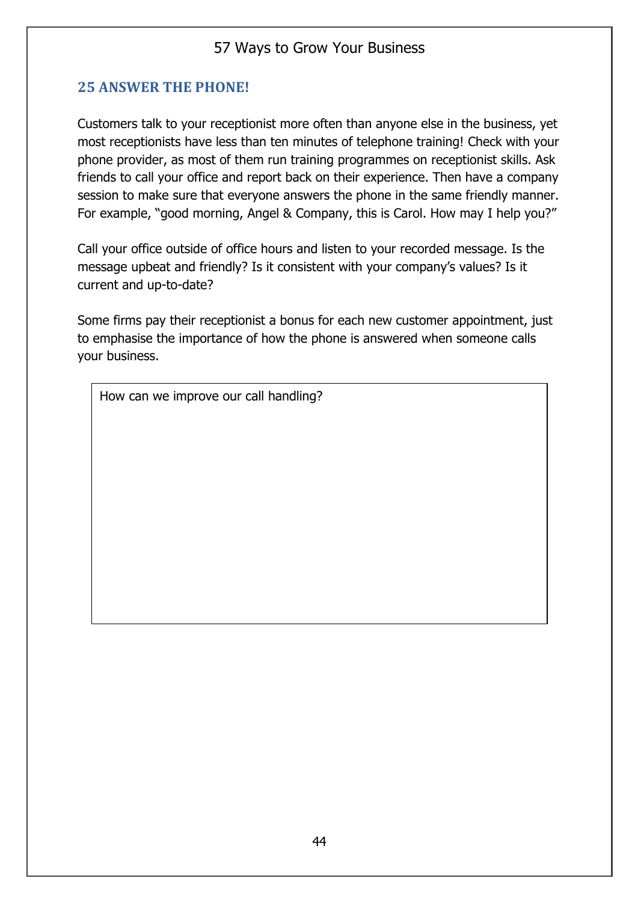## 25 ANSWER THE PHONE!

Customers talk to your receptionist more often than anyone else in the business, yet most receptionists have less than ten minutes of telephone training! Check with your phone provider, as most of them run training programmes on receptionist skills. Ask friends to call your office and report back on their experience. Then have a company session to make sure that everyone answers the phone in the same friendly manner. For example, "good morning, Angel & Company, this is Carol. How may I help you?"

Call your office outside of office hours and listen to your recorded message. Is the message upbeat and friendly? Is it consistent with your company's values? Is it current and up-to-date?

Some firms pay their receptionist a bonus for each new customer appointment, just to emphasise the importance of how the phone is answered when someone calls your business.

| How can we improve our call handling? |
| --- |
| |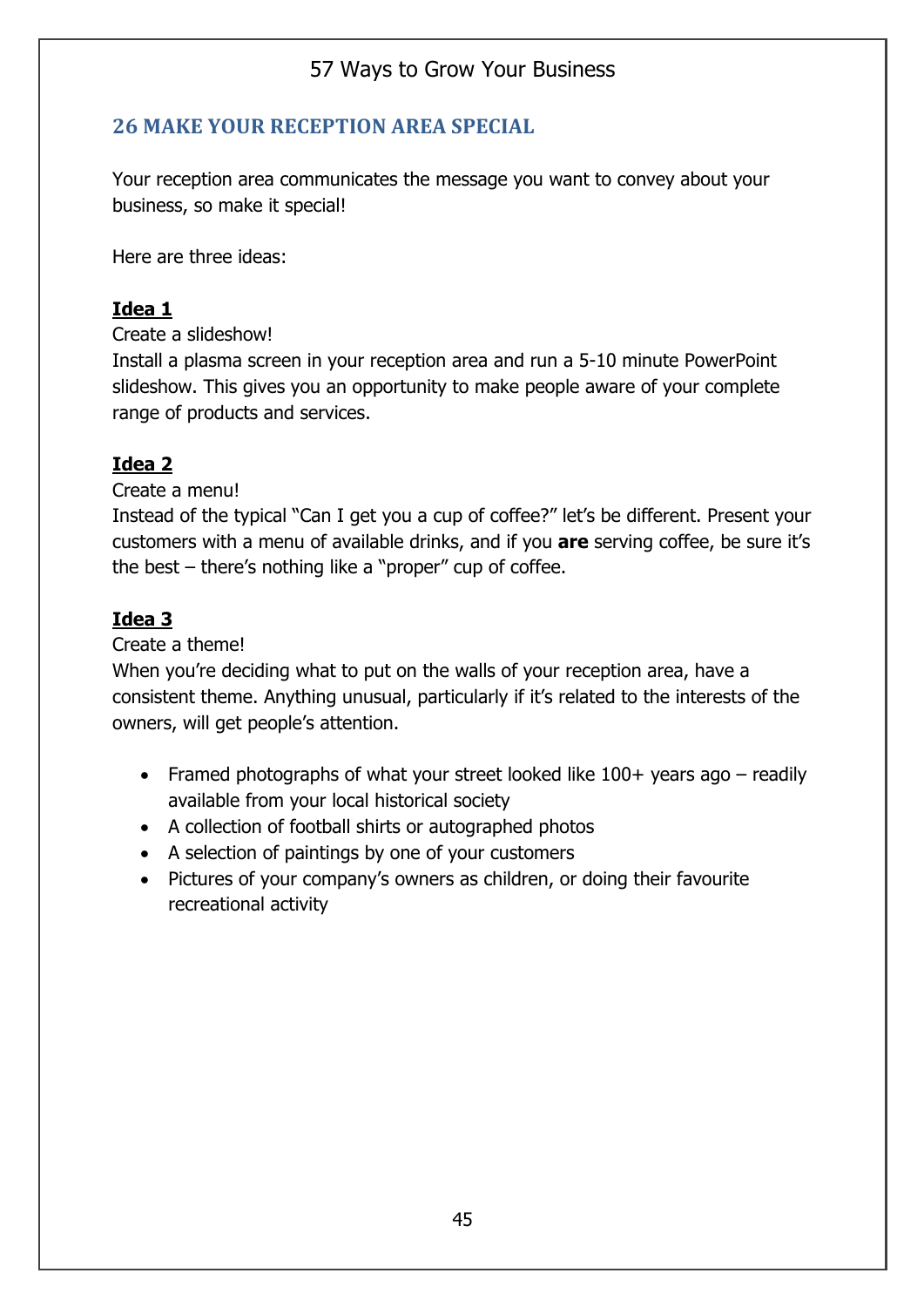## 26 MAKE YOUR RECEPTION AREA SPECIAL

Your reception area communicates the message you want to convey about your business, so make it special!

Here are three ideas:

**Idea 1**

Create a slideshow!

Install a plasma screen in your reception area and run a 5-10 minute PowerPoint slideshow. This gives you an opportunity to make people aware of your complete range of products and services.

**Idea 2**

Create a menu!

Instead of the typical "Can I get you a cup of coffee?" let's be different. Present your customers with a menu of available drinks, and if you **are** serving coffee, be sure it's the best – there's nothing like a "proper" cup of coffee.

**Idea 3**

Create a theme!

When you're deciding what to put on the walls of your reception area, have a consistent theme. Anything unusual, particularly if it's related to the interests of the owners, will get people's attention.

- Framed photographs of what your street looked like 100+ years ago – readily available from your local historical society
- A collection of football shirts or autographed photos
- A selection of paintings by one of your customers
- Pictures of your company's owners as children, or doing their favourite recreational activity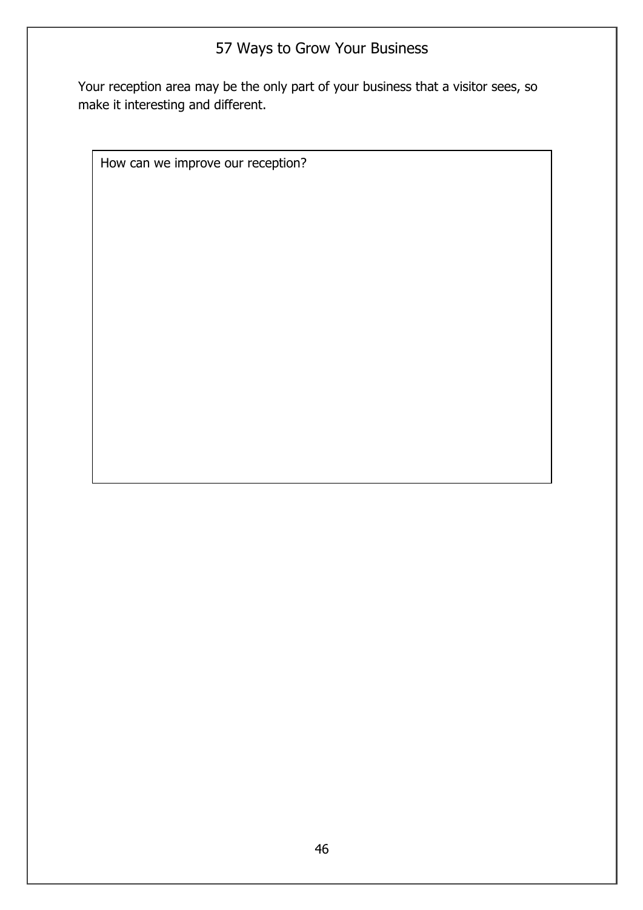Your reception area may be the only part of your business that a visitor sees, so make it interesting and different.

| How can we improve our reception? |
| --- |
| |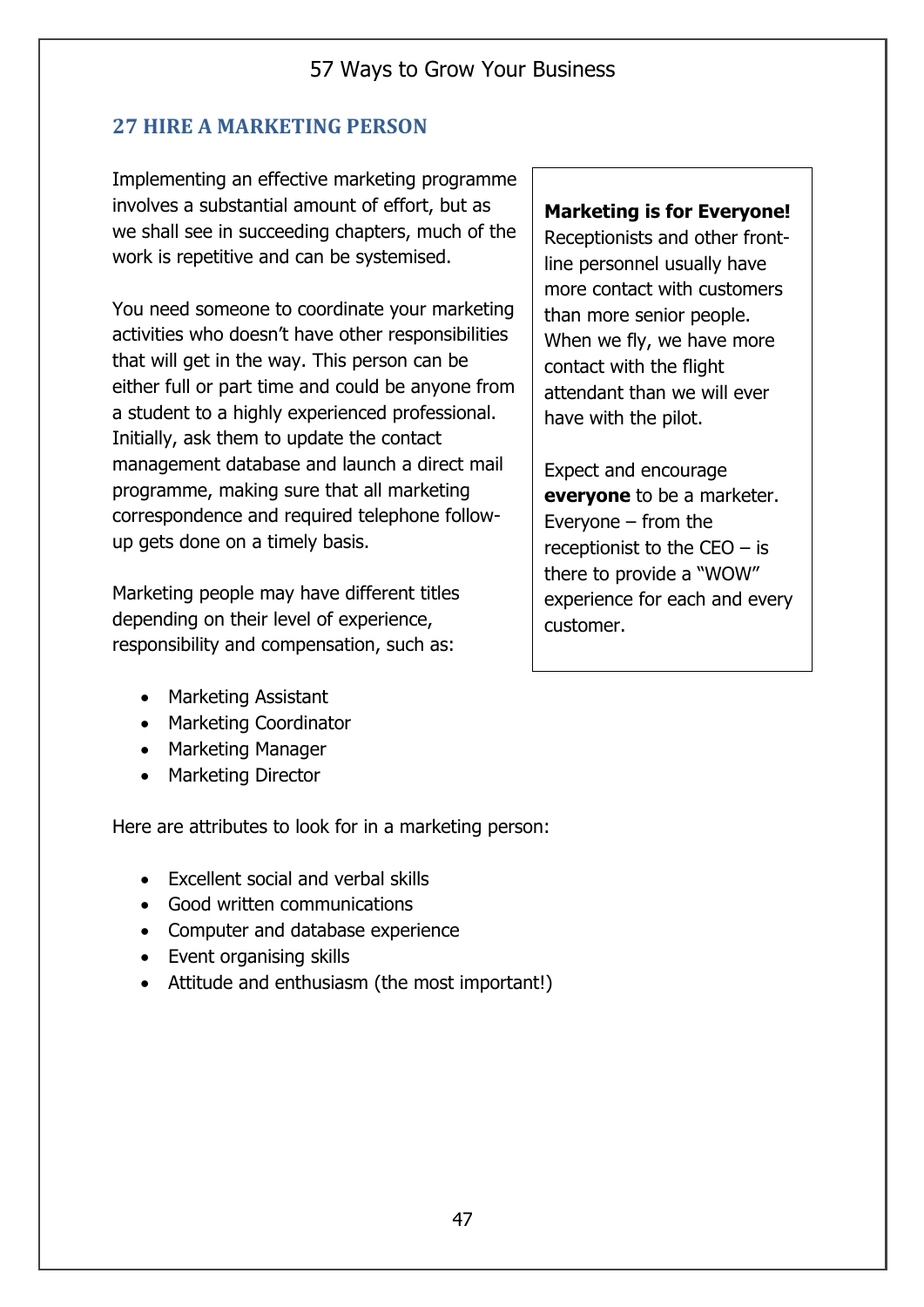## 27 HIRE A MARKETING PERSON

Implementing an effective marketing programme involves a substantial amount of effort, but as we shall see in succeeding chapters, much of the work is repetitive and can be systemised.

You need someone to coordinate your marketing activities who doesn't have other responsibilities that will get in the way. This person can be either full or part time and could be anyone from a student to a highly experienced professional. Initially, ask them to update the contact management database and launch a direct mail programme, making sure that all marketing correspondence and required telephone follow-up gets done on a timely basis.

Marketing people may have different titles depending on their level of experience, responsibility and compensation, such as:

- Marketing Assistant
- Marketing Coordinator
- Marketing Manager
- Marketing Director

Here are attributes to look for in a marketing person:

- Excellent social and verbal skills
- Good written communications
- Computer and database experience
- Event organising skills
- Attitude and enthusiasm (the most important!)

**Marketing is for Everyone!**
Receptionists and other front-line personnel usually have more contact with customers than more senior people. When we fly, we have more contact with the flight attendant than we will ever have with the pilot.

Expect and encourage **everyone** to be a marketer. Everyone – from the receptionist to the CEO – is there to provide a "WOW" experience for each and every customer.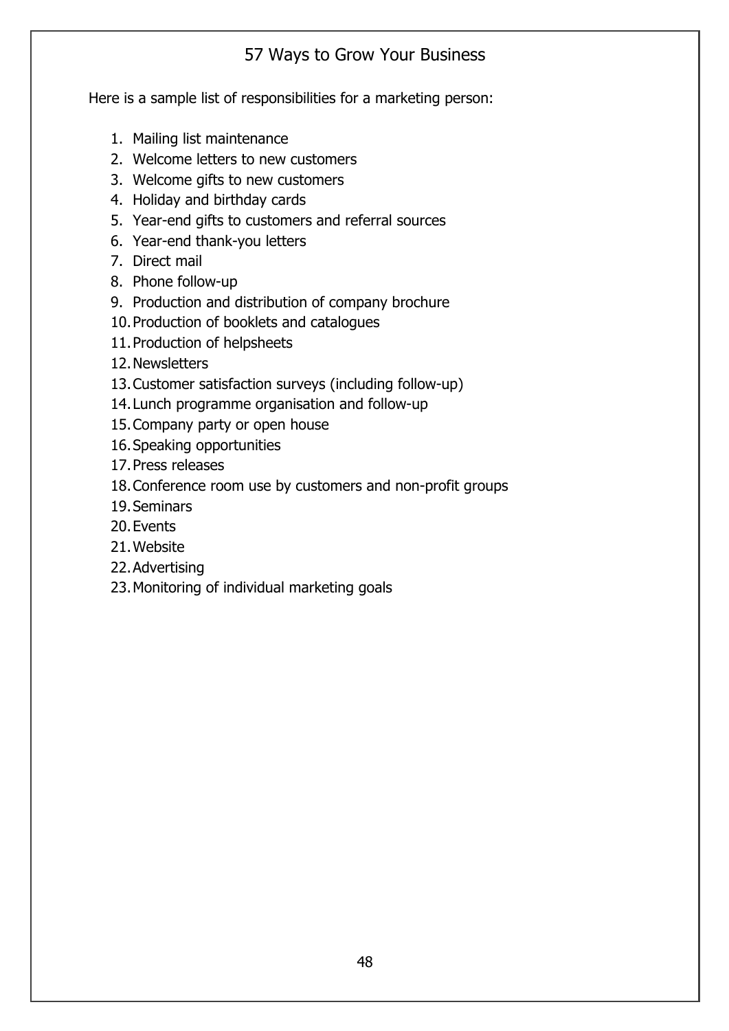Here is a sample list of responsibilities for a marketing person:

1. Mailing list maintenance
2. Welcome letters to new customers
3. Welcome gifts to new customers
4. Holiday and birthday cards
5. Year-end gifts to customers and referral sources
6. Year-end thank-you letters
7. Direct mail
8. Phone follow-up
9. Production and distribution of company brochure
10. Production of booklets and catalogues
11. Production of helpsheets
12. Newsletters
13. Customer satisfaction surveys (including follow-up)
14. Lunch programme organisation and follow-up
15. Company party or open house
16. Speaking opportunities
17. Press releases
18. Conference room use by customers and non-profit groups
19. Seminars
20. Events
21. Website
22. Advertising
23. Monitoring of individual marketing goals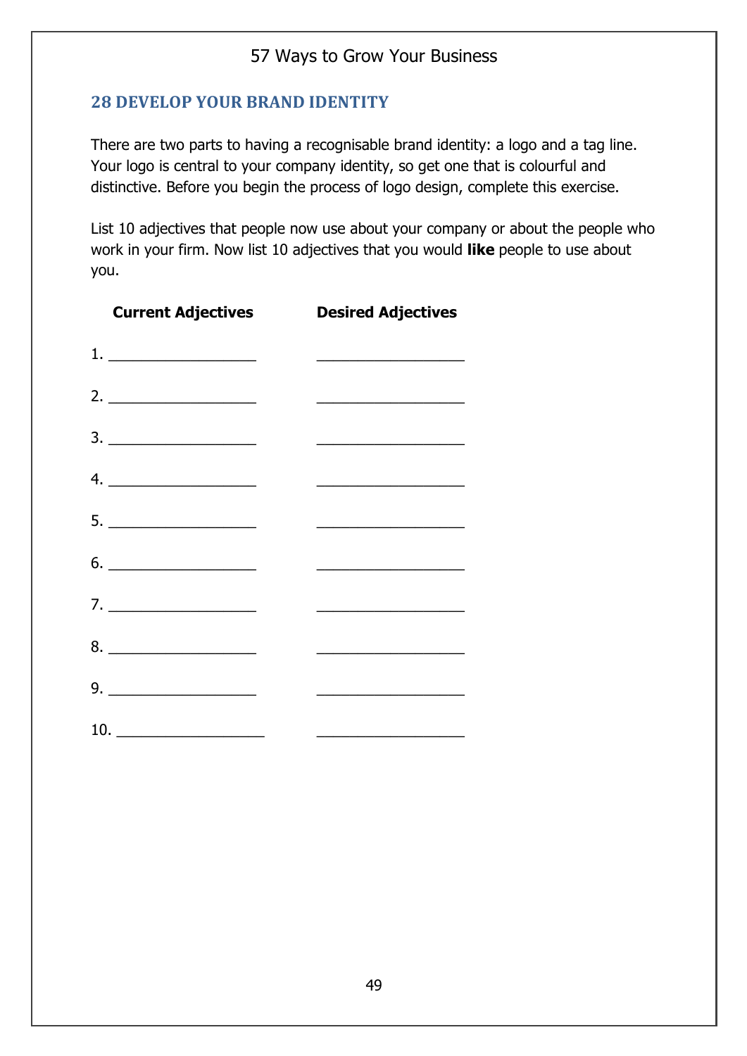## 28 DEVELOP YOUR BRAND IDENTITY

There are two parts to having a recognisable brand identity: a logo and a tag line. Your logo is central to your company identity, so get one that is colourful and distinctive. Before you begin the process of logo design, complete this exercise.

List 10 adjectives that people now use about your company or about the people who work in your firm. Now list 10 adjectives that you would **like** people to use about you.

| **Current Adjectives** | **Desired Adjectives** |
|---|---|
| 1. ________________ | ________________ |
| 2. ________________ | ________________ |
| 3. ________________ | ________________ |
| 4. ________________ | ________________ |
| 5. ________________ | ________________ |
| 6. ________________ | ________________ |
| 7. ________________ | ________________ |
| 8. ________________ | ________________ |
| 9. ________________ | ________________ |
| 10. ________________ | ________________ |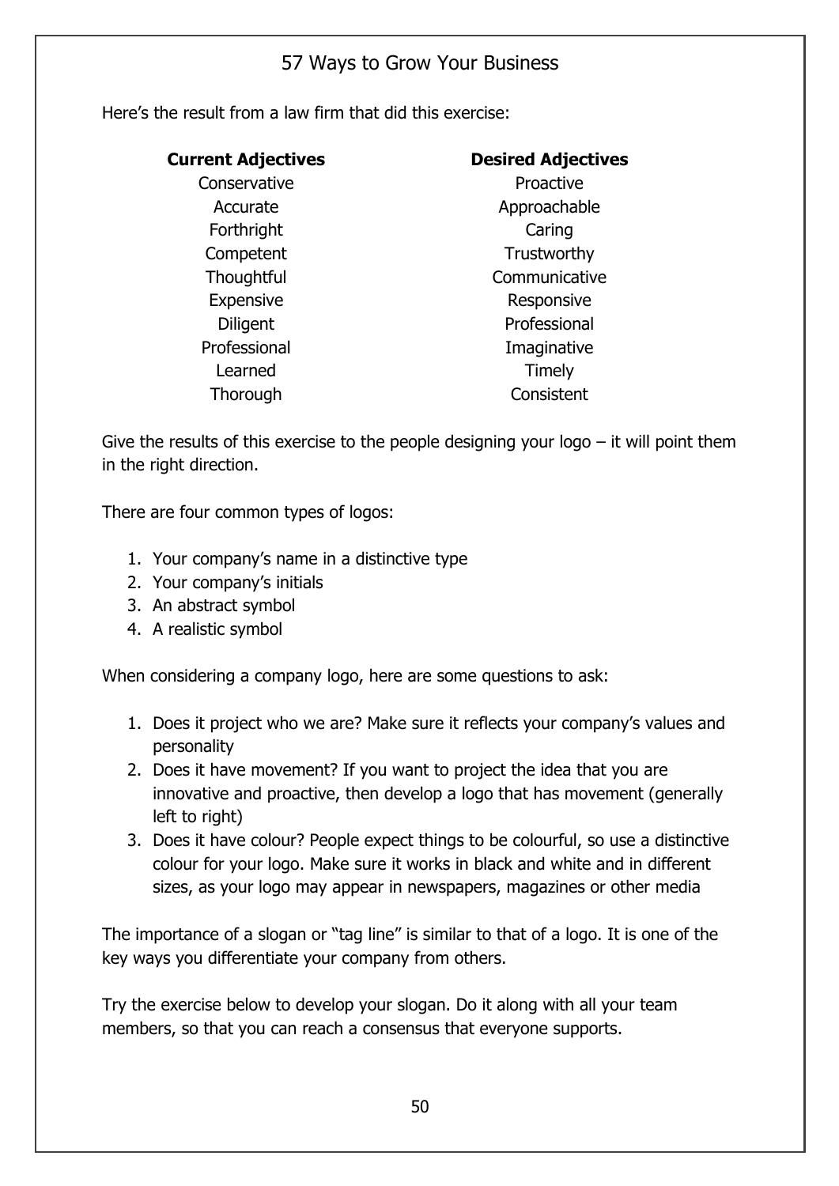Here's the result from a law firm that did this exercise:

| Current Adjectives | Desired Adjectives |
|---|---|
| Conservative | Proactive |
| Accurate | Approachable |
| Forthright | Caring |
| Competent | Trustworthy |
| Thoughtful | Communicative |
| Expensive | Responsive |
| Diligent | Professional |
| Professional | Imaginative |
| Learned | Timely |
| Thorough | Consistent |

Give the results of this exercise to the people designing your logo – it will point them in the right direction.

There are four common types of logos:

1. Your company's name in a distinctive type
2. Your company's initials
3. An abstract symbol
4. A realistic symbol

When considering a company logo, here are some questions to ask:

1. Does it project who we are? Make sure it reflects your company's values and personality
2. Does it have movement? If you want to project the idea that you are innovative and proactive, then develop a logo that has movement (generally left to right)
3. Does it have colour? People expect things to be colourful, so use a distinctive colour for your logo. Make sure it works in black and white and in different sizes, as your logo may appear in newspapers, magazines or other media

The importance of a slogan or "tag line" is similar to that of a logo. It is one of the key ways you differentiate your company from others.

Try the exercise below to develop your slogan. Do it along with all your team members, so that you can reach a consensus that everyone supports.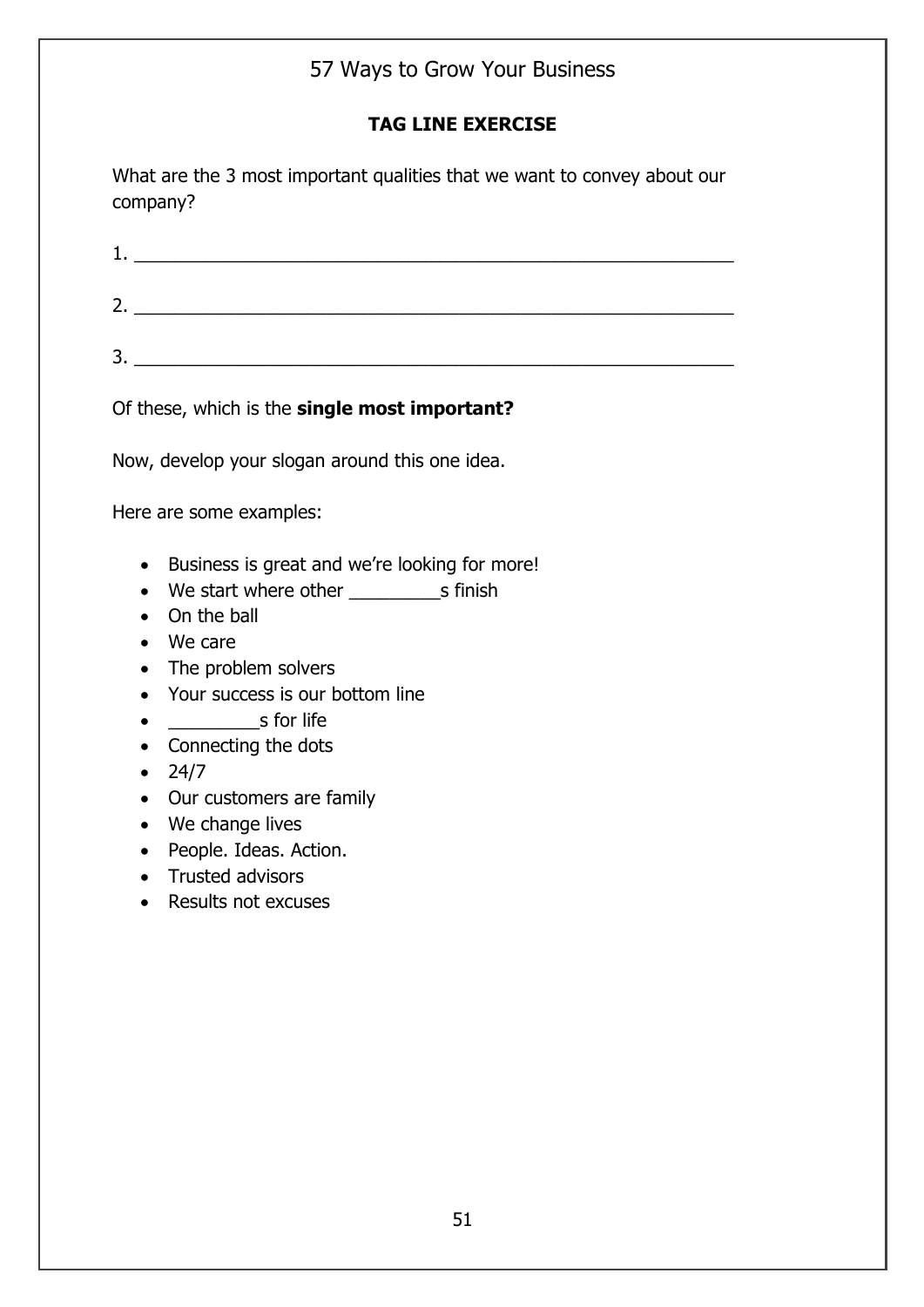## TAG LINE EXERCISE

What are the 3 most important qualities that we want to convey about our company?

1. ____________________________________________________________

2. ____________________________________________________________

3. ____________________________________________________________

Of these, which is the **single most important?**

Now, develop your slogan around this one idea.

Here are some examples:

- Business is great and we're looking for more!
- We start where other _________s finish
- On the ball
- We care
- The problem solvers
- Your success is our bottom line
- _________s for life
- Connecting the dots
- 24/7
- Our customers are family
- We change lives
- People. Ideas. Action.
- Trusted advisors
- Results not excuses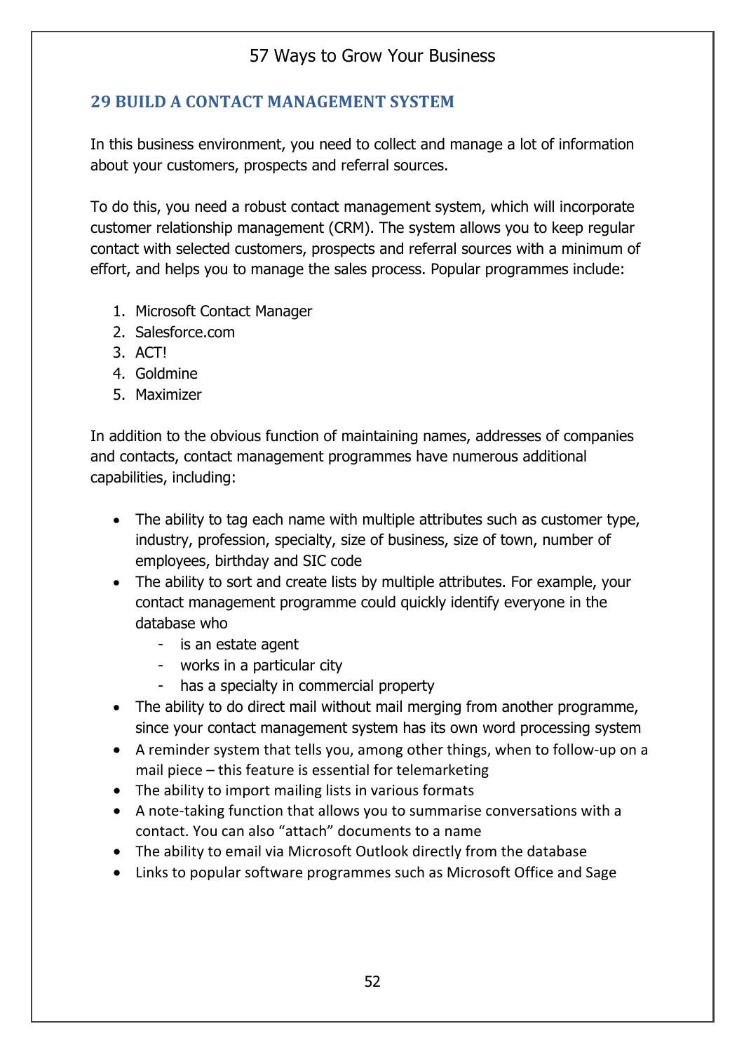## 29 BUILD A CONTACT MANAGEMENT SYSTEM

In this business environment, you need to collect and manage a lot of information about your customers, prospects and referral sources.

To do this, you need a robust contact management system, which will incorporate customer relationship management (CRM). The system allows you to keep regular contact with selected customers, prospects and referral sources with a minimum of effort, and helps you to manage the sales process. Popular programmes include:

1. Microsoft Contact Manager
2. Salesforce.com
3. ACT!
4. Goldmine
5. Maximizer

In addition to the obvious function of maintaining names, addresses of companies and contacts, contact management programmes have numerous additional capabilities, including:

- The ability to tag each name with multiple attributes such as customer type, industry, profession, specialty, size of business, size of town, number of employees, birthday and SIC code
- The ability to sort and create lists by multiple attributes. For example, your contact management programme could quickly identify everyone in the database who
    - is an estate agent
    - works in a particular city
    - has a specialty in commercial property
- The ability to do direct mail without mail merging from another programme, since your contact management system has its own word processing system
- A reminder system that tells you, among other things, when to follow-up on a mail piece – this feature is essential for telemarketing
- The ability to import mailing lists in various formats
- A note-taking function that allows you to summarise conversations with a contact. You can also "attach" documents to a name
- The ability to email via Microsoft Outlook directly from the database
- Links to popular software programmes such as Microsoft Office and Sage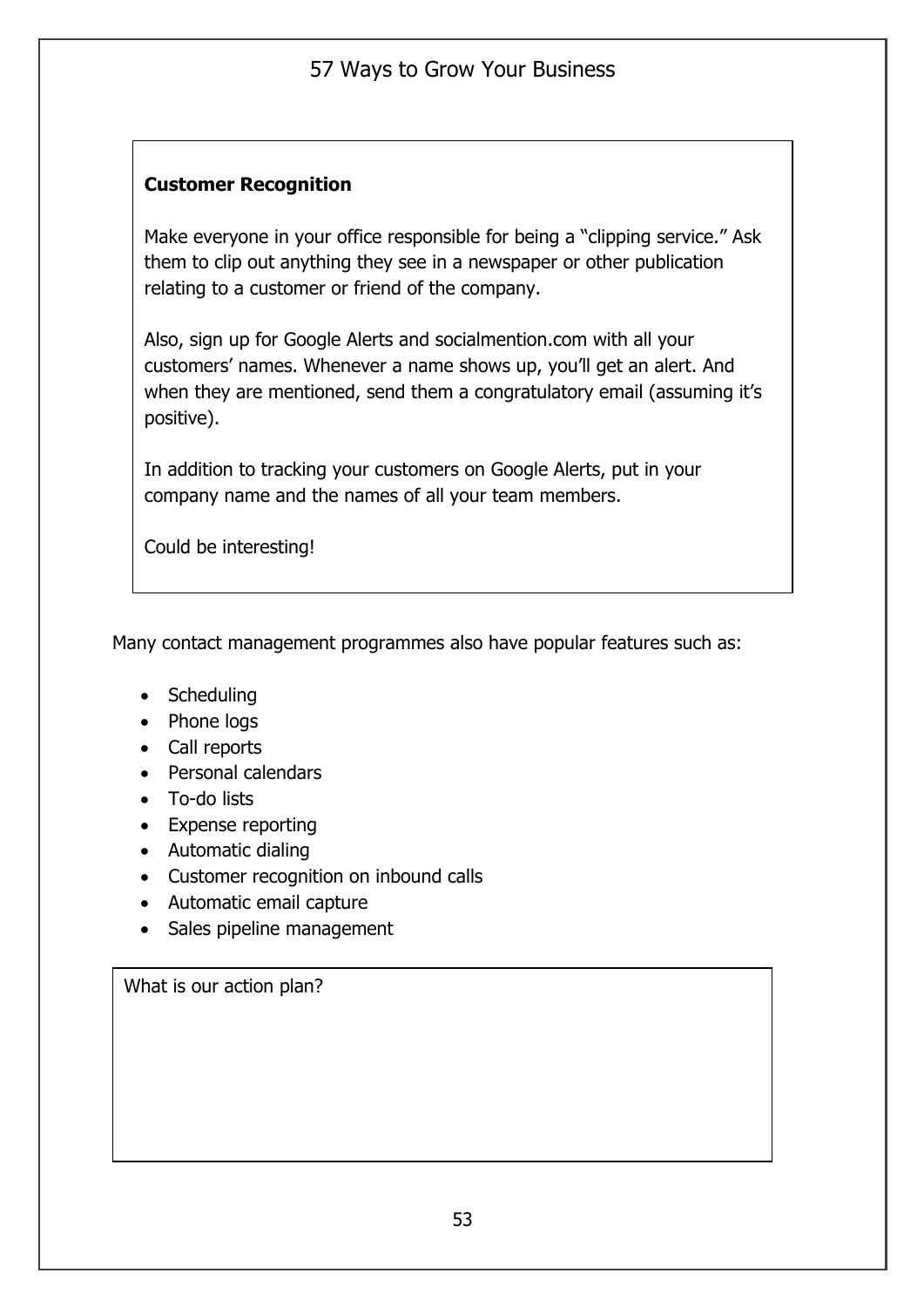**Customer Recognition**

Make everyone in your office responsible for being a "clipping service." Ask them to clip out anything they see in a newspaper or other publication relating to a customer or friend of the company.

Also, sign up for Google Alerts and socialmention.com with all your customers' names. Whenever a name shows up, you'll get an alert. And when they are mentioned, send them a congratulatory email (assuming it's positive).

In addition to tracking your customers on Google Alerts, put in your company name and the names of all your team members.

Could be interesting!

Many contact management programmes also have popular features such as:

- Scheduling
- Phone logs
- Call reports
- Personal calendars
- To-do lists
- Expense reporting
- Automatic dialing
- Customer recognition on inbound calls
- Automatic email capture
- Sales pipeline management

What is our action plan?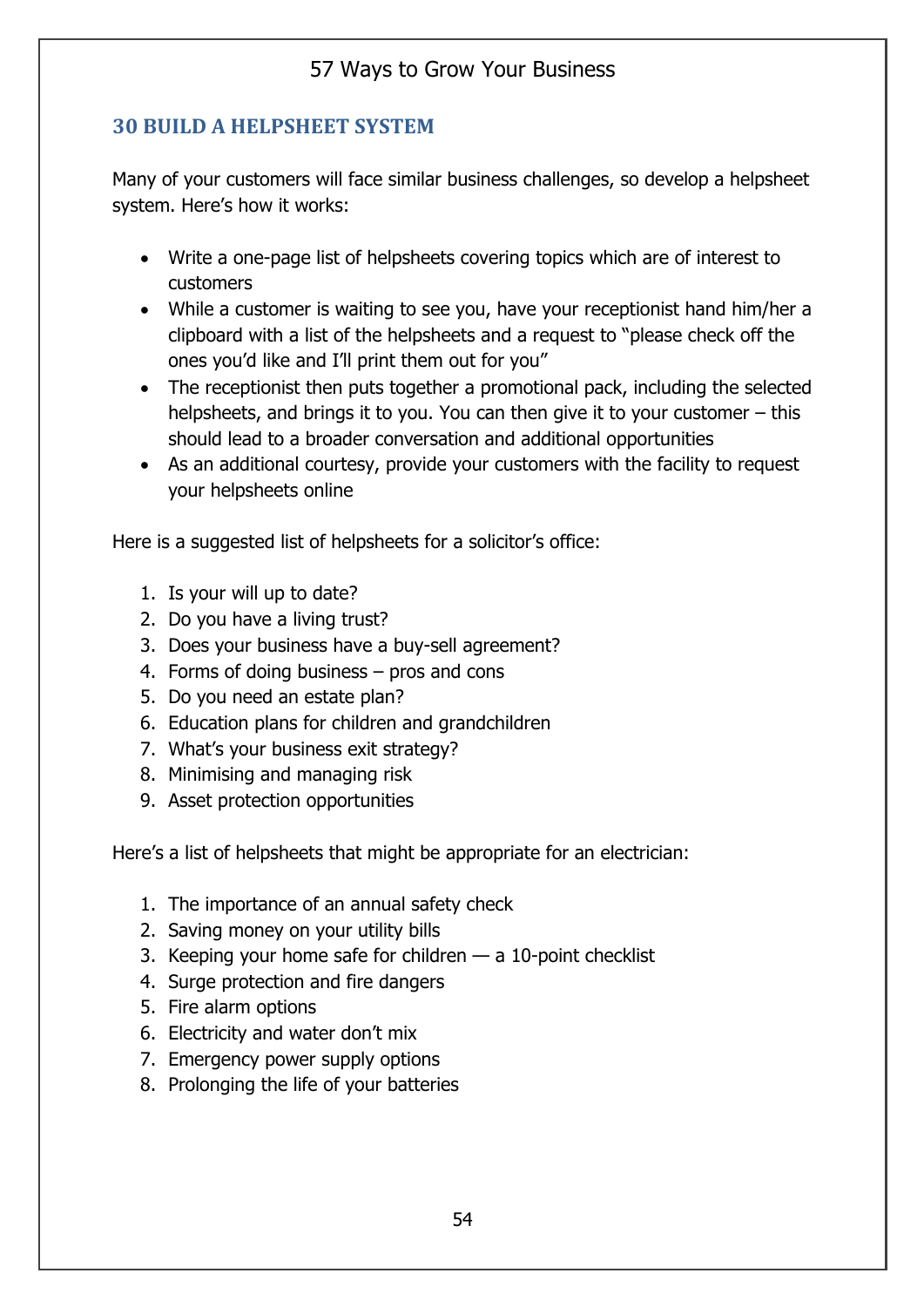## 30 BUILD A HELPSHEET SYSTEM

Many of your customers will face similar business challenges, so develop a helpsheet system. Here's how it works:

- Write a one-page list of helpsheets covering topics which are of interest to customers
- While a customer is waiting to see you, have your receptionist hand him/her a clipboard with a list of the helpsheets and a request to "please check off the ones you'd like and I'll print them out for you"
- The receptionist then puts together a promotional pack, including the selected helpsheets, and brings it to you. You can then give it to your customer – this should lead to a broader conversation and additional opportunities
- As an additional courtesy, provide your customers with the facility to request your helpsheets online

Here is a suggested list of helpsheets for a solicitor's office:

1. Is your will up to date?
2. Do you have a living trust?
3. Does your business have a buy-sell agreement?
4. Forms of doing business – pros and cons
5. Do you need an estate plan?
6. Education plans for children and grandchildren
7. What's your business exit strategy?
8. Minimising and managing risk
9. Asset protection opportunities

Here's a list of helpsheets that might be appropriate for an electrician:

1. The importance of an annual safety check
2. Saving money on your utility bills
3. Keeping your home safe for children — a 10-point checklist
4. Surge protection and fire dangers
5. Fire alarm options
6. Electricity and water don't mix
7. Emergency power supply options
8. Prolonging the life of your batteries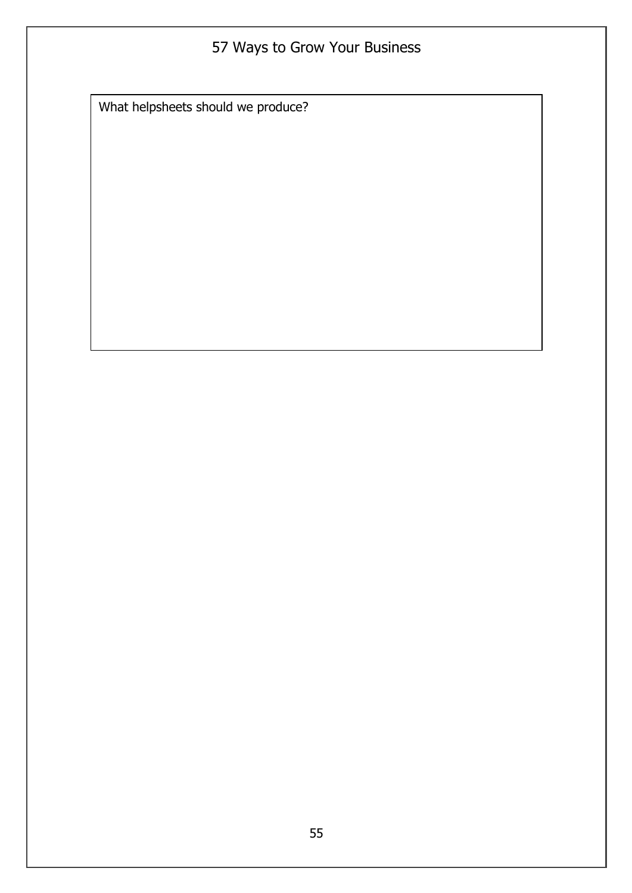What helpsheets should we produce?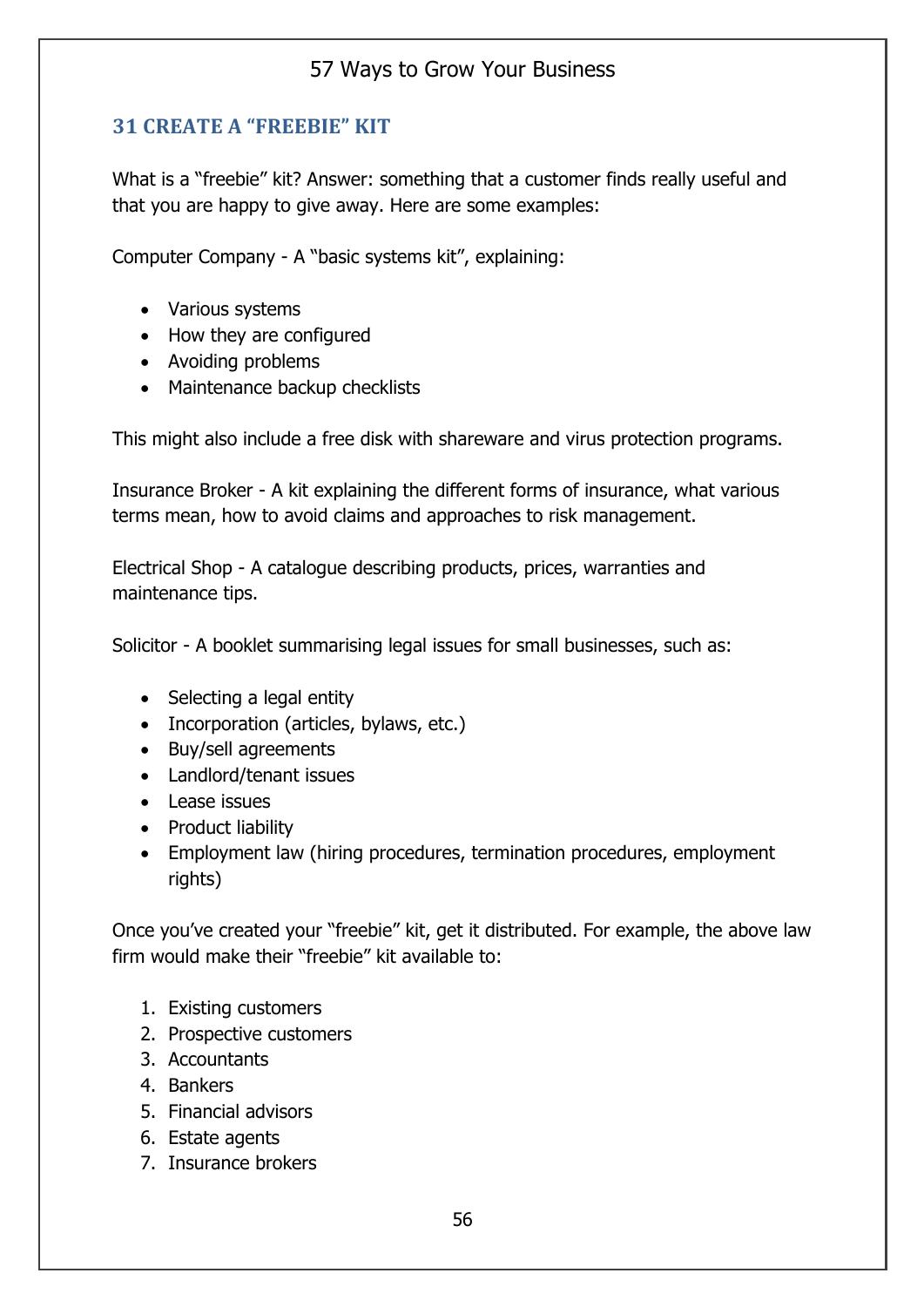## 31 CREATE A "FREEBIE" KIT

What is a "freebie" kit? Answer: something that a customer finds really useful and that you are happy to give away. Here are some examples:

Computer Company - A "basic systems kit", explaining:

- Various systems
- How they are configured
- Avoiding problems
- Maintenance backup checklists

This might also include a free disk with shareware and virus protection programs.

Insurance Broker - A kit explaining the different forms of insurance, what various terms mean, how to avoid claims and approaches to risk management.

Electrical Shop - A catalogue describing products, prices, warranties and maintenance tips.

Solicitor - A booklet summarising legal issues for small businesses, such as:

- Selecting a legal entity
- Incorporation (articles, bylaws, etc.)
- Buy/sell agreements
- Landlord/tenant issues
- Lease issues
- Product liability
- Employment law (hiring procedures, termination procedures, employment rights)

Once you've created your "freebie" kit, get it distributed. For example, the above law firm would make their "freebie" kit available to:

1. Existing customers
2. Prospective customers
3. Accountants
4. Bankers
5. Financial advisors
6. Estate agents
7. Insurance brokers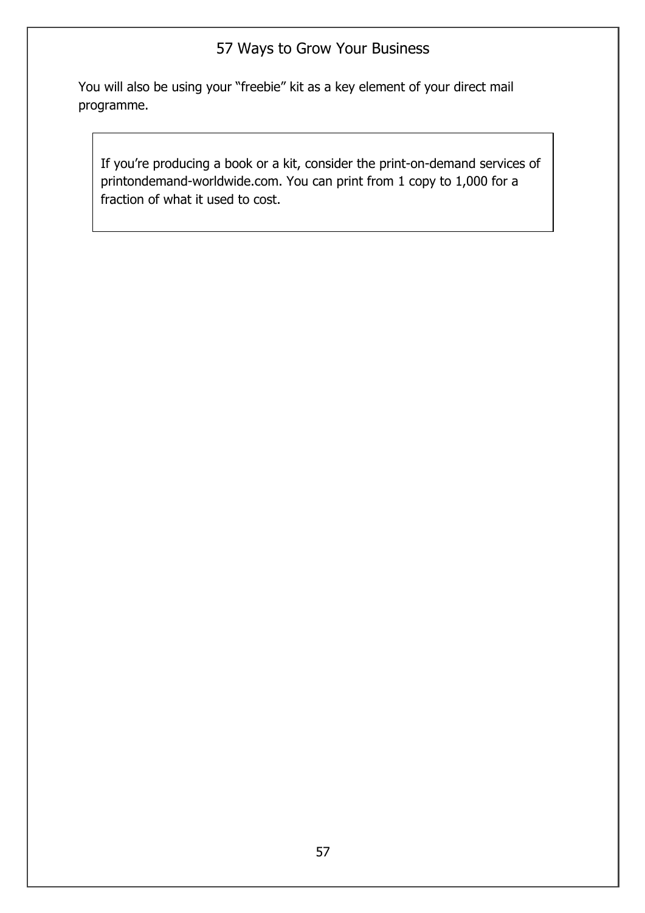You will also be using your “freebie” kit as a key element of your direct mail programme.

> If you’re producing a book or a kit, consider the print-on-demand services of printondemand-worldwide.com. You can print from 1 copy to 1,000 for a fraction of what it used to cost.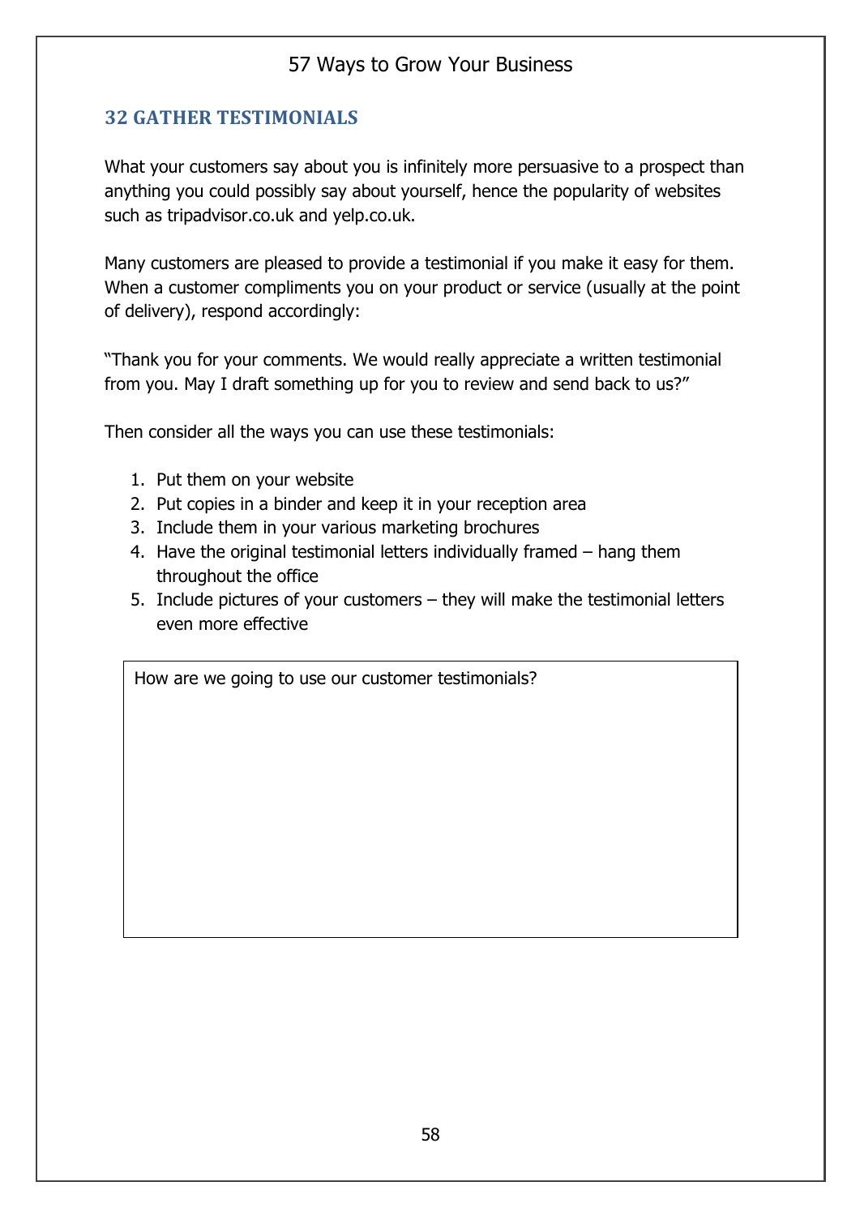## 32 GATHER TESTIMONIALS

What your customers say about you is infinitely more persuasive to a prospect than anything you could possibly say about yourself, hence the popularity of websites such as tripadvisor.co.uk and yelp.co.uk.

Many customers are pleased to provide a testimonial if you make it easy for them. When a customer compliments you on your product or service (usually at the point of delivery), respond accordingly:

"Thank you for your comments. We would really appreciate a written testimonial from you. May I draft something up for you to review and send back to us?"

Then consider all the ways you can use these testimonials:

1. Put them on your website
2. Put copies in a binder and keep it in your reception area
3. Include them in your various marketing brochures
4. Have the original testimonial letters individually framed – hang them throughout the office
5. Include pictures of your customers – they will make the testimonial letters even more effective

| How are we going to use our customer testimonials? |
|---|
| |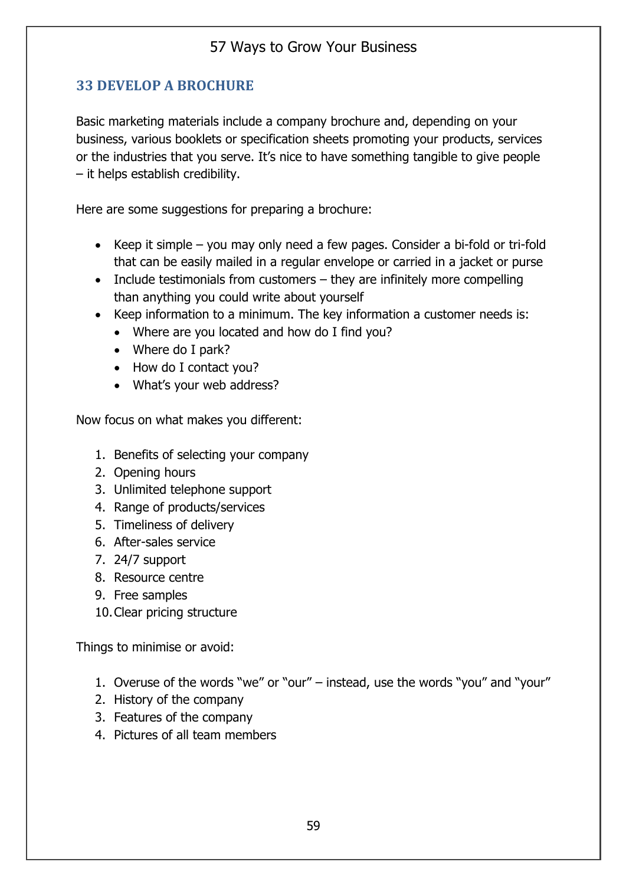## 33 DEVELOP A BROCHURE

Basic marketing materials include a company brochure and, depending on your business, various booklets or specification sheets promoting your products, services or the industries that you serve. It's nice to have something tangible to give people – it helps establish credibility.

Here are some suggestions for preparing a brochure:

- Keep it simple – you may only need a few pages. Consider a bi-fold or tri-fold that can be easily mailed in a regular envelope or carried in a jacket or purse
- Include testimonials from customers – they are infinitely more compelling than anything you could write about yourself
- Keep information to a minimum. The key information a customer needs is:
  - Where are you located and how do I find you?
  - Where do I park?
  - How do I contact you?
  - What's your web address?

Now focus on what makes you different:

1. Benefits of selecting your company
2. Opening hours
3. Unlimited telephone support
4. Range of products/services
5. Timeliness of delivery
6. After-sales service
7. 24/7 support
8. Resource centre
9. Free samples
10. Clear pricing structure

Things to minimise or avoid:

1. Overuse of the words "we" or "our" – instead, use the words "you" and "your"
2. History of the company
3. Features of the company
4. Pictures of all team members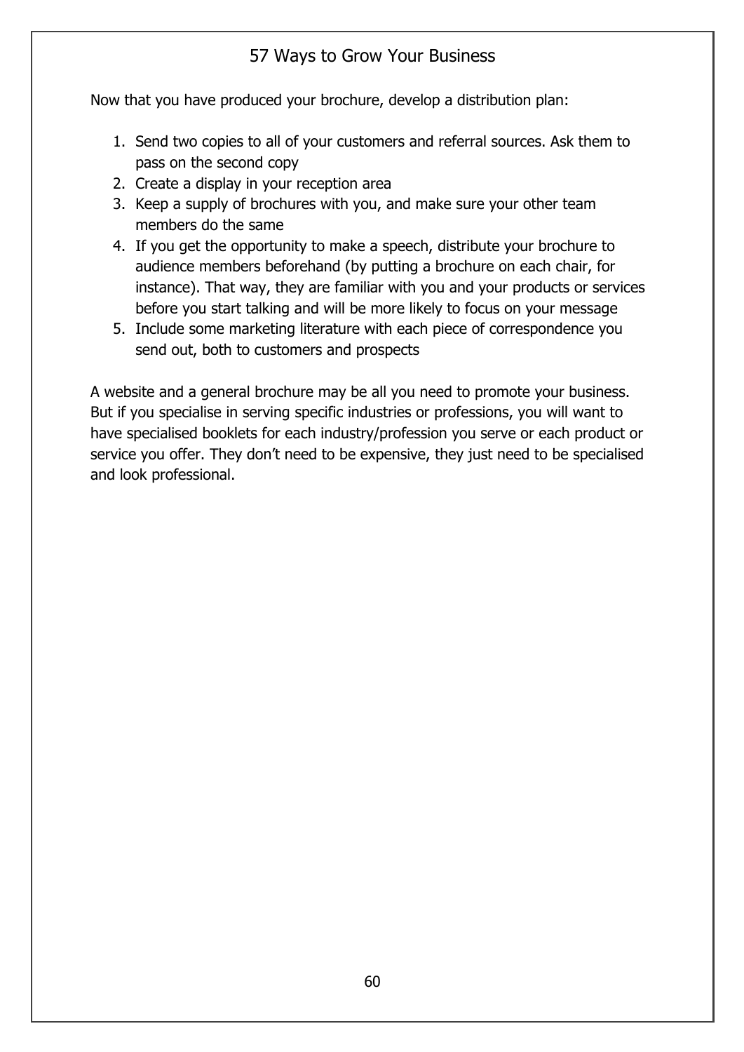Now that you have produced your brochure, develop a distribution plan:

1. Send two copies to all of your customers and referral sources. Ask them to pass on the second copy
2. Create a display in your reception area
3. Keep a supply of brochures with you, and make sure your other team members do the same
4. If you get the opportunity to make a speech, distribute your brochure to audience members beforehand (by putting a brochure on each chair, for instance). That way, they are familiar with you and your products or services before you start talking and will be more likely to focus on your message
5. Include some marketing literature with each piece of correspondence you send out, both to customers and prospects

A website and a general brochure may be all you need to promote your business. But if you specialise in serving specific industries or professions, you will want to have specialised booklets for each industry/profession you serve or each product or service you offer. They don’t need to be expensive, they just need to be specialised and look professional.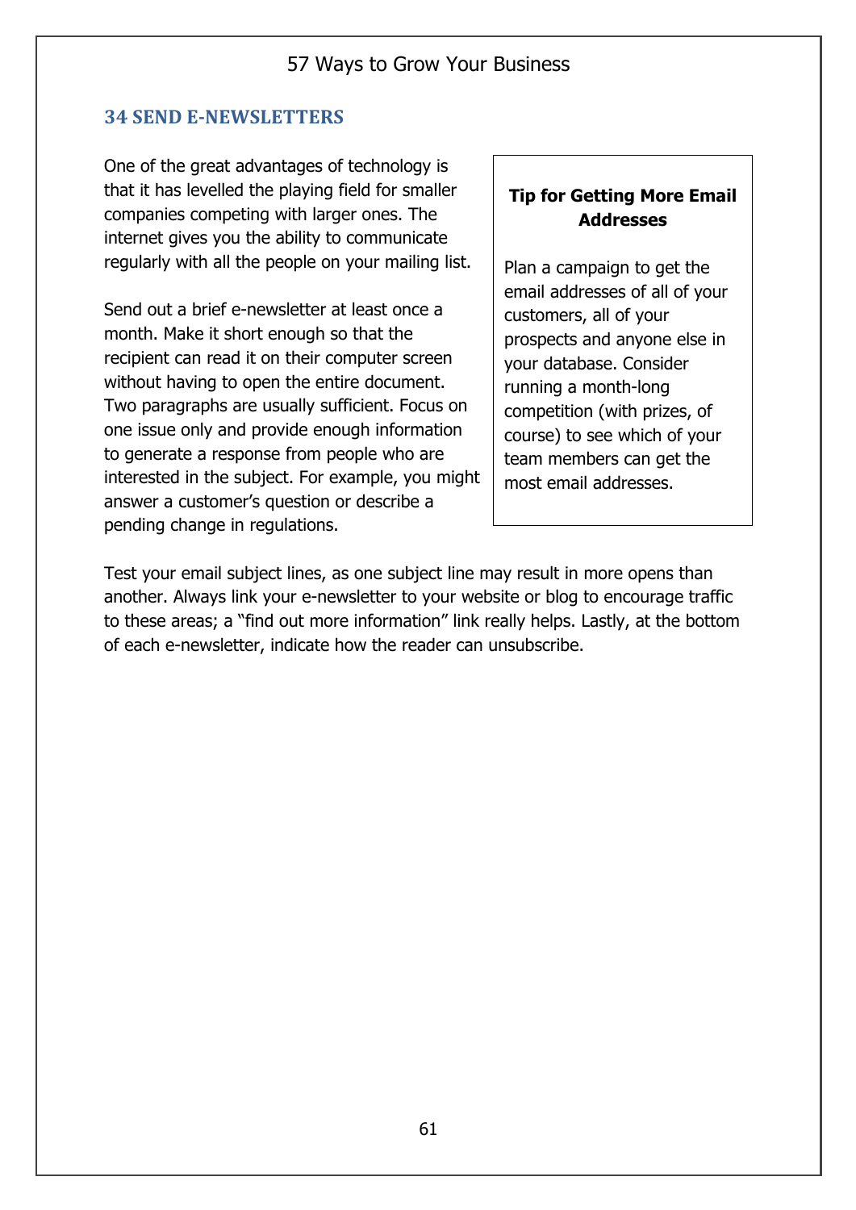## 34 SEND E-NEWSLETTERS

One of the great advantages of technology is that it has levelled the playing field for smaller companies competing with larger ones. The internet gives you the ability to communicate regularly with all the people on your mailing list.

Send out a brief e-newsletter at least once a month. Make it short enough so that the recipient can read it on their computer screen without having to open the entire document. Two paragraphs are usually sufficient. Focus on one issue only and provide enough information to generate a response from people who are interested in the subject. For example, you might answer a customer's question or describe a pending change in regulations.

**Tip for Getting More Email Addresses**

Plan a campaign to get the email addresses of all of your customers, all of your prospects and anyone else in your database. Consider running a month-long competition (with prizes, of course) to see which of your team members can get the most email addresses.

Test your email subject lines, as one subject line may result in more opens than another. Always link your e-newsletter to your website or blog to encourage traffic to these areas; a "find out more information" link really helps. Lastly, at the bottom of each e-newsletter, indicate how the reader can unsubscribe.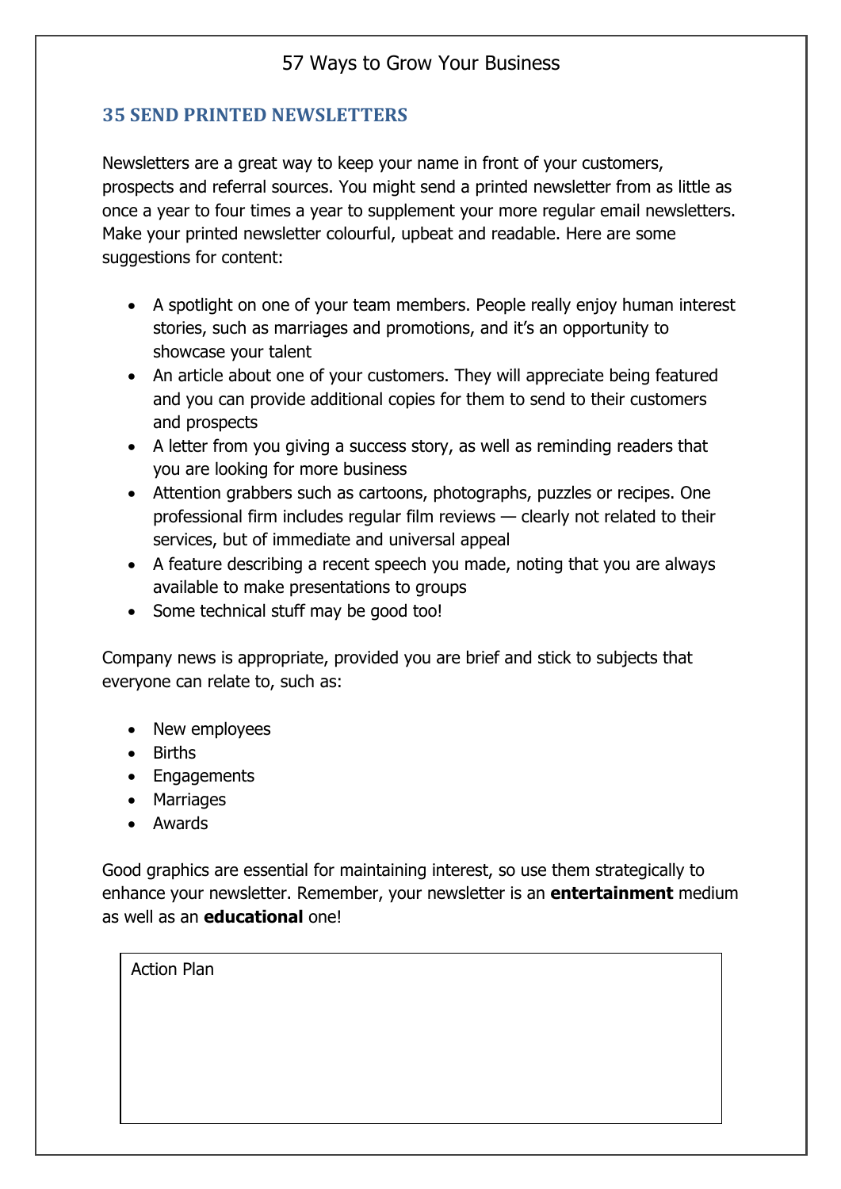## 35 SEND PRINTED NEWSLETTERS

Newsletters are a great way to keep your name in front of your customers, prospects and referral sources. You might send a printed newsletter from as little as once a year to four times a year to supplement your more regular email newsletters. Make your printed newsletter colourful, upbeat and readable. Here are some suggestions for content:

- A spotlight on one of your team members. People really enjoy human interest stories, such as marriages and promotions, and it's an opportunity to showcase your talent
- An article about one of your customers. They will appreciate being featured and you can provide additional copies for them to send to their customers and prospects
- A letter from you giving a success story, as well as reminding readers that you are looking for more business
- Attention grabbers such as cartoons, photographs, puzzles or recipes. One professional firm includes regular film reviews — clearly not related to their services, but of immediate and universal appeal
- A feature describing a recent speech you made, noting that you are always available to make presentations to groups
- Some technical stuff may be good too!

Company news is appropriate, provided you are brief and stick to subjects that everyone can relate to, such as:

- New employees
- Births
- Engagements
- Marriages
- Awards

Good graphics are essential for maintaining interest, so use them strategically to enhance your newsletter. Remember, your newsletter is an **entertainment** medium as well as an **educational** one!

| Action Plan |
| --- |
| |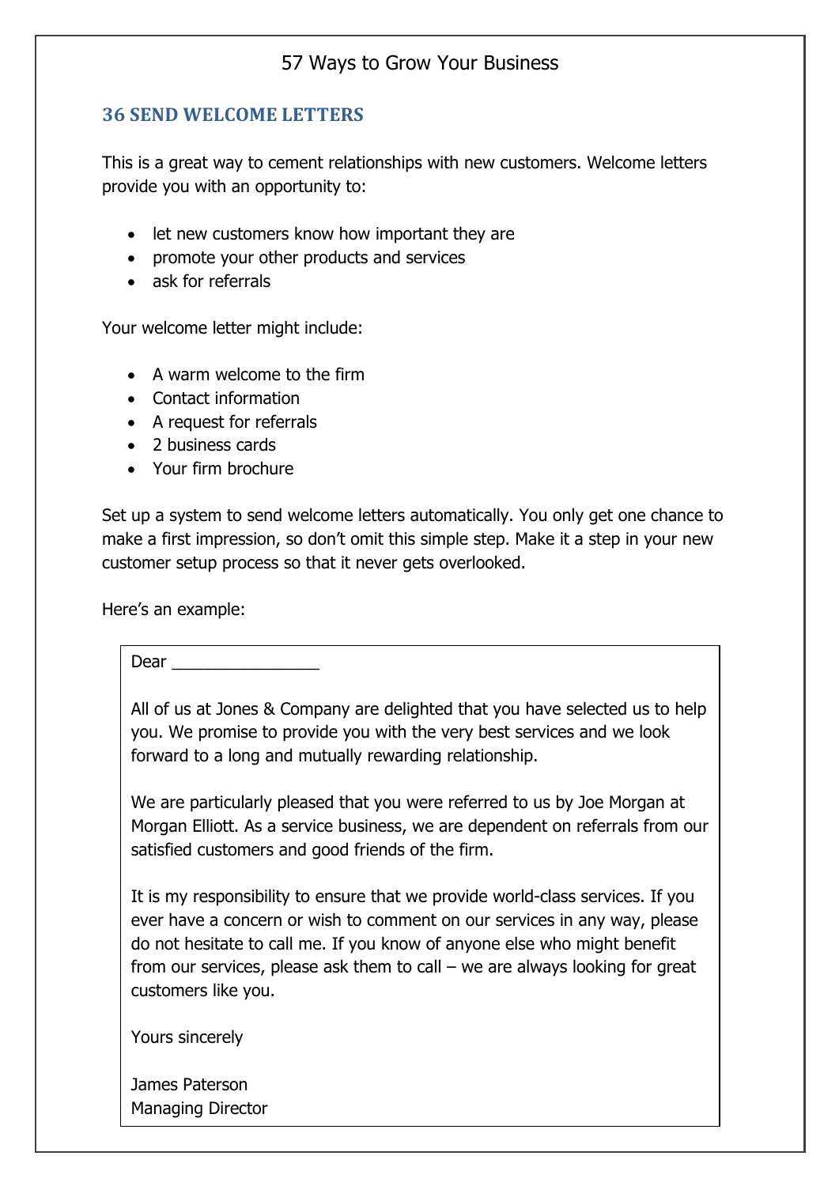## 36 SEND WELCOME LETTERS

This is a great way to cement relationships with new customers. Welcome letters provide you with an opportunity to:

- let new customers know how important they are
- promote your other products and services
- ask for referrals

Your welcome letter might include:

- A warm welcome to the firm
- Contact information
- A request for referrals
- 2 business cards
- Your firm brochure

Set up a system to send welcome letters automatically. You only get one chance to make a first impression, so don't omit this simple step. Make it a step in your new customer setup process so that it never gets overlooked.

Here's an example:

> Dear ________________
>
> All of us at Jones & Company are delighted that you have selected us to help you. We promise to provide you with the very best services and we look forward to a long and mutually rewarding relationship.
>
> We are particularly pleased that you were referred to us by Joe Morgan at Morgan Elliott. As a service business, we are dependent on referrals from our satisfied customers and good friends of the firm.
>
> It is my responsibility to ensure that we provide world-class services. If you ever have a concern or wish to comment on our services in any way, please do not hesitate to call me. If you know of anyone else who might benefit from our services, please ask them to call – we are always looking for great customers like you.
>
> Yours sincerely
>
> James Paterson
> Managing Director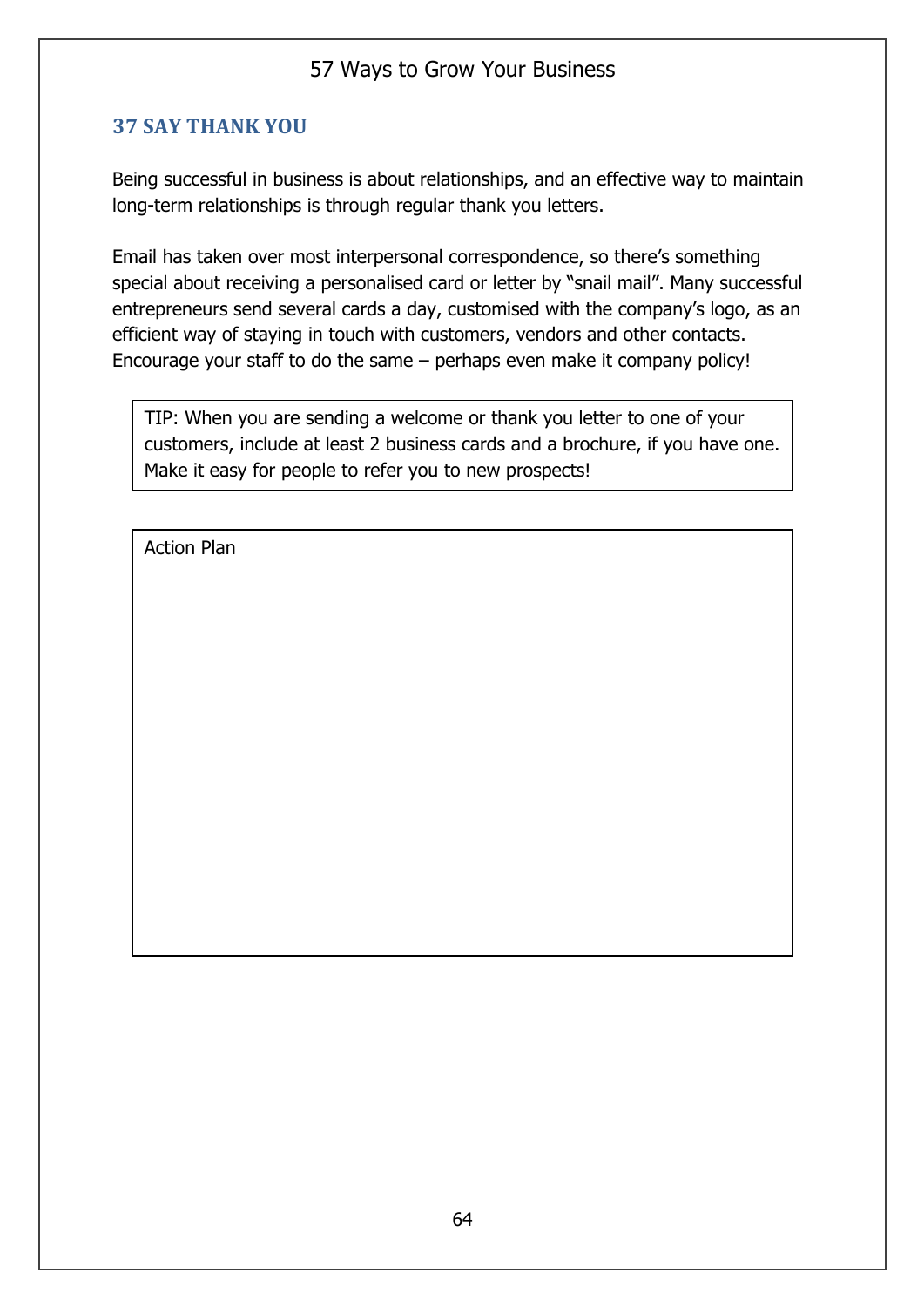## 37 SAY THANK YOU

Being successful in business is about relationships, and an effective way to maintain long-term relationships is through regular thank you letters.

Email has taken over most interpersonal correspondence, so there's something special about receiving a personalised card or letter by "snail mail". Many successful entrepreneurs send several cards a day, customised with the company's logo, as an efficient way of staying in touch with customers, vendors and other contacts. Encourage your staff to do the same – perhaps even make it company policy!

> TIP: When you are sending a welcome or thank you letter to one of your customers, include at least 2 business cards and a brochure, if you have one. Make it easy for people to refer you to new prospects!

Action Plan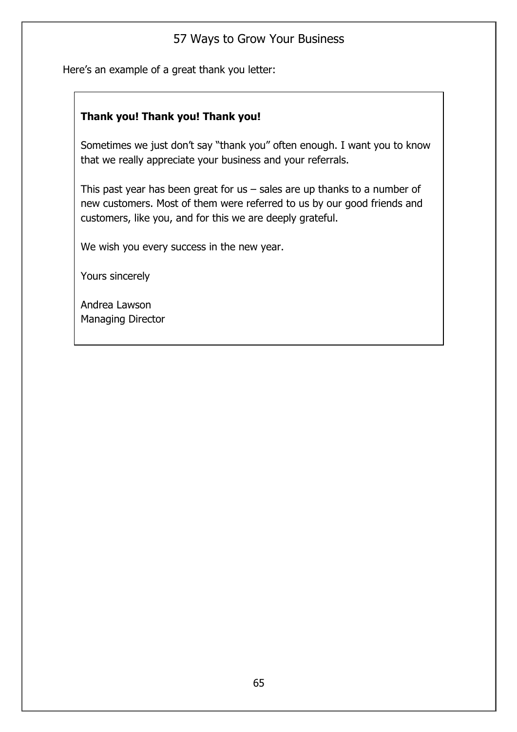Here's an example of a great thank you letter:

> **Thank you! Thank you! Thank you!**
>
> Sometimes we just don't say "thank you" often enough. I want you to know that we really appreciate your business and your referrals.
>
> This past year has been great for us – sales are up thanks to a number of new customers. Most of them were referred to us by our good friends and customers, like you, and for this we are deeply grateful.
>
> We wish you every success in the new year.
>
> Yours sincerely
>
> Andrea Lawson
> Managing Director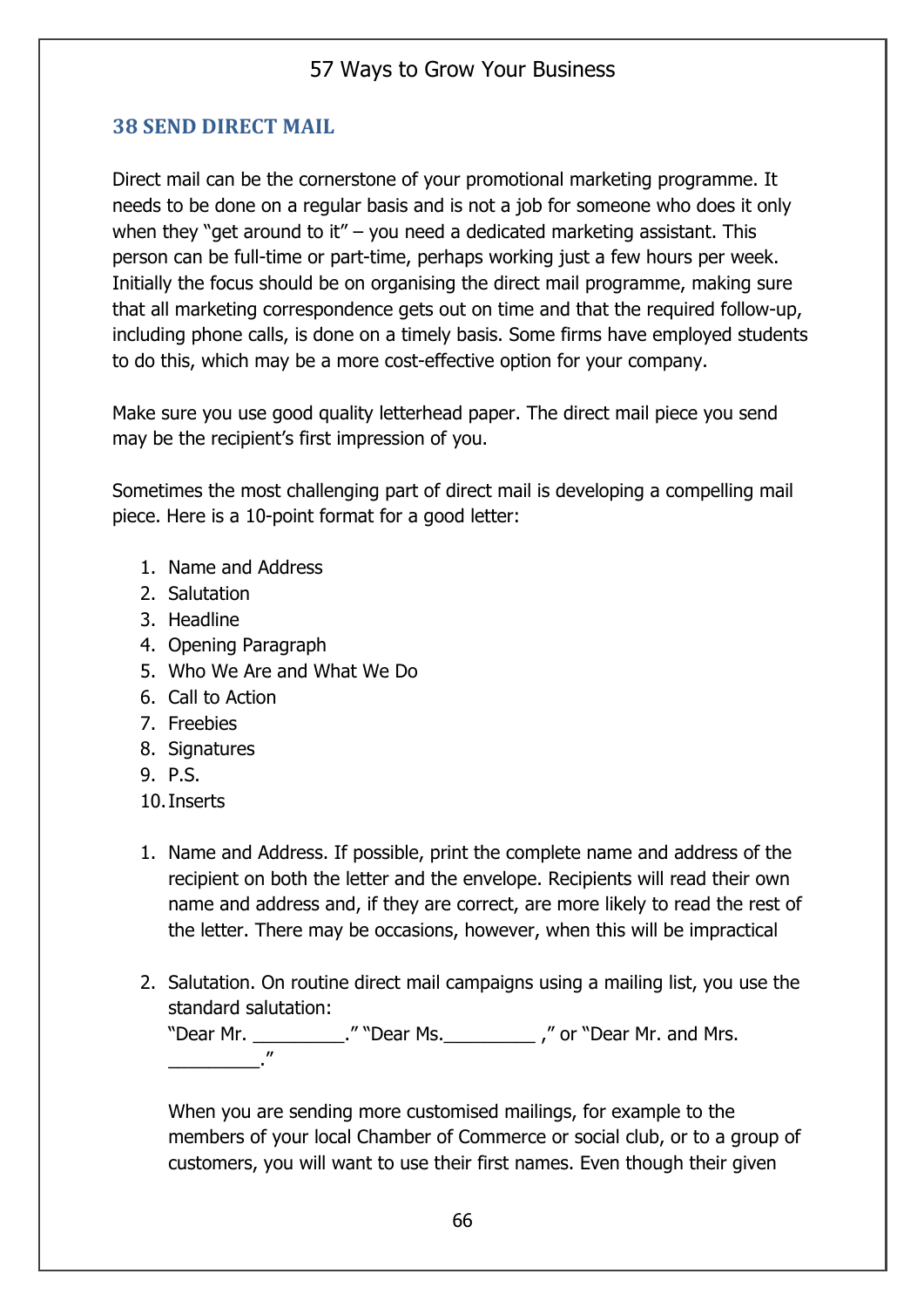## 38 SEND DIRECT MAIL

Direct mail can be the cornerstone of your promotional marketing programme. It needs to be done on a regular basis and is not a job for someone who does it only when they "get around to it" – you need a dedicated marketing assistant. This person can be full-time or part-time, perhaps working just a few hours per week. Initially the focus should be on organising the direct mail programme, making sure that all marketing correspondence gets out on time and that the required follow-up, including phone calls, is done on a timely basis. Some firms have employed students to do this, which may be a more cost-effective option for your company.

Make sure you use good quality letterhead paper. The direct mail piece you send may be the recipient's first impression of you.

Sometimes the most challenging part of direct mail is developing a compelling mail piece. Here is a 10-point format for a good letter:

1. Name and Address
2. Salutation
3. Headline
4. Opening Paragraph
5. Who We Are and What We Do
6. Call to Action
7. Freebies
8. Signatures
9. P.S.
10. Inserts

1. Name and Address. If possible, print the complete name and address of the recipient on both the letter and the envelope. Recipients will read their own name and address and, if they are correct, are more likely to read the rest of the letter. There may be occasions, however, when this will be impractical

2. Salutation. On routine direct mail campaigns using a mailing list, you use the standard salutation:
   "Dear Mr. _________." "Dear Ms._________ ," or "Dear Mr. and Mrs. _________."

   When you are sending more customised mailings, for example to the members of your local Chamber of Commerce or social club, or to a group of customers, you will want to use their first names. Even though their given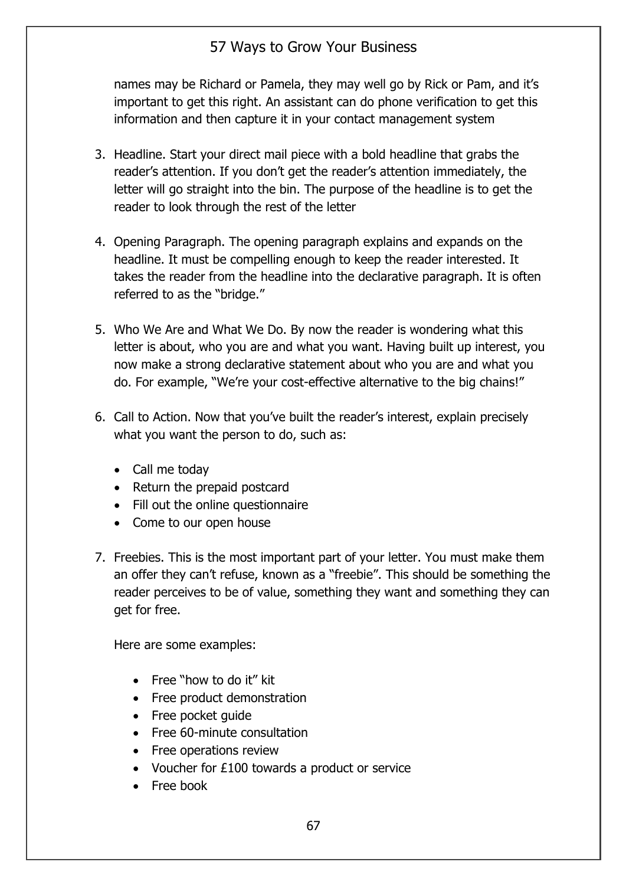names may be Richard or Pamela, they may well go by Rick or Pam, and it's important to get this right. An assistant can do phone verification to get this information and then capture it in your contact management system

3. Headline. Start your direct mail piece with a bold headline that grabs the reader's attention. If you don't get the reader's attention immediately, the letter will go straight into the bin. The purpose of the headline is to get the reader to look through the rest of the letter

4. Opening Paragraph. The opening paragraph explains and expands on the headline. It must be compelling enough to keep the reader interested. It takes the reader from the headline into the declarative paragraph. It is often referred to as the "bridge."

5. Who We Are and What We Do. By now the reader is wondering what this letter is about, who you are and what you want. Having built up interest, you now make a strong declarative statement about who you are and what you do. For example, "We're your cost-effective alternative to the big chains!"

6. Call to Action. Now that you've built the reader's interest, explain precisely what you want the person to do, such as:

   - Call me today
   - Return the prepaid postcard
   - Fill out the online questionnaire
   - Come to our open house

7. Freebies. This is the most important part of your letter. You must make them an offer they can't refuse, known as a "freebie". This should be something the reader perceives to be of value, something they want and something they can get for free.

   Here are some examples:

   - Free "how to do it" kit
   - Free product demonstration
   - Free pocket guide
   - Free 60-minute consultation
   - Free operations review
   - Voucher for £100 towards a product or service
   - Free book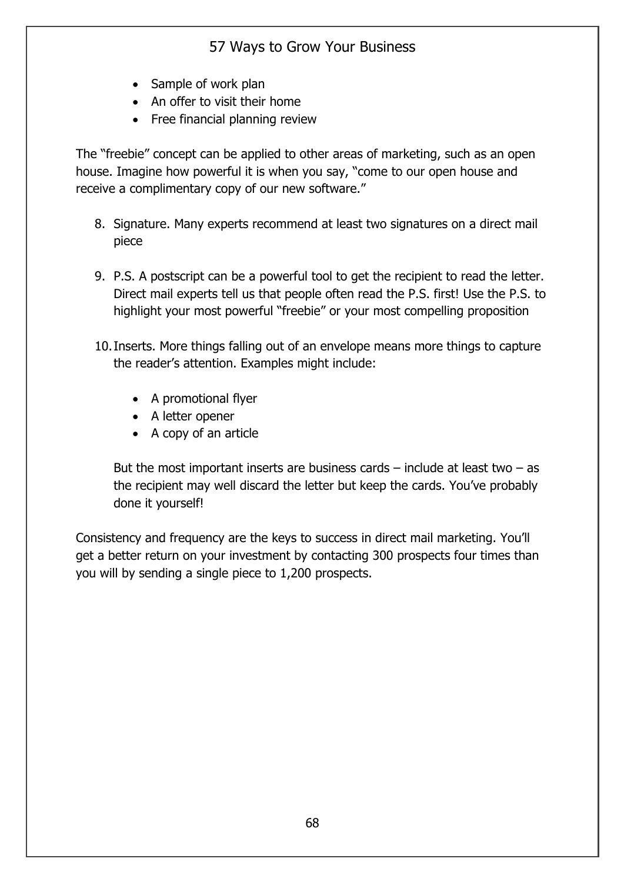- Sample of work plan
- An offer to visit their home
- Free financial planning review

The "freebie" concept can be applied to other areas of marketing, such as an open house. Imagine how powerful it is when you say, "come to our open house and receive a complimentary copy of our new software."

8. Signature. Many experts recommend at least two signatures on a direct mail piece

9. P.S. A postscript can be a powerful tool to get the recipient to read the letter. Direct mail experts tell us that people often read the P.S. first! Use the P.S. to highlight your most powerful "freebie" or your most compelling proposition

10. Inserts. More things falling out of an envelope means more things to capture the reader's attention. Examples might include:

    - A promotional flyer
    - A letter opener
    - A copy of an article

    But the most important inserts are business cards – include at least two – as the recipient may well discard the letter but keep the cards. You've probably done it yourself!

Consistency and frequency are the keys to success in direct mail marketing. You'll get a better return on your investment by contacting 300 prospects four times than you will by sending a single piece to 1,200 prospects.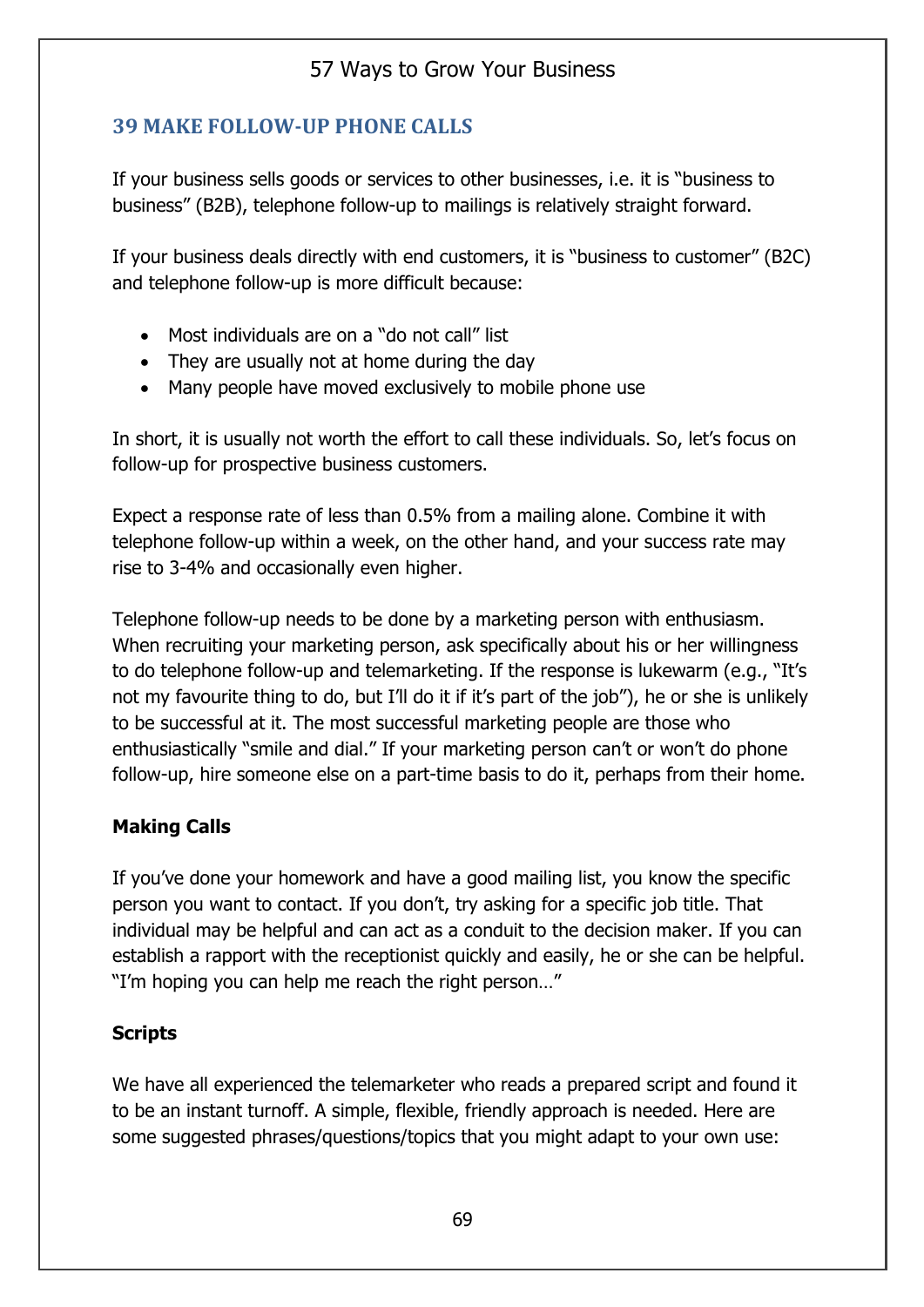## 39 MAKE FOLLOW-UP PHONE CALLS

If your business sells goods or services to other businesses, i.e. it is "business to business" (B2B), telephone follow-up to mailings is relatively straight forward.

If your business deals directly with end customers, it is "business to customer" (B2C) and telephone follow-up is more difficult because:

- Most individuals are on a "do not call" list
- They are usually not at home during the day
- Many people have moved exclusively to mobile phone use

In short, it is usually not worth the effort to call these individuals. So, let's focus on follow-up for prospective business customers.

Expect a response rate of less than 0.5% from a mailing alone. Combine it with telephone follow-up within a week, on the other hand, and your success rate may rise to 3-4% and occasionally even higher.

Telephone follow-up needs to be done by a marketing person with enthusiasm. When recruiting your marketing person, ask specifically about his or her willingness to do telephone follow-up and telemarketing. If the response is lukewarm (e.g., "It's not my favourite thing to do, but I'll do it if it's part of the job"), he or she is unlikely to be successful at it. The most successful marketing people are those who enthusiastically "smile and dial." If your marketing person can't or won't do phone follow-up, hire someone else on a part-time basis to do it, perhaps from their home.

### Making Calls

If you've done your homework and have a good mailing list, you know the specific person you want to contact. If you don't, try asking for a specific job title. That individual may be helpful and can act as a conduit to the decision maker. If you can establish a rapport with the receptionist quickly and easily, he or she can be helpful. "I'm hoping you can help me reach the right person…"

### Scripts

We have all experienced the telemarketer who reads a prepared script and found it to be an instant turnoff. A simple, flexible, friendly approach is needed. Here are some suggested phrases/questions/topics that you might adapt to your own use: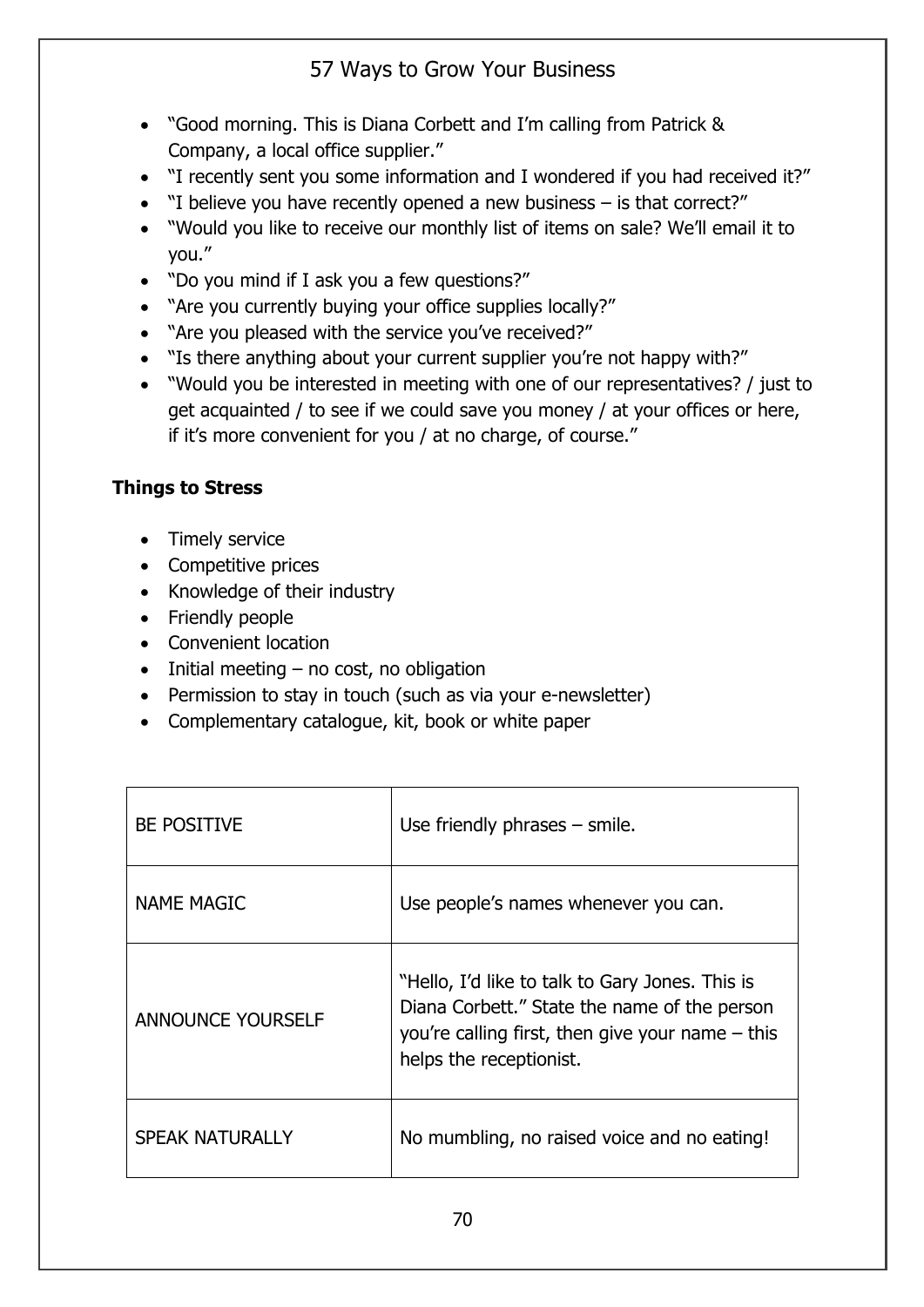- "Good morning. This is Diana Corbett and I'm calling from Patrick & Company, a local office supplier."
- "I recently sent you some information and I wondered if you had received it?"
- "I believe you have recently opened a new business – is that correct?"
- "Would you like to receive our monthly list of items on sale? We'll email it to you."
- "Do you mind if I ask you a few questions?"
- "Are you currently buying your office supplies locally?"
- "Are you pleased with the service you've received?"
- "Is there anything about your current supplier you're not happy with?"
- "Would you be interested in meeting with one of our representatives? / just to get acquainted / to see if we could save you money / at your offices or here, if it's more convenient for you / at no charge, of course."

**Things to Stress**

- Timely service
- Competitive prices
- Knowledge of their industry
- Friendly people
- Convenient location
- Initial meeting – no cost, no obligation
- Permission to stay in touch (such as via your e-newsletter)
- Complementary catalogue, kit, book or white paper

| | |
|---|---|
| BE POSITIVE | Use friendly phrases – smile. |
| NAME MAGIC | Use people's names whenever you can. |
| ANNOUNCE YOURSELF | "Hello, I'd like to talk to Gary Jones. This is Diana Corbett." State the name of the person you're calling first, then give your name – this helps the receptionist. |
| SPEAK NATURALLY | No mumbling, no raised voice and no eating! |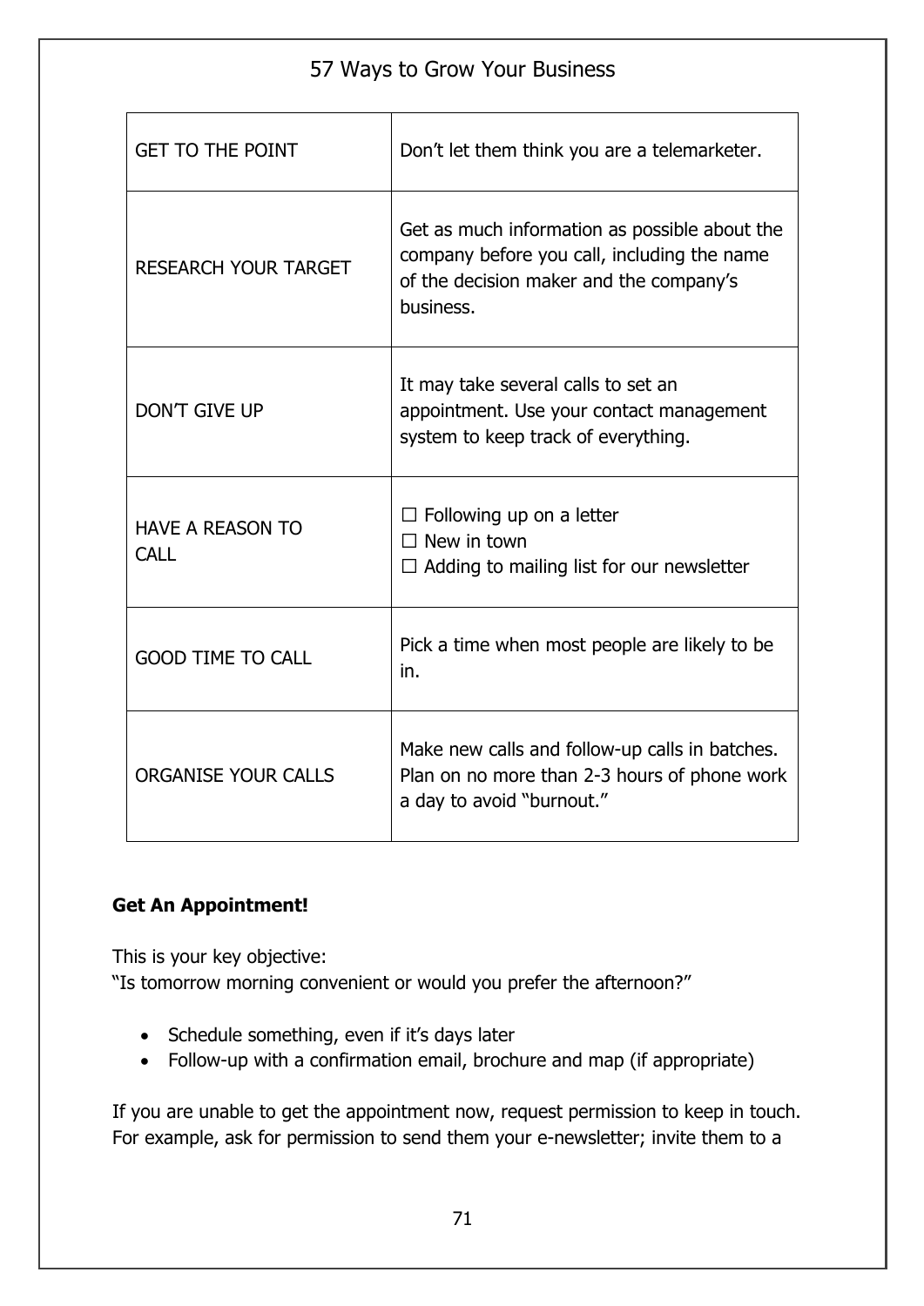| | |
|---|---|
| GET TO THE POINT | Don't let them think you are a telemarketer. |
| RESEARCH YOUR TARGET | Get as much information as possible about the company before you call, including the name of the decision maker and the company's business. |
| DON'T GIVE UP | It may take several calls to set an appointment. Use your contact management system to keep track of everything. |
| HAVE A REASON TO CALL | ☐ Following up on a letter<br>☐ New in town<br>☐ Adding to mailing list for our newsletter |
| GOOD TIME TO CALL | Pick a time when most people are likely to be in. |
| ORGANISE YOUR CALLS | Make new calls and follow-up calls in batches. Plan on no more than 2-3 hours of phone work a day to avoid "burnout." |

**Get An Appointment!**

This is your key objective:
"Is tomorrow morning convenient or would you prefer the afternoon?"

- Schedule something, even if it's days later
- Follow-up with a confirmation email, brochure and map (if appropriate)

If you are unable to get the appointment now, request permission to keep in touch. For example, ask for permission to send them your e-newsletter; invite them to a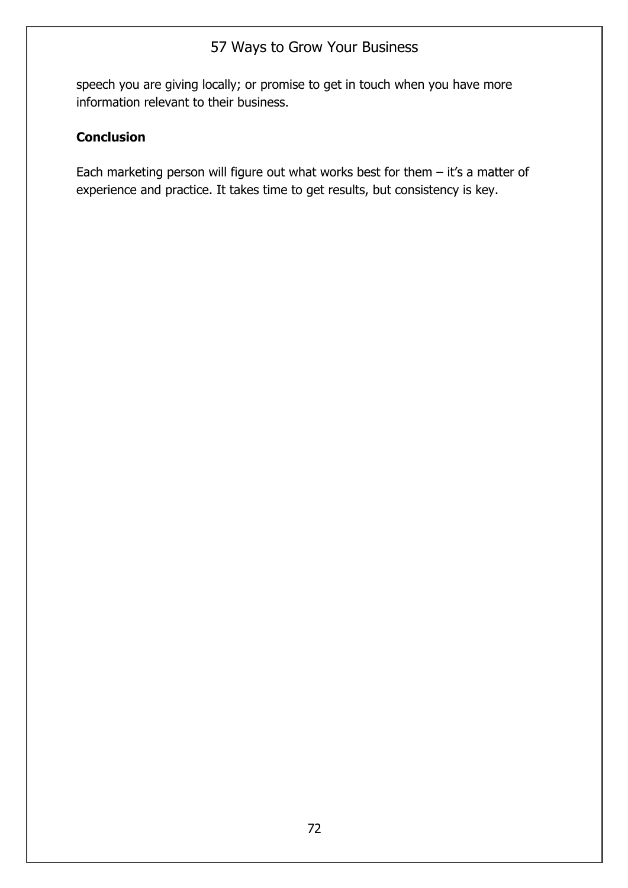speech you are giving locally; or promise to get in touch when you have more information relevant to their business.

**Conclusion**

Each marketing person will figure out what works best for them – it's a matter of experience and practice. It takes time to get results, but consistency is key.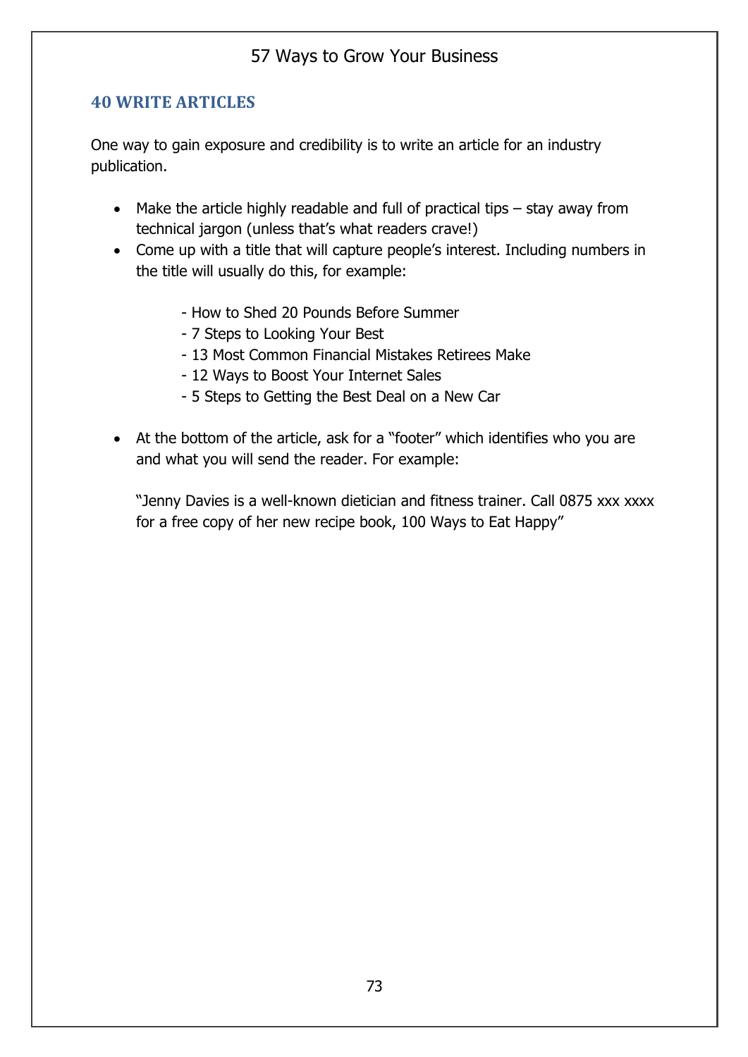## 40 WRITE ARTICLES

One way to gain exposure and credibility is to write an article for an industry publication.

- Make the article highly readable and full of practical tips – stay away from technical jargon (unless that's what readers crave!)
- Come up with a title that will capture people's interest. Including numbers in the title will usually do this, for example:

  - How to Shed 20 Pounds Before Summer
  - 7 Steps to Looking Your Best
  - 13 Most Common Financial Mistakes Retirees Make
  - 12 Ways to Boost Your Internet Sales
  - 5 Steps to Getting the Best Deal on a New Car

- At the bottom of the article, ask for a "footer" which identifies who you are and what you will send the reader. For example:

  "Jenny Davies is a well-known dietician and fitness trainer. Call 0875 xxx xxxx for a free copy of her new recipe book, 100 Ways to Eat Happy"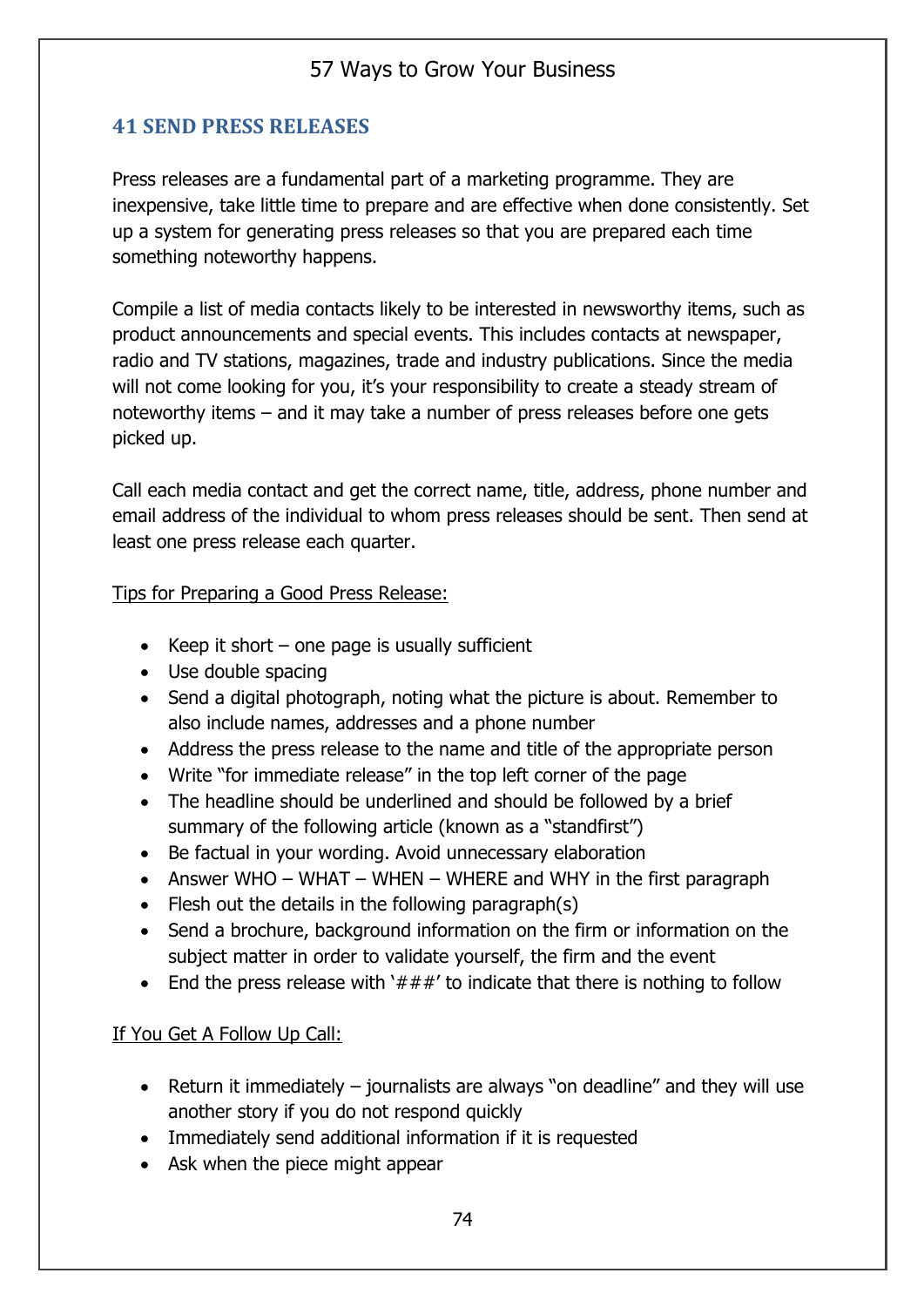## 41 SEND PRESS RELEASES

Press releases are a fundamental part of a marketing programme. They are inexpensive, take little time to prepare and are effective when done consistently. Set up a system for generating press releases so that you are prepared each time something noteworthy happens.

Compile a list of media contacts likely to be interested in newsworthy items, such as product announcements and special events. This includes contacts at newspaper, radio and TV stations, magazines, trade and industry publications. Since the media will not come looking for you, it's your responsibility to create a steady stream of noteworthy items – and it may take a number of press releases before one gets picked up.

Call each media contact and get the correct name, title, address, phone number and email address of the individual to whom press releases should be sent. Then send at least one press release each quarter.

<u>Tips for Preparing a Good Press Release:</u>

- Keep it short – one page is usually sufficient
- Use double spacing
- Send a digital photograph, noting what the picture is about. Remember to also include names, addresses and a phone number
- Address the press release to the name and title of the appropriate person
- Write "for immediate release" in the top left corner of the page
- The headline should be underlined and should be followed by a brief summary of the following article (known as a "standfirst")
- Be factual in your wording. Avoid unnecessary elaboration
- Answer WHO – WHAT – WHEN – WHERE and WHY in the first paragraph
- Flesh out the details in the following paragraph(s)
- Send a brochure, background information on the firm or information on the subject matter in order to validate yourself, the firm and the event
- End the press release with '###' to indicate that there is nothing to follow

<u>If You Get A Follow Up Call:</u>

- Return it immediately – journalists are always "on deadline" and they will use another story if you do not respond quickly
- Immediately send additional information if it is requested
- Ask when the piece might appear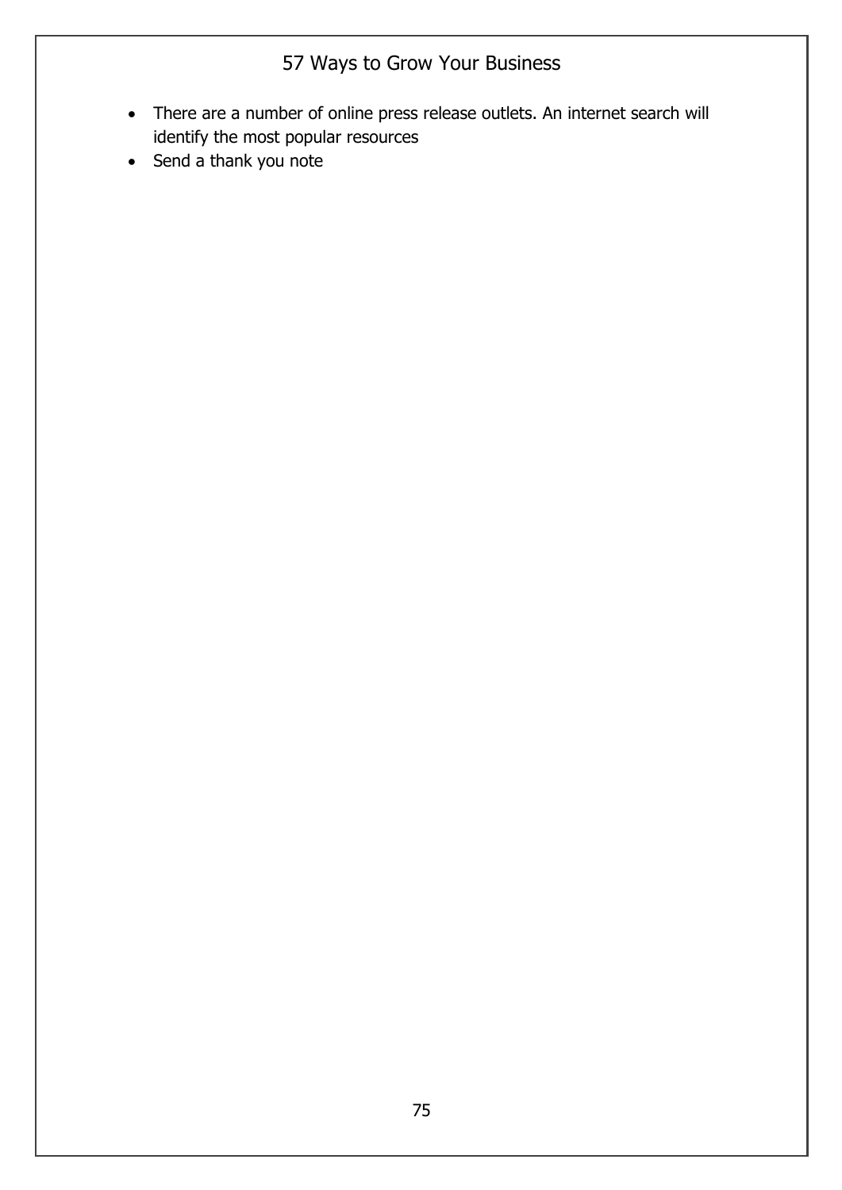- There are a number of online press release outlets. An internet search will identify the most popular resources
- Send a thank you note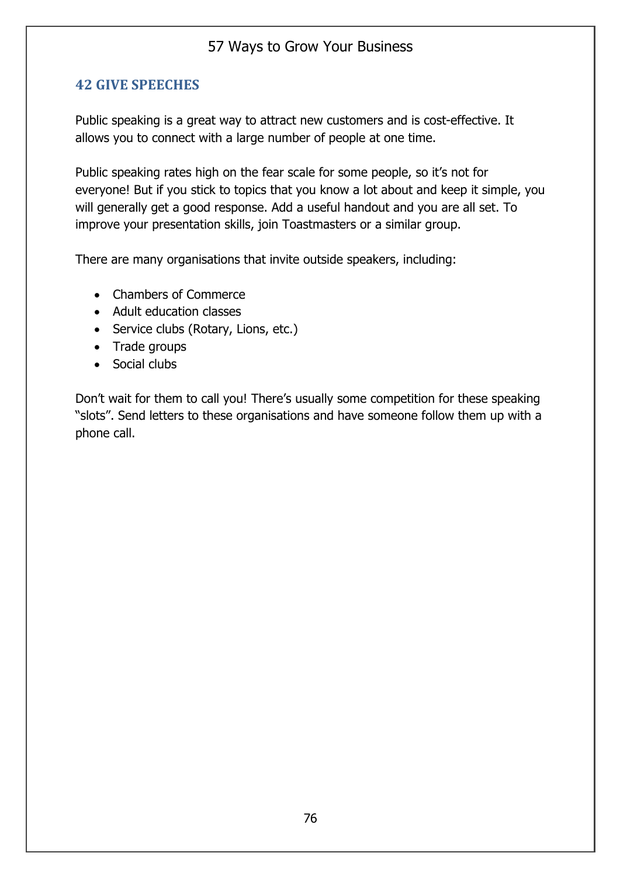## 42 GIVE SPEECHES

Public speaking is a great way to attract new customers and is cost-effective. It allows you to connect with a large number of people at one time.

Public speaking rates high on the fear scale for some people, so it's not for everyone! But if you stick to topics that you know a lot about and keep it simple, you will generally get a good response. Add a useful handout and you are all set. To improve your presentation skills, join Toastmasters or a similar group.

There are many organisations that invite outside speakers, including:

- Chambers of Commerce
- Adult education classes
- Service clubs (Rotary, Lions, etc.)
- Trade groups
- Social clubs

Don't wait for them to call you! There's usually some competition for these speaking "slots". Send letters to these organisations and have someone follow them up with a phone call.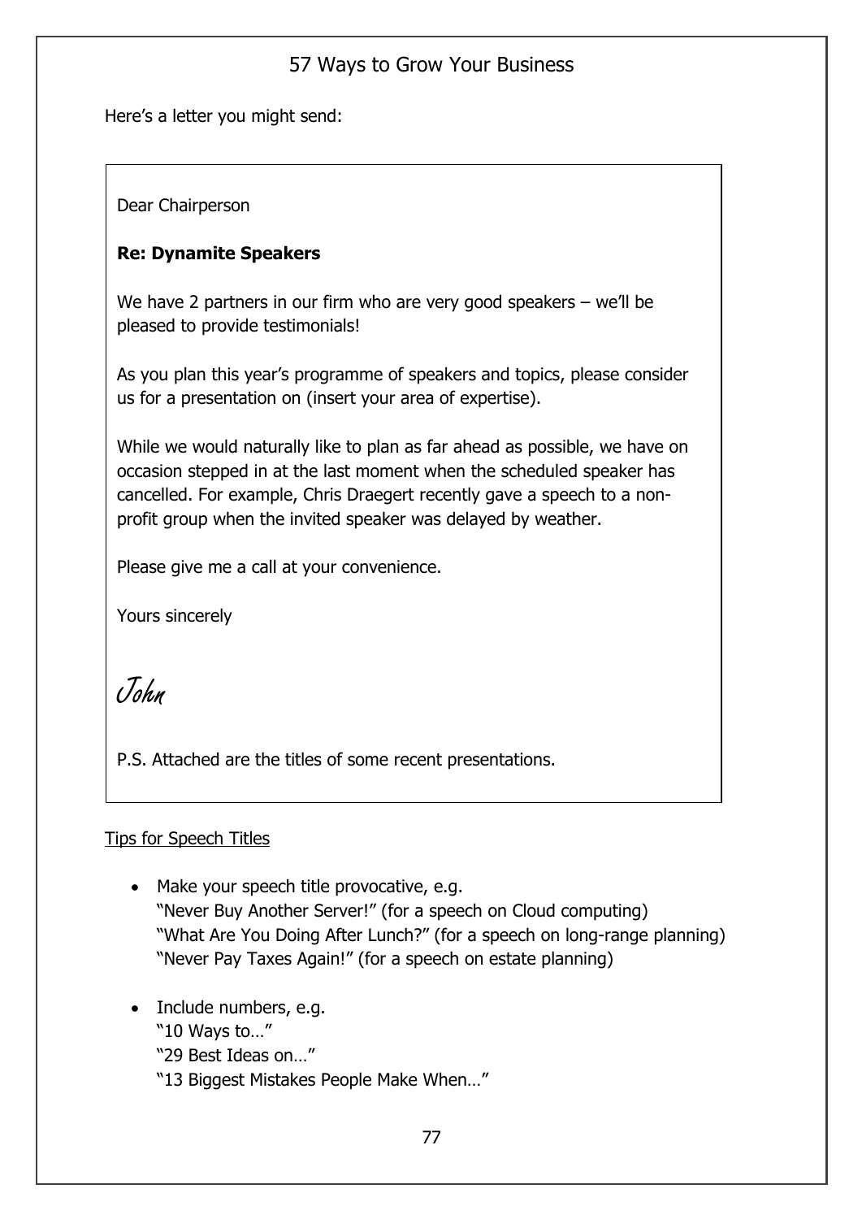Here's a letter you might send:

> Dear Chairperson
>
> **Re: Dynamite Speakers**
>
> We have 2 partners in our firm who are very good speakers – we'll be pleased to provide testimonials!
>
> As you plan this year's programme of speakers and topics, please consider us for a presentation on (insert your area of expertise).
>
> While we would naturally like to plan as far ahead as possible, we have on occasion stepped in at the last moment when the scheduled speaker has cancelled. For example, Chris Draegert recently gave a speech to a non-profit group when the invited speaker was delayed by weather.
>
> Please give me a call at your convenience.
>
> Yours sincerely
>
> *John*
>
> P.S. Attached are the titles of some recent presentations.

<u>Tips for Speech Titles</u>

- Make your speech title provocative, e.g.
  "Never Buy Another Server!" (for a speech on Cloud computing)
  "What Are You Doing After Lunch?" (for a speech on long-range planning)
  "Never Pay Taxes Again!" (for a speech on estate planning)

- Include numbers, e.g.
  "10 Ways to…"
  "29 Best Ideas on…"
  "13 Biggest Mistakes People Make When…"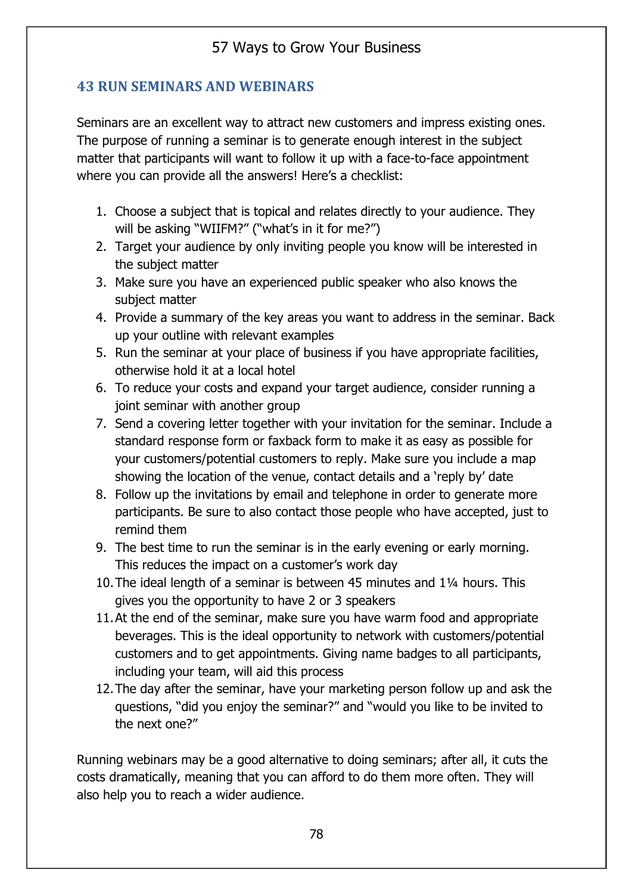## 43 RUN SEMINARS AND WEBINARS

Seminars are an excellent way to attract new customers and impress existing ones. The purpose of running a seminar is to generate enough interest in the subject matter that participants will want to follow it up with a face-to-face appointment where you can provide all the answers! Here's a checklist:

1. Choose a subject that is topical and relates directly to your audience. They will be asking "WIIFM?" ("what's in it for me?")
2. Target your audience by only inviting people you know will be interested in the subject matter
3. Make sure you have an experienced public speaker who also knows the subject matter
4. Provide a summary of the key areas you want to address in the seminar. Back up your outline with relevant examples
5. Run the seminar at your place of business if you have appropriate facilities, otherwise hold it at a local hotel
6. To reduce your costs and expand your target audience, consider running a joint seminar with another group
7. Send a covering letter together with your invitation for the seminar. Include a standard response form or faxback form to make it as easy as possible for your customers/potential customers to reply. Make sure you include a map showing the location of the venue, contact details and a 'reply by' date
8. Follow up the invitations by email and telephone in order to generate more participants. Be sure to also contact those people who have accepted, just to remind them
9. The best time to run the seminar is in the early evening or early morning. This reduces the impact on a customer's work day
10. The ideal length of a seminar is between 45 minutes and 1¼ hours. This gives you the opportunity to have 2 or 3 speakers
11. At the end of the seminar, make sure you have warm food and appropriate beverages. This is the ideal opportunity to network with customers/potential customers and to get appointments. Giving name badges to all participants, including your team, will aid this process
12. The day after the seminar, have your marketing person follow up and ask the questions, "did you enjoy the seminar?" and "would you like to be invited to the next one?"

Running webinars may be a good alternative to doing seminars; after all, it cuts the costs dramatically, meaning that you can afford to do them more often. They will also help you to reach a wider audience.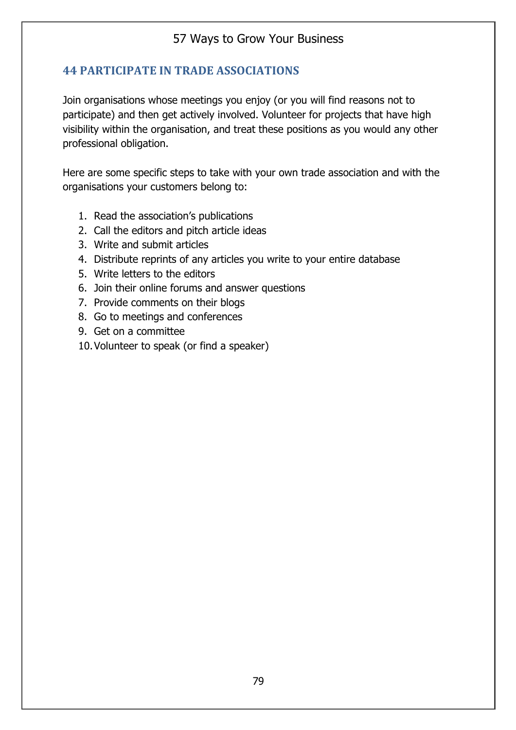## 44 PARTICIPATE IN TRADE ASSOCIATIONS

Join organisations whose meetings you enjoy (or you will find reasons not to participate) and then get actively involved. Volunteer for projects that have high visibility within the organisation, and treat these positions as you would any other professional obligation.

Here are some specific steps to take with your own trade association and with the organisations your customers belong to:

1. Read the association's publications
2. Call the editors and pitch article ideas
3. Write and submit articles
4. Distribute reprints of any articles you write to your entire database
5. Write letters to the editors
6. Join their online forums and answer questions
7. Provide comments on their blogs
8. Go to meetings and conferences
9. Get on a committee
10. Volunteer to speak (or find a speaker)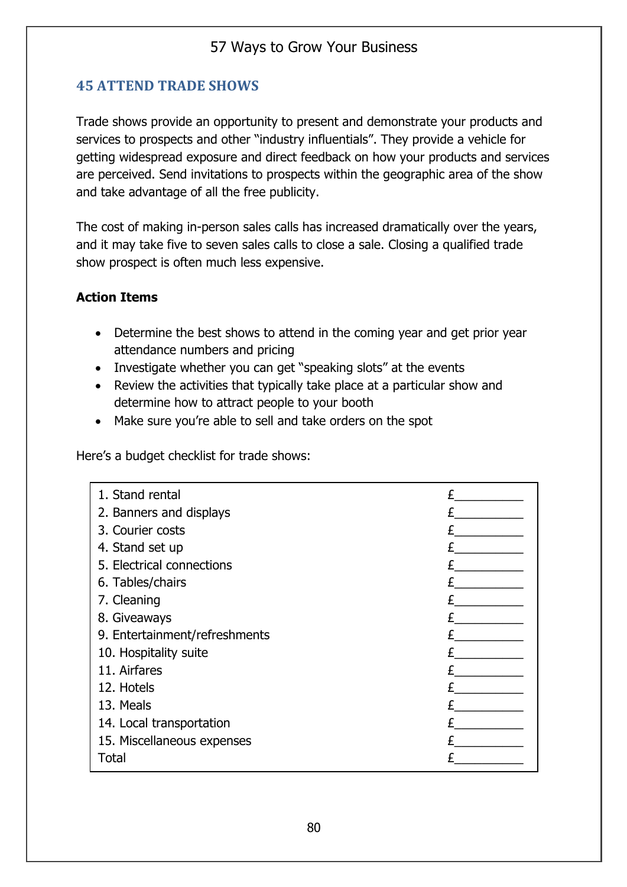## 45 ATTEND TRADE SHOWS

Trade shows provide an opportunity to present and demonstrate your products and services to prospects and other "industry influentials". They provide a vehicle for getting widespread exposure and direct feedback on how your products and services are perceived. Send invitations to prospects within the geographic area of the show and take advantage of all the free publicity.

The cost of making in-person sales calls has increased dramatically over the years, and it may take five to seven sales calls to close a sale. Closing a qualified trade show prospect is often much less expensive.

**Action Items**

- Determine the best shows to attend in the coming year and get prior year attendance numbers and pricing
- Investigate whether you can get "speaking slots" at the events
- Review the activities that typically take place at a particular show and determine how to attract people to your booth
- Make sure you're able to sell and take orders on the spot

Here's a budget checklist for trade shows:

| | |
|---|---|
| 1. Stand rental | £__________ |
| 2. Banners and displays | £__________ |
| 3. Courier costs | £__________ |
| 4. Stand set up | £__________ |
| 5. Electrical connections | £__________ |
| 6. Tables/chairs | £__________ |
| 7. Cleaning | £__________ |
| 8. Giveaways | £__________ |
| 9. Entertainment/refreshments | £__________ |
| 10. Hospitality suite | £__________ |
| 11. Airfares | £__________ |
| 12. Hotels | £__________ |
| 13. Meals | £__________ |
| 14. Local transportation | £__________ |
| 15. Miscellaneous expenses | £__________ |
| Total | £__________ |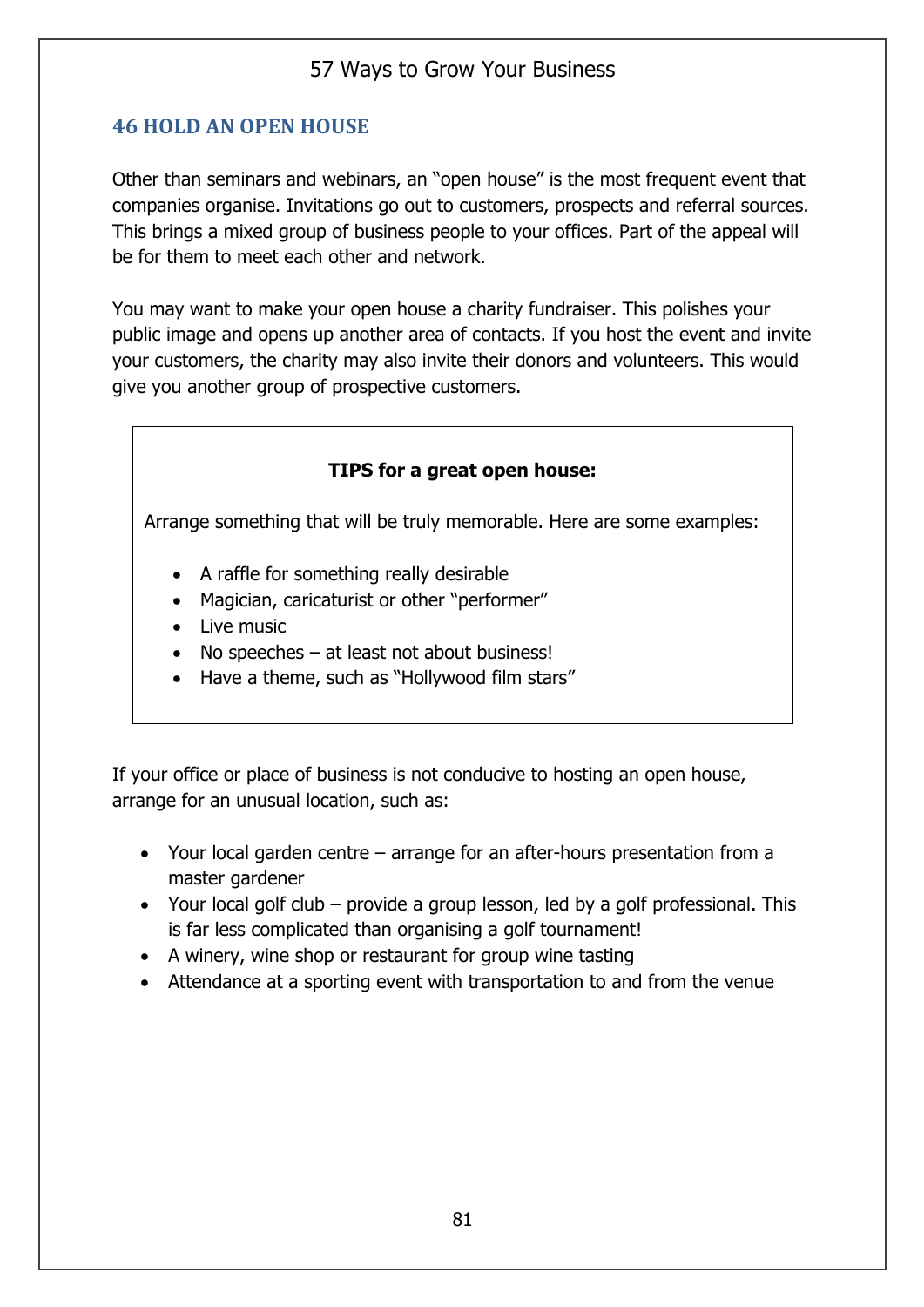## 46 HOLD AN OPEN HOUSE

Other than seminars and webinars, an "open house" is the most frequent event that companies organise. Invitations go out to customers, prospects and referral sources. This brings a mixed group of business people to your offices. Part of the appeal will be for them to meet each other and network.

You may want to make your open house a charity fundraiser. This polishes your public image and opens up another area of contacts. If you host the event and invite your customers, the charity may also invite their donors and volunteers. This would give you another group of prospective customers.

**TIPS for a great open house:**

Arrange something that will be truly memorable. Here are some examples:

- A raffle for something really desirable
- Magician, caricaturist or other "performer"
- Live music
- No speeches – at least not about business!
- Have a theme, such as "Hollywood film stars"

If your office or place of business is not conducive to hosting an open house, arrange for an unusual location, such as:

- Your local garden centre – arrange for an after-hours presentation from a master gardener
- Your local golf club – provide a group lesson, led by a golf professional. This is far less complicated than organising a golf tournament!
- A winery, wine shop or restaurant for group wine tasting
- Attendance at a sporting event with transportation to and from the venue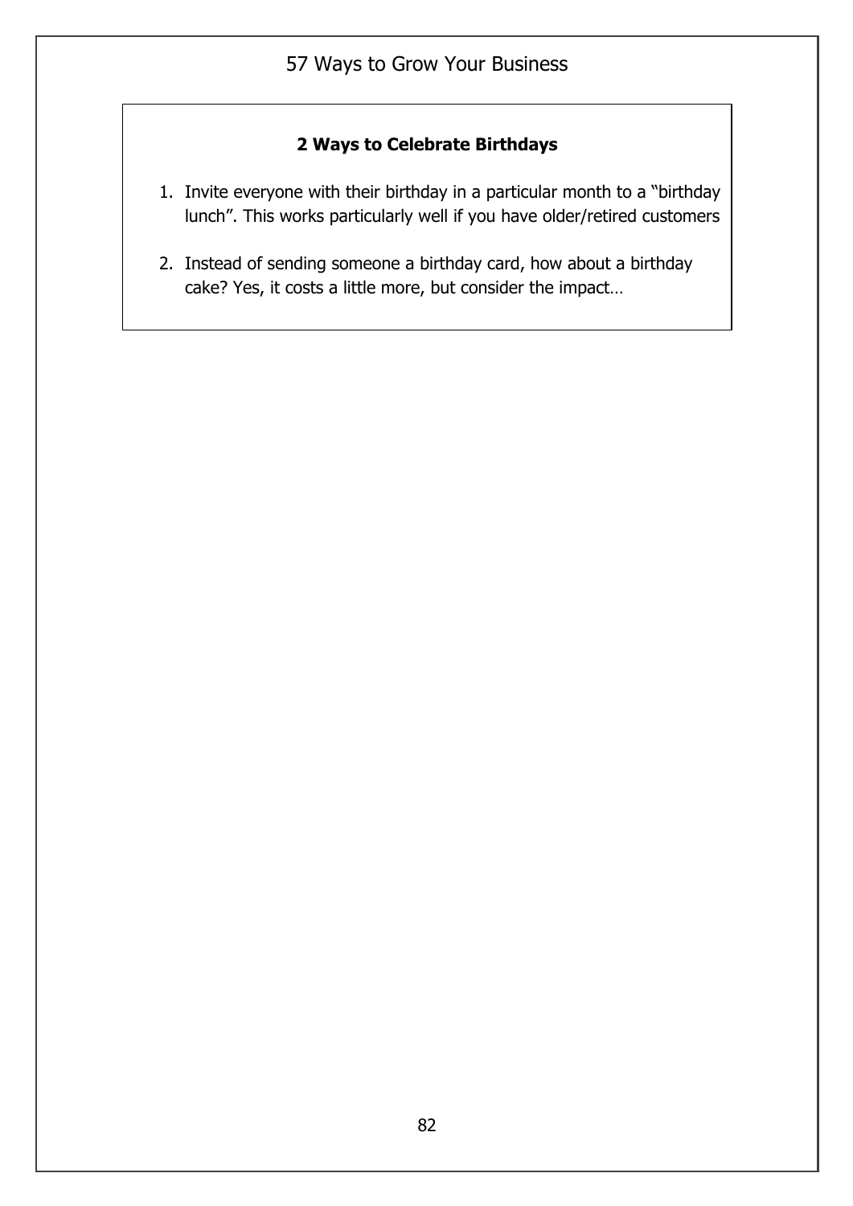**2 Ways to Celebrate Birthdays**

1. Invite everyone with their birthday in a particular month to a "birthday lunch". This works particularly well if you have older/retired customers

2. Instead of sending someone a birthday card, how about a birthday cake? Yes, it costs a little more, but consider the impact…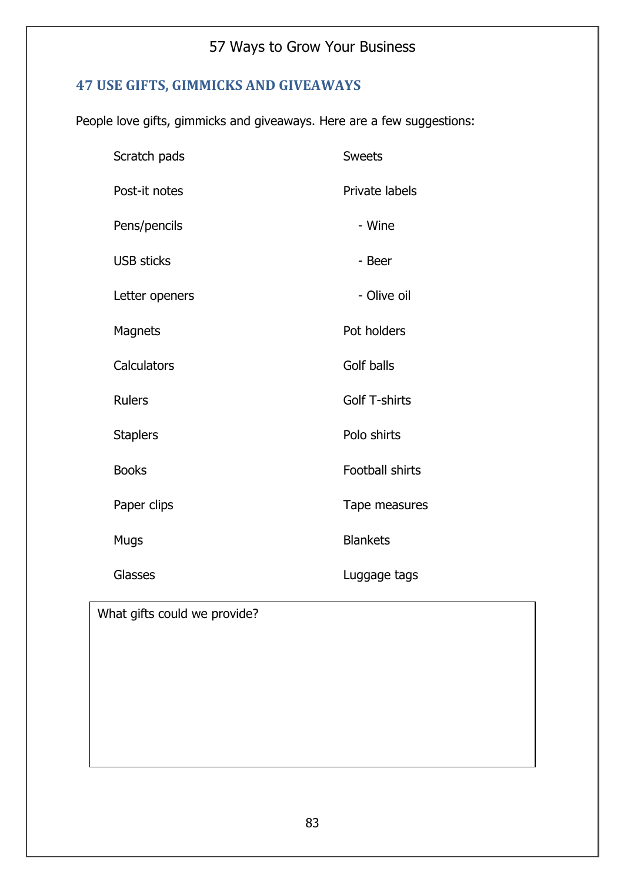## 47 USE GIFTS, GIMMICKS AND GIVEAWAYS

People love gifts, gimmicks and giveaways. Here are a few suggestions:

- Scratch pads
- Post-it notes
- Pens/pencils
- USB sticks
- Letter openers
- Magnets
- Calculators
- Rulers
- Staplers
- Books
- Paper clips
- Mugs
- Glasses
- Sweets
- Private labels
  - Wine
  - Beer
  - Olive oil
- Pot holders
- Golf balls
- Golf T-shirts
- Polo shirts
- Football shirts
- Tape measures
- Blankets
- Luggage tags

| What gifts could we provide? |
|---|
| |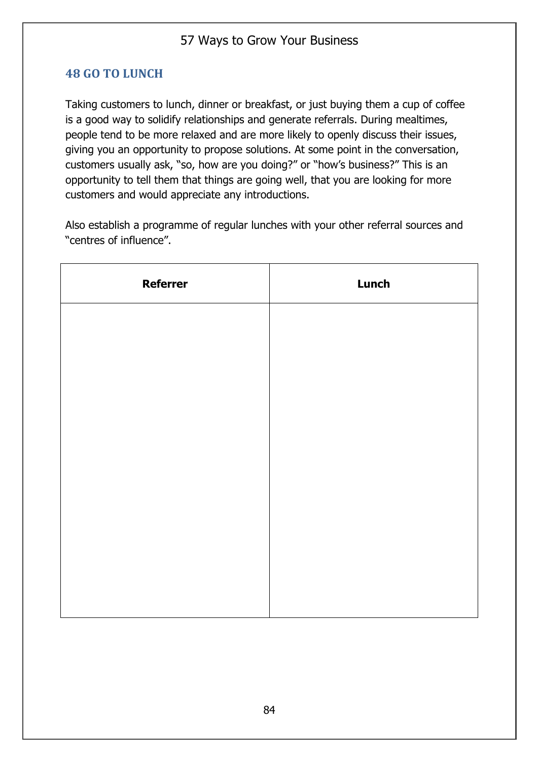## 48 GO TO LUNCH

Taking customers to lunch, dinner or breakfast, or just buying them a cup of coffee is a good way to solidify relationships and generate referrals. During mealtimes, people tend to be more relaxed and are more likely to openly discuss their issues, giving you an opportunity to propose solutions. At some point in the conversation, customers usually ask, "so, how are you doing?" or "how's business?" This is an opportunity to tell them that things are going well, that you are looking for more customers and would appreciate any introductions.

Also establish a programme of regular lunches with your other referral sources and "centres of influence".

| Referrer | Lunch |
|---|---|
| | |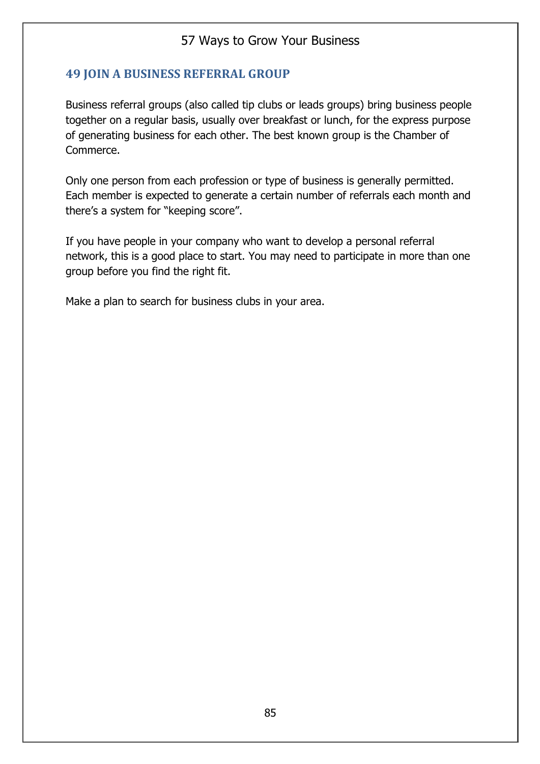## 49 JOIN A BUSINESS REFERRAL GROUP

Business referral groups (also called tip clubs or leads groups) bring business people together on a regular basis, usually over breakfast or lunch, for the express purpose of generating business for each other. The best known group is the Chamber of Commerce.

Only one person from each profession or type of business is generally permitted. Each member is expected to generate a certain number of referrals each month and there's a system for "keeping score".

If you have people in your company who want to develop a personal referral network, this is a good place to start. You may need to participate in more than one group before you find the right fit.

Make a plan to search for business clubs in your area.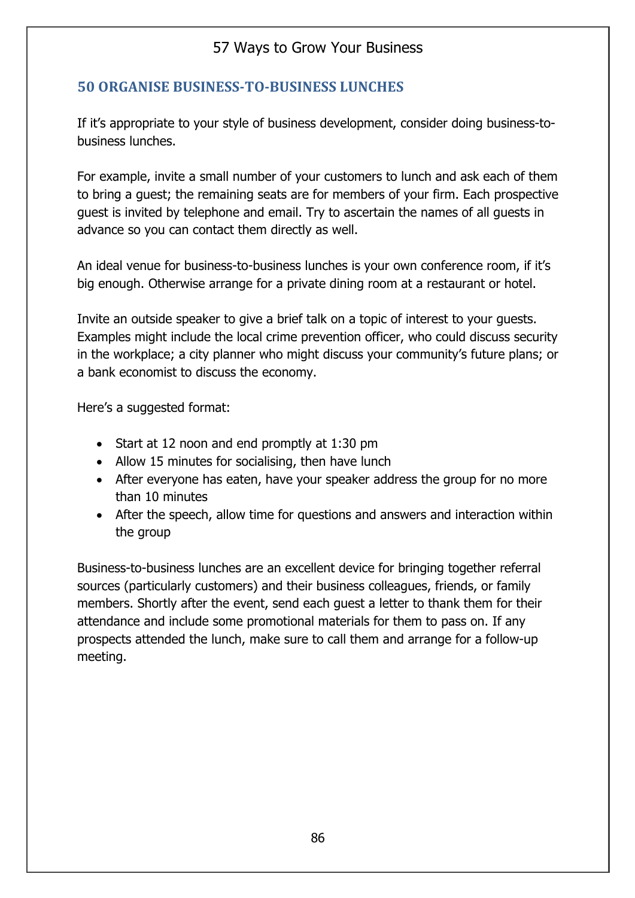## 50 ORGANISE BUSINESS-TO-BUSINESS LUNCHES

If it's appropriate to your style of business development, consider doing business-to-business lunches.

For example, invite a small number of your customers to lunch and ask each of them to bring a guest; the remaining seats are for members of your firm. Each prospective guest is invited by telephone and email. Try to ascertain the names of all guests in advance so you can contact them directly as well.

An ideal venue for business-to-business lunches is your own conference room, if it's big enough. Otherwise arrange for a private dining room at a restaurant or hotel.

Invite an outside speaker to give a brief talk on a topic of interest to your guests. Examples might include the local crime prevention officer, who could discuss security in the workplace; a city planner who might discuss your community's future plans; or a bank economist to discuss the economy.

Here's a suggested format:

- Start at 12 noon and end promptly at 1:30 pm
- Allow 15 minutes for socialising, then have lunch
- After everyone has eaten, have your speaker address the group for no more than 10 minutes
- After the speech, allow time for questions and answers and interaction within the group

Business-to-business lunches are an excellent device for bringing together referral sources (particularly customers) and their business colleagues, friends, or family members. Shortly after the event, send each guest a letter to thank them for their attendance and include some promotional materials for them to pass on. If any prospects attended the lunch, make sure to call them and arrange for a follow-up meeting.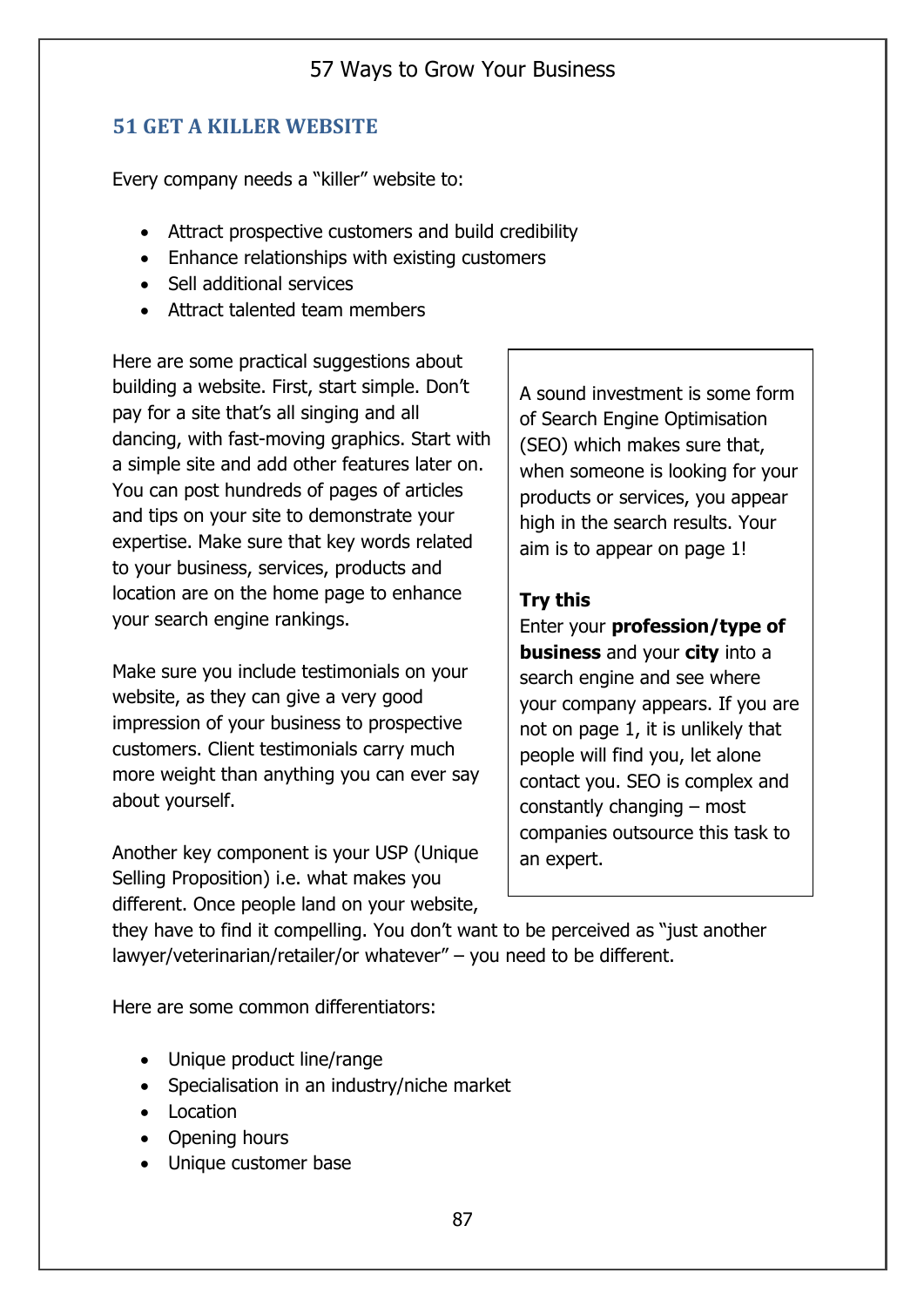## 51 GET A KILLER WEBSITE

Every company needs a "killer" website to:

- Attract prospective customers and build credibility
- Enhance relationships with existing customers
- Sell additional services
- Attract talented team members

Here are some practical suggestions about building a website. First, start simple. Don't pay for a site that's all singing and all dancing, with fast-moving graphics. Start with a simple site and add other features later on. You can post hundreds of pages of articles and tips on your site to demonstrate your expertise. Make sure that key words related to your business, services, products and location are on the home page to enhance your search engine rankings.

Make sure you include testimonials on your website, as they can give a very good impression of your business to prospective customers. Client testimonials carry much more weight than anything you can ever say about yourself.

Another key component is your USP (Unique Selling Proposition) i.e. what makes you different. Once people land on your website, they have to find it compelling. You don't want to be perceived as "just another lawyer/veterinarian/retailer/or whatever" – you need to be different.

Here are some common differentiators:

- Unique product line/range
- Specialisation in an industry/niche market
- Location
- Opening hours
- Unique customer base

> A sound investment is some form of Search Engine Optimisation (SEO) which makes sure that, when someone is looking for your products or services, you appear high in the search results. Your aim is to appear on page 1!
>
> **Try this**
> Enter your **profession/type of business** and your **city** into a search engine and see where your company appears. If you are not on page 1, it is unlikely that people will find you, let alone contact you. SEO is complex and constantly changing – most companies outsource this task to an expert.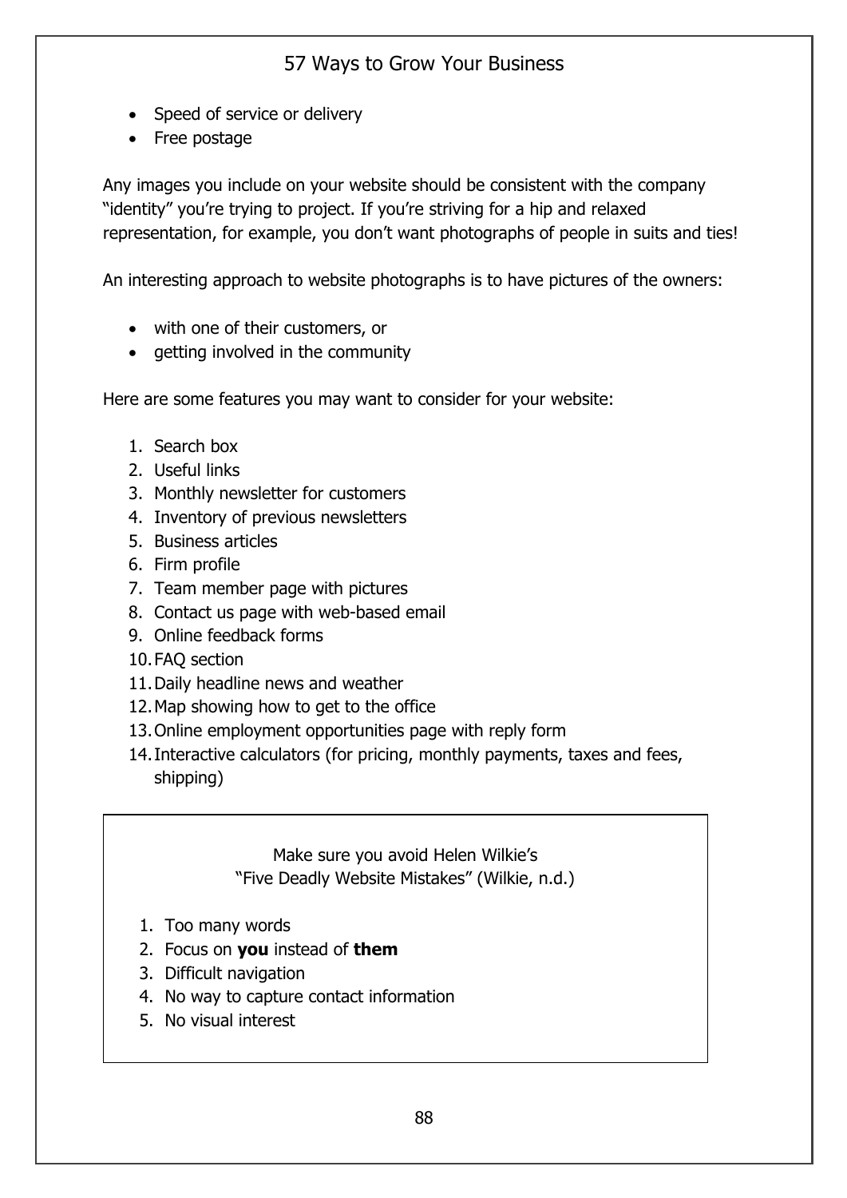- Speed of service or delivery
- Free postage

Any images you include on your website should be consistent with the company "identity" you're trying to project. If you're striving for a hip and relaxed representation, for example, you don't want photographs of people in suits and ties!

An interesting approach to website photographs is to have pictures of the owners:

- with one of their customers, or
- getting involved in the community

Here are some features you may want to consider for your website:

1. Search box
2. Useful links
3. Monthly newsletter for customers
4. Inventory of previous newsletters
5. Business articles
6. Firm profile
7. Team member page with pictures
8. Contact us page with web-based email
9. Online feedback forms
10. FAQ section
11. Daily headline news and weather
12. Map showing how to get to the office
13. Online employment opportunities page with reply form
14. Interactive calculators (for pricing, monthly payments, taxes and fees, shipping)

Make sure you avoid Helen Wilkie's
"Five Deadly Website Mistakes" (Wilkie, n.d.)

1. Too many words
2. Focus on **you** instead of **them**
3. Difficult navigation
4. No way to capture contact information
5. No visual interest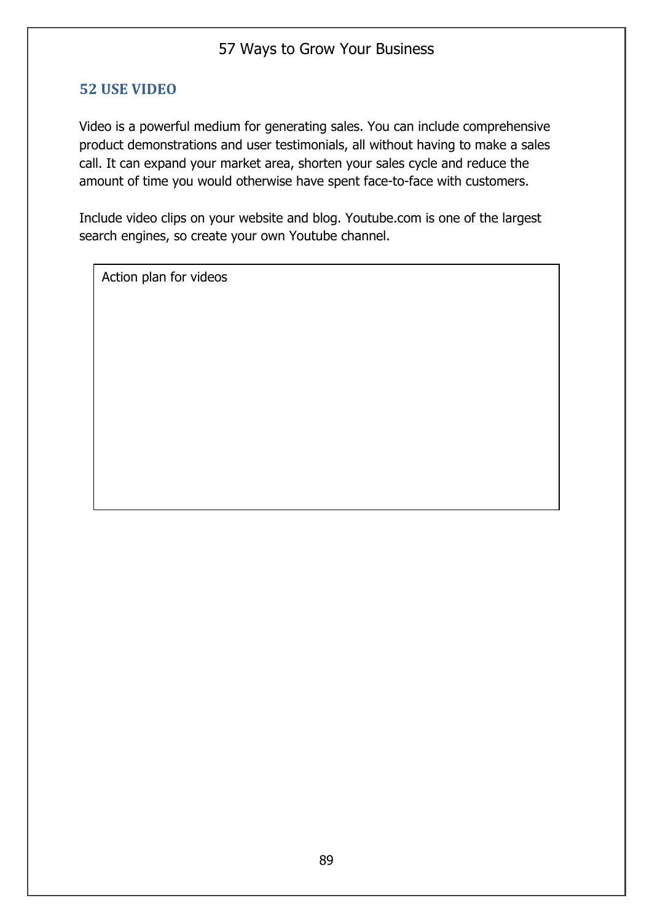## 52 USE VIDEO

Video is a powerful medium for generating sales. You can include comprehensive product demonstrations and user testimonials, all without having to make a sales call. It can expand your market area, shorten your sales cycle and reduce the amount of time you would otherwise have spent face-to-face with customers.

Include video clips on your website and blog. Youtube.com is one of the largest search engines, so create your own Youtube channel.

| Action plan for videos |
| --- |
| |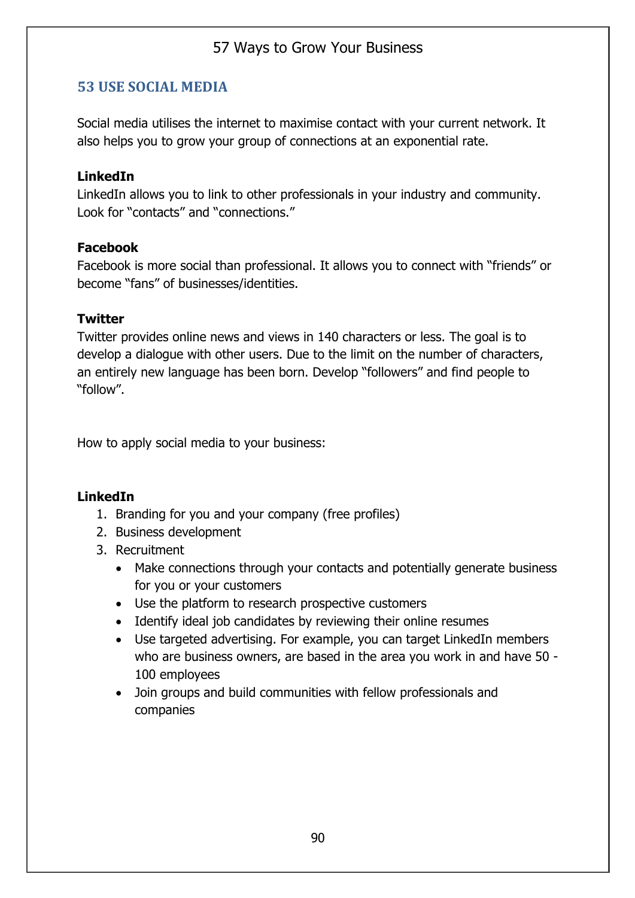## 53 USE SOCIAL MEDIA

Social media utilises the internet to maximise contact with your current network. It also helps you to grow your group of connections at an exponential rate.

**LinkedIn**
LinkedIn allows you to link to other professionals in your industry and community. Look for "contacts" and "connections."

**Facebook**
Facebook is more social than professional. It allows you to connect with "friends" or become "fans" of businesses/identities.

**Twitter**
Twitter provides online news and views in 140 characters or less. The goal is to develop a dialogue with other users. Due to the limit on the number of characters, an entirely new language has been born. Develop "followers" and find people to "follow".

How to apply social media to your business:

**LinkedIn**

1. Branding for you and your company (free profiles)
2. Business development
3. Recruitment
   - Make connections through your contacts and potentially generate business for you or your customers
   - Use the platform to research prospective customers
   - Identify ideal job candidates by reviewing their online resumes
   - Use targeted advertising. For example, you can target LinkedIn members who are business owners, are based in the area you work in and have 50 - 100 employees
   - Join groups and build communities with fellow professionals and companies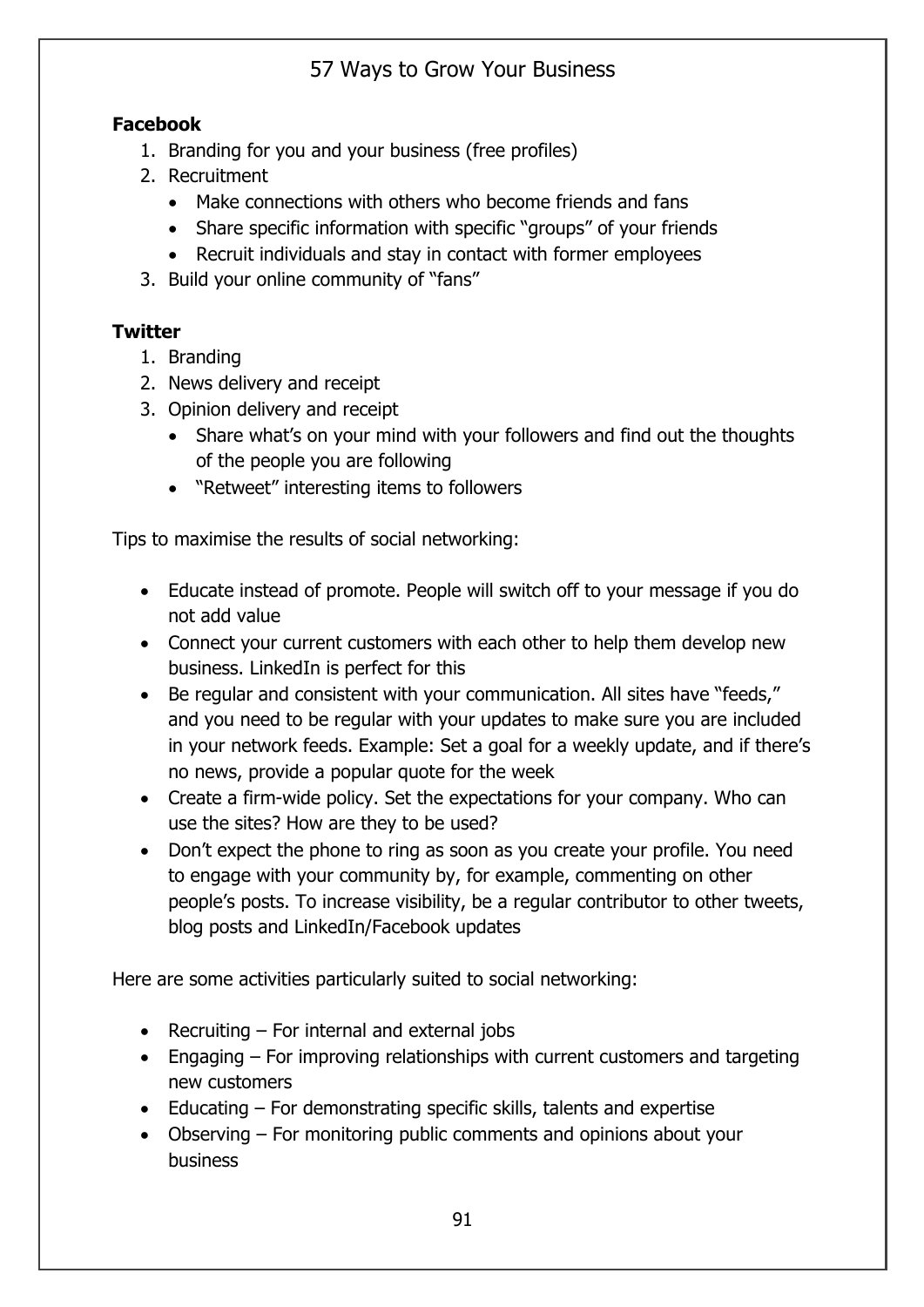**Facebook**

1. Branding for you and your business (free profiles)
2. Recruitment
   - Make connections with others who become friends and fans
   - Share specific information with specific "groups" of your friends
   - Recruit individuals and stay in contact with former employees
3. Build your online community of "fans"

**Twitter**

1. Branding
2. News delivery and receipt
3. Opinion delivery and receipt
   - Share what's on your mind with your followers and find out the thoughts of the people you are following
   - "Retweet" interesting items to followers

Tips to maximise the results of social networking:

- Educate instead of promote. People will switch off to your message if you do not add value
- Connect your current customers with each other to help them develop new business. LinkedIn is perfect for this
- Be regular and consistent with your communication. All sites have "feeds," and you need to be regular with your updates to make sure you are included in your network feeds. Example: Set a goal for a weekly update, and if there's no news, provide a popular quote for the week
- Create a firm-wide policy. Set the expectations for your company. Who can use the sites? How are they to be used?
- Don't expect the phone to ring as soon as you create your profile. You need to engage with your community by, for example, commenting on other people's posts. To increase visibility, be a regular contributor to other tweets, blog posts and LinkedIn/Facebook updates

Here are some activities particularly suited to social networking:

- Recruiting – For internal and external jobs
- Engaging – For improving relationships with current customers and targeting new customers
- Educating – For demonstrating specific skills, talents and expertise
- Observing – For monitoring public comments and opinions about your business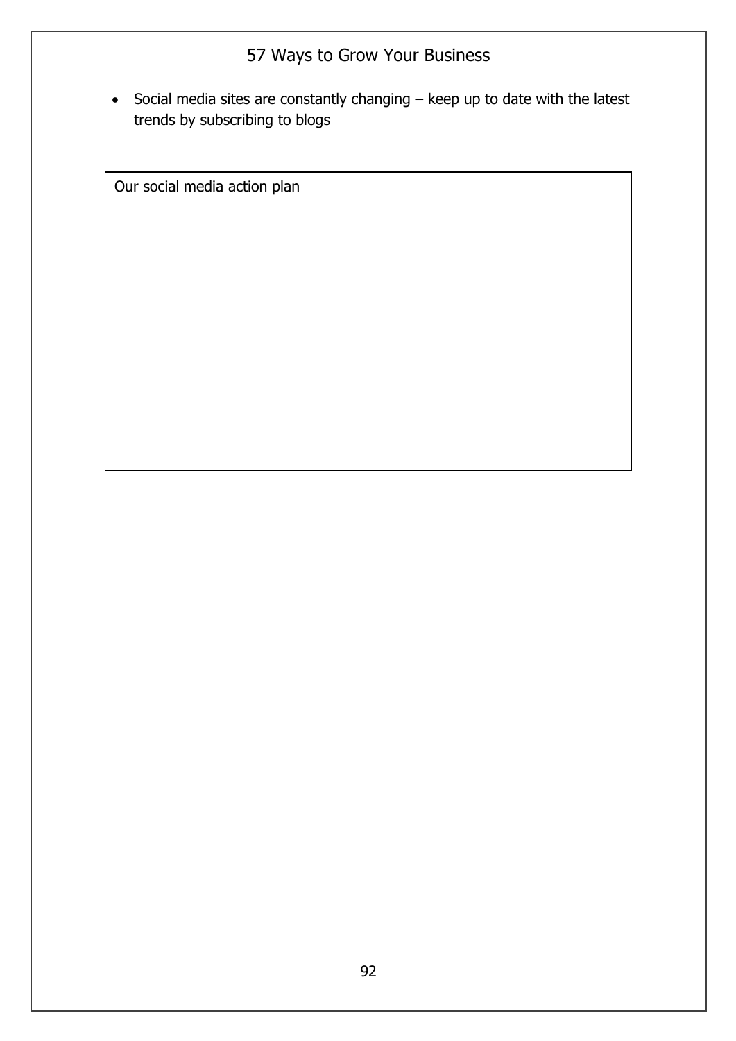- Social media sites are constantly changing – keep up to date with the latest trends by subscribing to blogs

| Our social media action plan |
| --- |
| |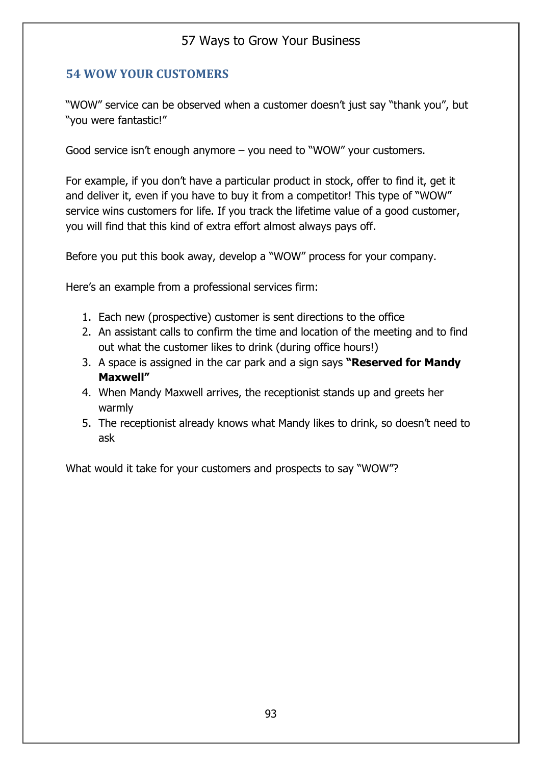## 54 WOW YOUR CUSTOMERS

"WOW" service can be observed when a customer doesn't just say "thank you", but "you were fantastic!"

Good service isn't enough anymore – you need to "WOW" your customers.

For example, if you don't have a particular product in stock, offer to find it, get it and deliver it, even if you have to buy it from a competitor! This type of "WOW" service wins customers for life. If you track the lifetime value of a good customer, you will find that this kind of extra effort almost always pays off.

Before you put this book away, develop a "WOW" process for your company.

Here's an example from a professional services firm:

1. Each new (prospective) customer is sent directions to the office
2. An assistant calls to confirm the time and location of the meeting and to find out what the customer likes to drink (during office hours!)
3. A space is assigned in the car park and a sign says **"Reserved for Mandy Maxwell"**
4. When Mandy Maxwell arrives, the receptionist stands up and greets her warmly
5. The receptionist already knows what Mandy likes to drink, so doesn't need to ask

What would it take for your customers and prospects to say "WOW"?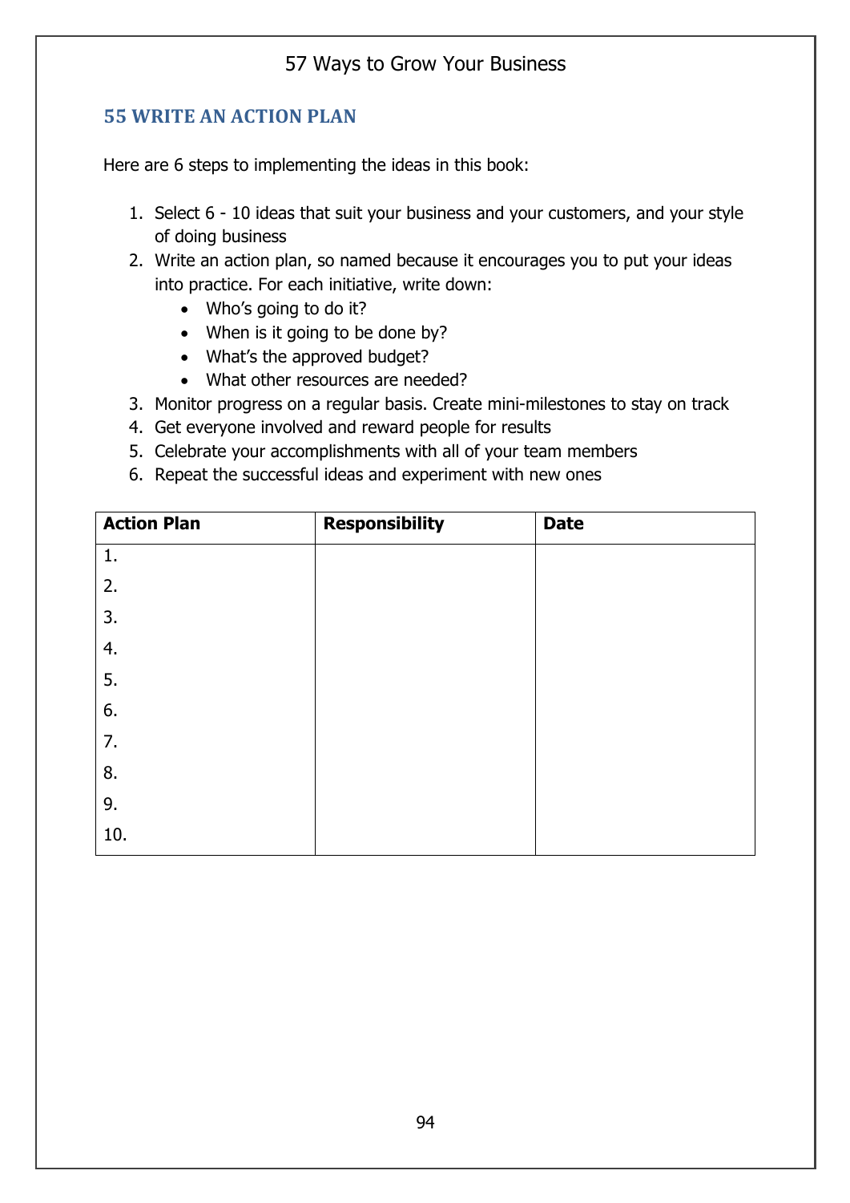## 55 WRITE AN ACTION PLAN

Here are 6 steps to implementing the ideas in this book:

1. Select 6 - 10 ideas that suit your business and your customers, and your style of doing business
2. Write an action plan, so named because it encourages you to put your ideas into practice. For each initiative, write down:
   - Who's going to do it?
   - When is it going to be done by?
   - What's the approved budget?
   - What other resources are needed?
3. Monitor progress on a regular basis. Create mini-milestones to stay on track
4. Get everyone involved and reward people for results
5. Celebrate your accomplishments with all of your team members
6. Repeat the successful ideas and experiment with new ones

| Action Plan | Responsibility | Date |
|---|---|---|
| 1. | | |
| 2. | | |
| 3. | | |
| 4. | | |
| 5. | | |
| 6. | | |
| 7. | | |
| 8. | | |
| 9. | | |
| 10. | | |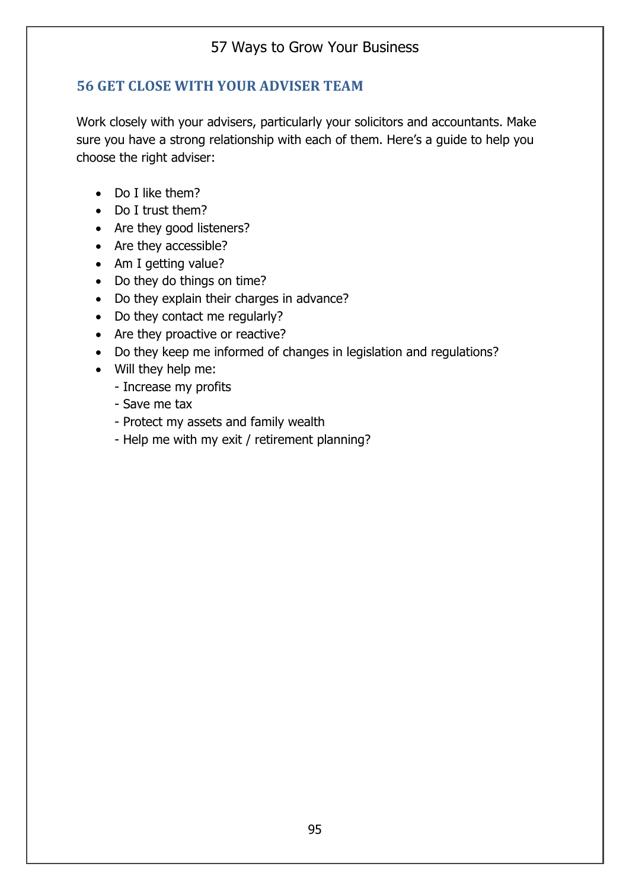## 56 GET CLOSE WITH YOUR ADVISER TEAM

Work closely with your advisers, particularly your solicitors and accountants. Make sure you have a strong relationship with each of them. Here's a guide to help you choose the right adviser:

- Do I like them?
- Do I trust them?
- Are they good listeners?
- Are they accessible?
- Am I getting value?
- Do they do things on time?
- Do they explain their charges in advance?
- Do they contact me regularly?
- Are they proactive or reactive?
- Do they keep me informed of changes in legislation and regulations?
- Will they help me:
  - Increase my profits
  - Save me tax
  - Protect my assets and family wealth
  - Help me with my exit / retirement planning?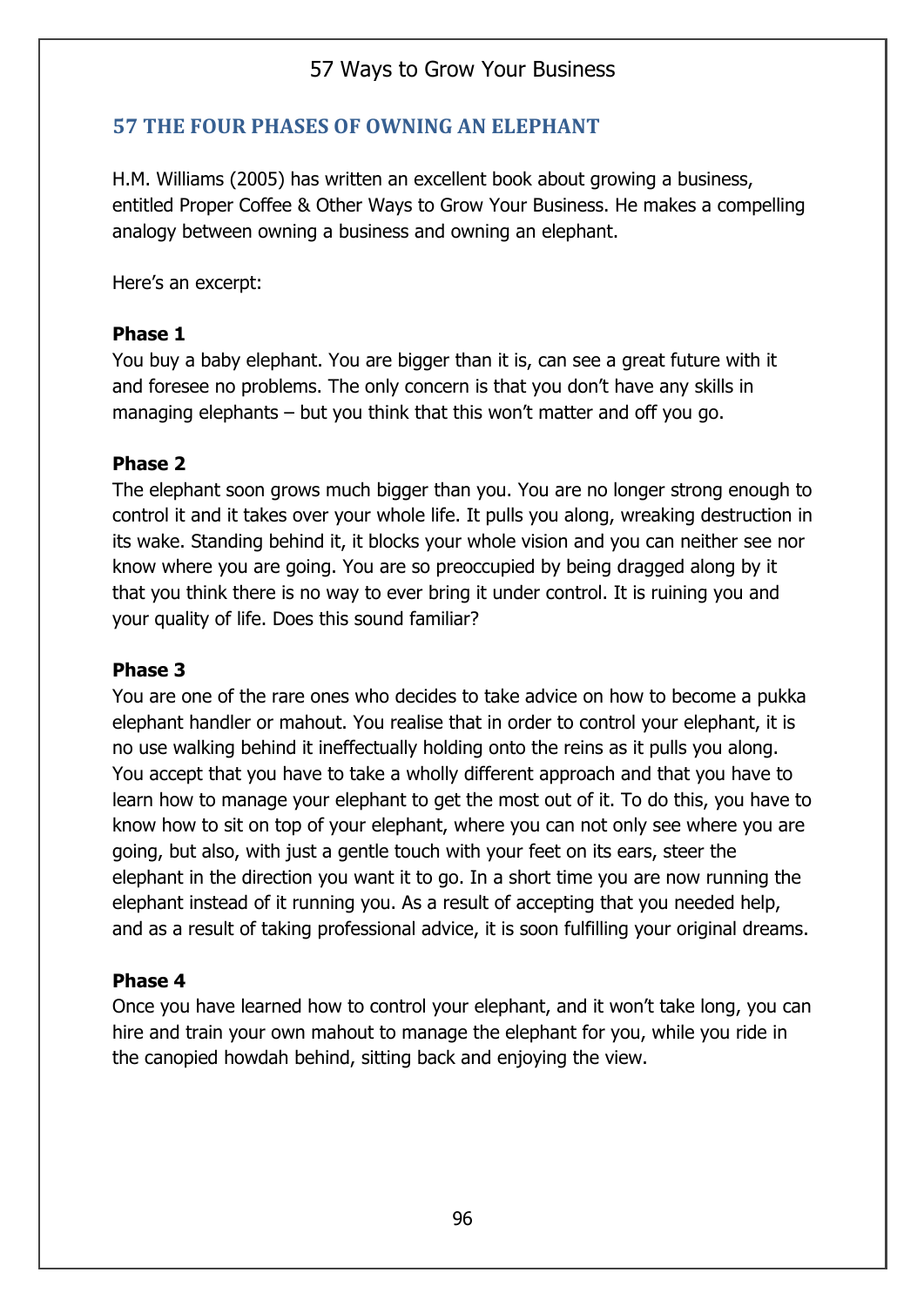## 57 THE FOUR PHASES OF OWNING AN ELEPHANT

H.M. Williams (2005) has written an excellent book about growing a business, entitled Proper Coffee & Other Ways to Grow Your Business. He makes a compelling analogy between owning a business and owning an elephant.

Here's an excerpt:

**Phase 1**

You buy a baby elephant. You are bigger than it is, can see a great future with it and foresee no problems. The only concern is that you don't have any skills in managing elephants – but you think that this won't matter and off you go.

**Phase 2**

The elephant soon grows much bigger than you. You are no longer strong enough to control it and it takes over your whole life. It pulls you along, wreaking destruction in its wake. Standing behind it, it blocks your whole vision and you can neither see nor know where you are going. You are so preoccupied by being dragged along by it that you think there is no way to ever bring it under control. It is ruining you and your quality of life. Does this sound familiar?

**Phase 3**

You are one of the rare ones who decides to take advice on how to become a pukka elephant handler or mahout. You realise that in order to control your elephant, it is no use walking behind it ineffectually holding onto the reins as it pulls you along. You accept that you have to take a wholly different approach and that you have to learn how to manage your elephant to get the most out of it. To do this, you have to know how to sit on top of your elephant, where you can not only see where you are going, but also, with just a gentle touch with your feet on its ears, steer the elephant in the direction you want it to go. In a short time you are now running the elephant instead of it running you. As a result of accepting that you needed help, and as a result of taking professional advice, it is soon fulfilling your original dreams.

**Phase 4**

Once you have learned how to control your elephant, and it won't take long, you can hire and train your own mahout to manage the elephant for you, while you ride in the canopied howdah behind, sitting back and enjoying the view.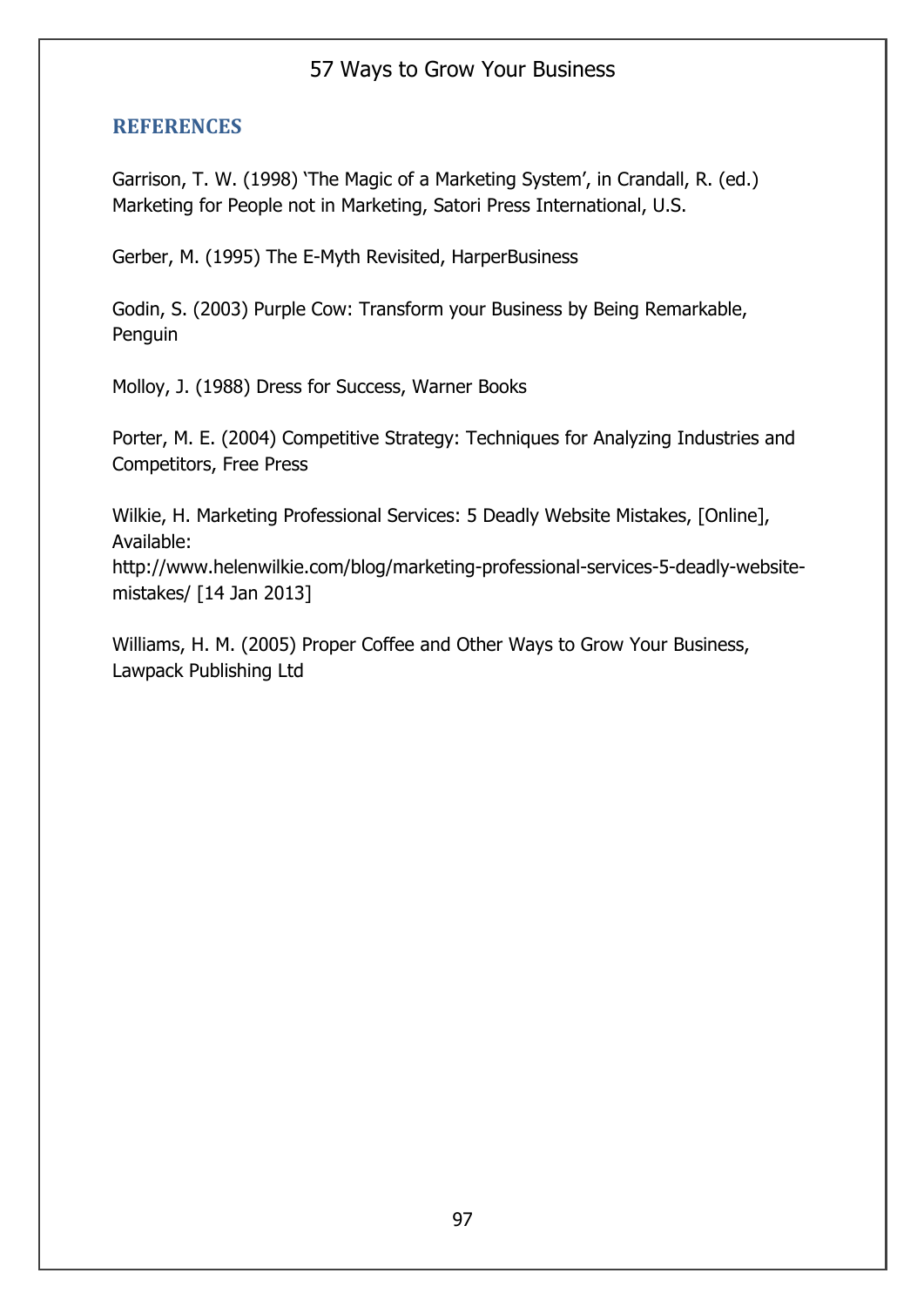## REFERENCES

Garrison, T. W. (1998) 'The Magic of a Marketing System', in Crandall, R. (ed.) Marketing for People not in Marketing, Satori Press International, U.S.

Gerber, M. (1995) The E-Myth Revisited, HarperBusiness

Godin, S. (2003) Purple Cow: Transform your Business by Being Remarkable, Penguin

Molloy, J. (1988) Dress for Success, Warner Books

Porter, M. E. (2004) Competitive Strategy: Techniques for Analyzing Industries and Competitors, Free Press

Wilkie, H. Marketing Professional Services: 5 Deadly Website Mistakes, [Online], Available: http://www.helenwilkie.com/blog/marketing-professional-services-5-deadly-website-mistakes/ [14 Jan 2013]

Williams, H. M. (2005) Proper Coffee and Other Ways to Grow Your Business, Lawpack Publishing Ltd